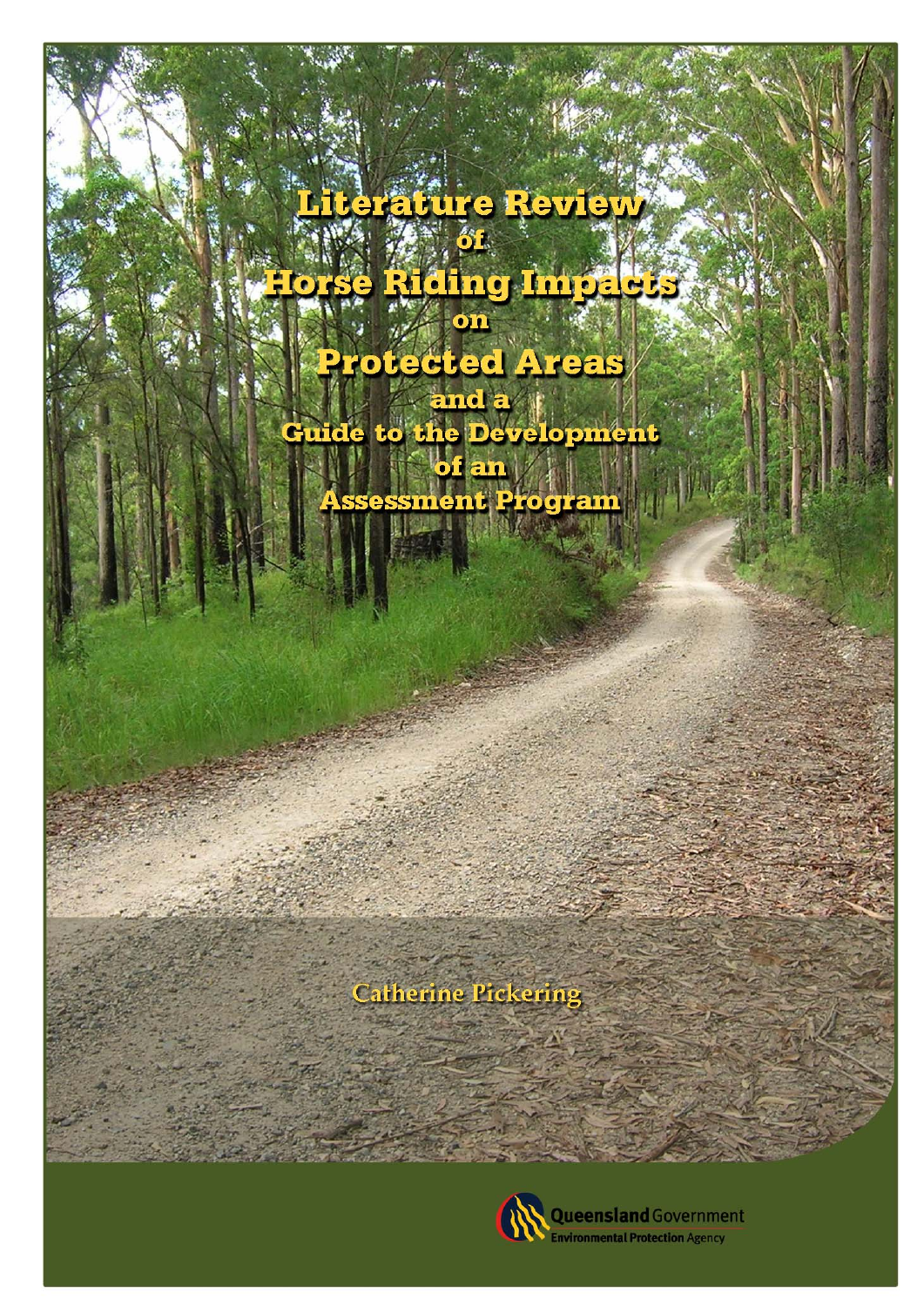# Literature Review of Horse Riding Impacts on Protected Areas and a Guide to the Development of an Assessment Program

Catherine Pickering

Queensland Government
Environmental Protection Agency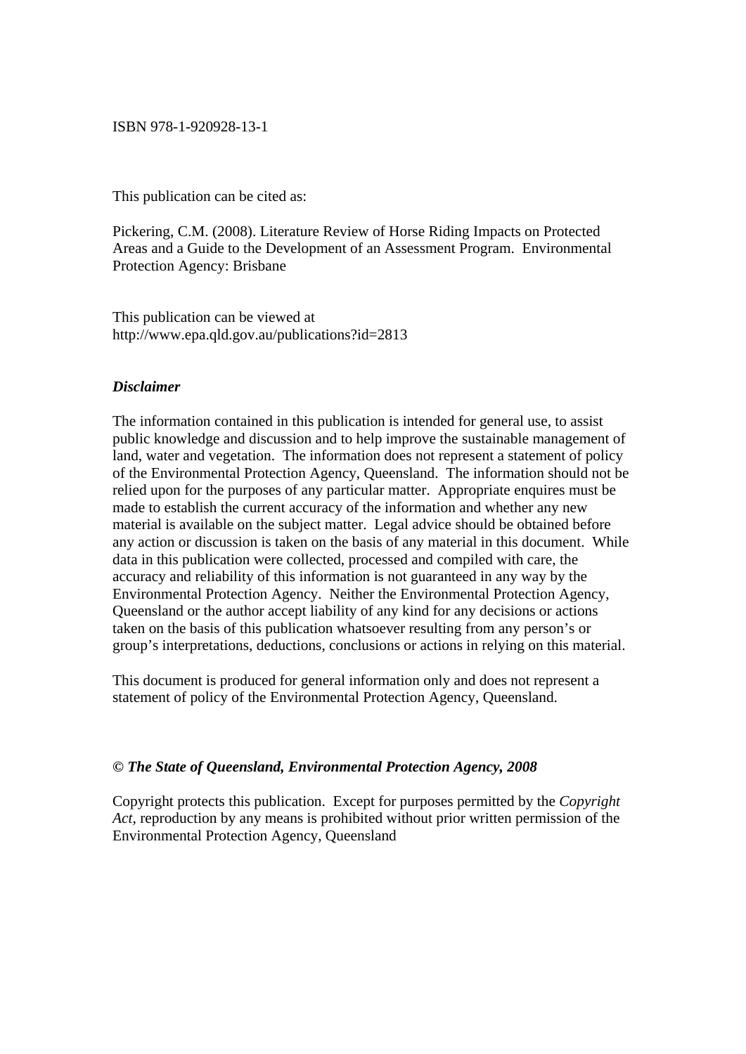ISBN 978-1-920928-13-1

This publication can be cited as:

Pickering, C.M. (2008). Literature Review of Horse Riding Impacts on Protected Areas and a Guide to the Development of an Assessment Program. Environmental Protection Agency: Brisbane

This publication can be viewed at
http://www.epa.qld.gov.au/publications?id=2813

***Disclaimer***

The information contained in this publication is intended for general use, to assist public knowledge and discussion and to help improve the sustainable management of land, water and vegetation. The information does not represent a statement of policy of the Environmental Protection Agency, Queensland. The information should not be relied upon for the purposes of any particular matter. Appropriate enquires must be made to establish the current accuracy of the information and whether any new material is available on the subject matter. Legal advice should be obtained before any action or discussion is taken on the basis of any material in this document. While data in this publication were collected, processed and compiled with care, the accuracy and reliability of this information is not guaranteed in any way by the Environmental Protection Agency. Neither the Environmental Protection Agency, Queensland or the author accept liability of any kind for any decisions or actions taken on the basis of this publication whatsoever resulting from any person's or group's interpretations, deductions, conclusions or actions in relying on this material.

This document is produced for general information only and does not represent a statement of policy of the Environmental Protection Agency, Queensland.

***© The State of Queensland, Environmental Protection Agency, 2008***

Copyright protects this publication. Except for purposes permitted by the *Copyright Act*, reproduction by any means is prohibited without prior written permission of the Environmental Protection Agency, Queensland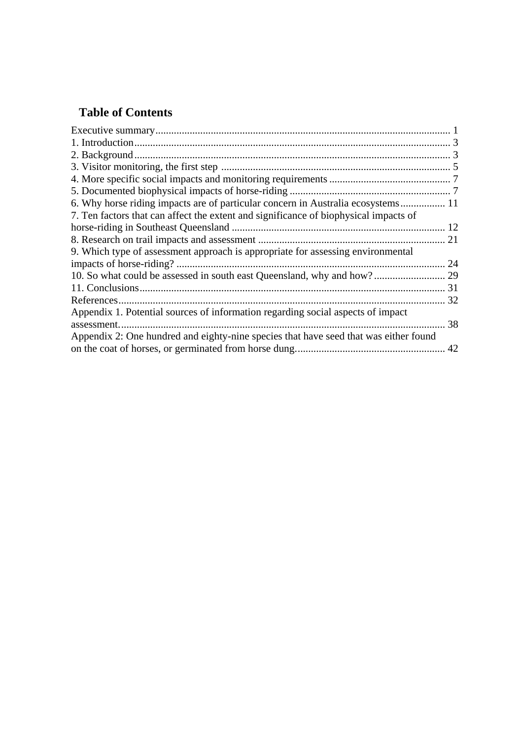## Table of Contents

Executive summary ........................................................................................................ 1
1. Introduction ................................................................................................................ 3
2. Background ................................................................................................................ 3
3. Visitor monitoring, the first step ................................................................................ 5
4. More specific social impacts and monitoring requirements ....................................... 7
5. Documented biophysical impacts of horse-riding ...................................................... 7
6. Why horse riding impacts are of particular concern in Australia ecosystems ............ 11
7. Ten factors that can affect the extent and significance of biophysical impacts of horse-riding in Southeast Queensland ................................................................................. 12
8. Research on trail impacts and assessment ................................................................. 21
9. Which type of assessment approach is appropriate for assessing environmental impacts of horse-riding? ................................................................................................ 24
10. So what could be assessed in south east Queensland, why and how? ..................... 29
11. Conclusions .............................................................................................................. 31
References ....................................................................................................................... 32
Appendix 1. Potential sources of information regarding social aspects of impact assessment. ..................................................................................................................... 38
Appendix 2: One hundred and eighty-nine species that have seed that was either found on the coat of horses, or germinated from horse dung. ......................................................... 42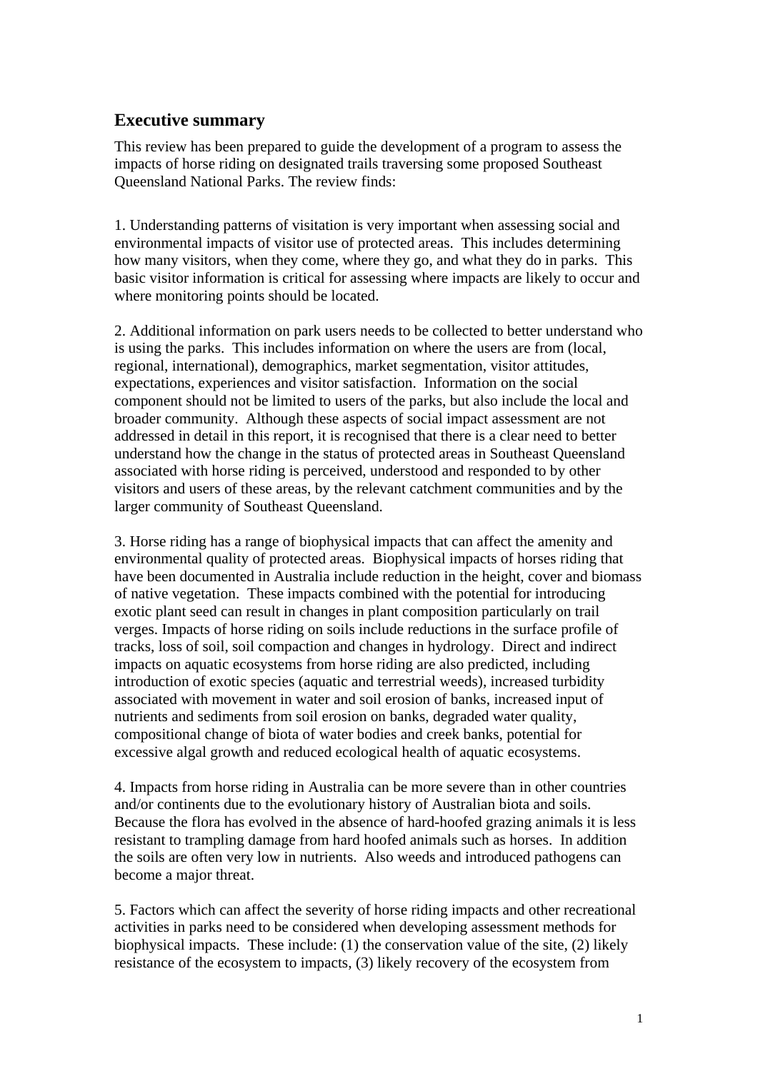## Executive summary

This review has been prepared to guide the development of a program to assess the impacts of horse riding on designated trails traversing some proposed Southeast Queensland National Parks. The review finds:

1. Understanding patterns of visitation is very important when assessing social and environmental impacts of visitor use of protected areas. This includes determining how many visitors, when they come, where they go, and what they do in parks. This basic visitor information is critical for assessing where impacts are likely to occur and where monitoring points should be located.

2. Additional information on park users needs to be collected to better understand who is using the parks. This includes information on where the users are from (local, regional, international), demographics, market segmentation, visitor attitudes, expectations, experiences and visitor satisfaction. Information on the social component should not be limited to users of the parks, but also include the local and broader community. Although these aspects of social impact assessment are not addressed in detail in this report, it is recognised that there is a clear need to better understand how the change in the status of protected areas in Southeast Queensland associated with horse riding is perceived, understood and responded to by other visitors and users of these areas, by the relevant catchment communities and by the larger community of Southeast Queensland.

3. Horse riding has a range of biophysical impacts that can affect the amenity and environmental quality of protected areas. Biophysical impacts of horses riding that have been documented in Australia include reduction in the height, cover and biomass of native vegetation. These impacts combined with the potential for introducing exotic plant seed can result in changes in plant composition particularly on trail verges. Impacts of horse riding on soils include reductions in the surface profile of tracks, loss of soil, soil compaction and changes in hydrology. Direct and indirect impacts on aquatic ecosystems from horse riding are also predicted, including introduction of exotic species (aquatic and terrestrial weeds), increased turbidity associated with movement in water and soil erosion of banks, increased input of nutrients and sediments from soil erosion on banks, degraded water quality, compositional change of biota of water bodies and creek banks, potential for excessive algal growth and reduced ecological health of aquatic ecosystems.

4. Impacts from horse riding in Australia can be more severe than in other countries and/or continents due to the evolutionary history of Australian biota and soils. Because the flora has evolved in the absence of hard-hoofed grazing animals it is less resistant to trampling damage from hard hoofed animals such as horses. In addition the soils are often very low in nutrients. Also weeds and introduced pathogens can become a major threat.

5. Factors which can affect the severity of horse riding impacts and other recreational activities in parks need to be considered when developing assessment methods for biophysical impacts. These include: (1) the conservation value of the site, (2) likely resistance of the ecosystem to impacts, (3) likely recovery of the ecosystem from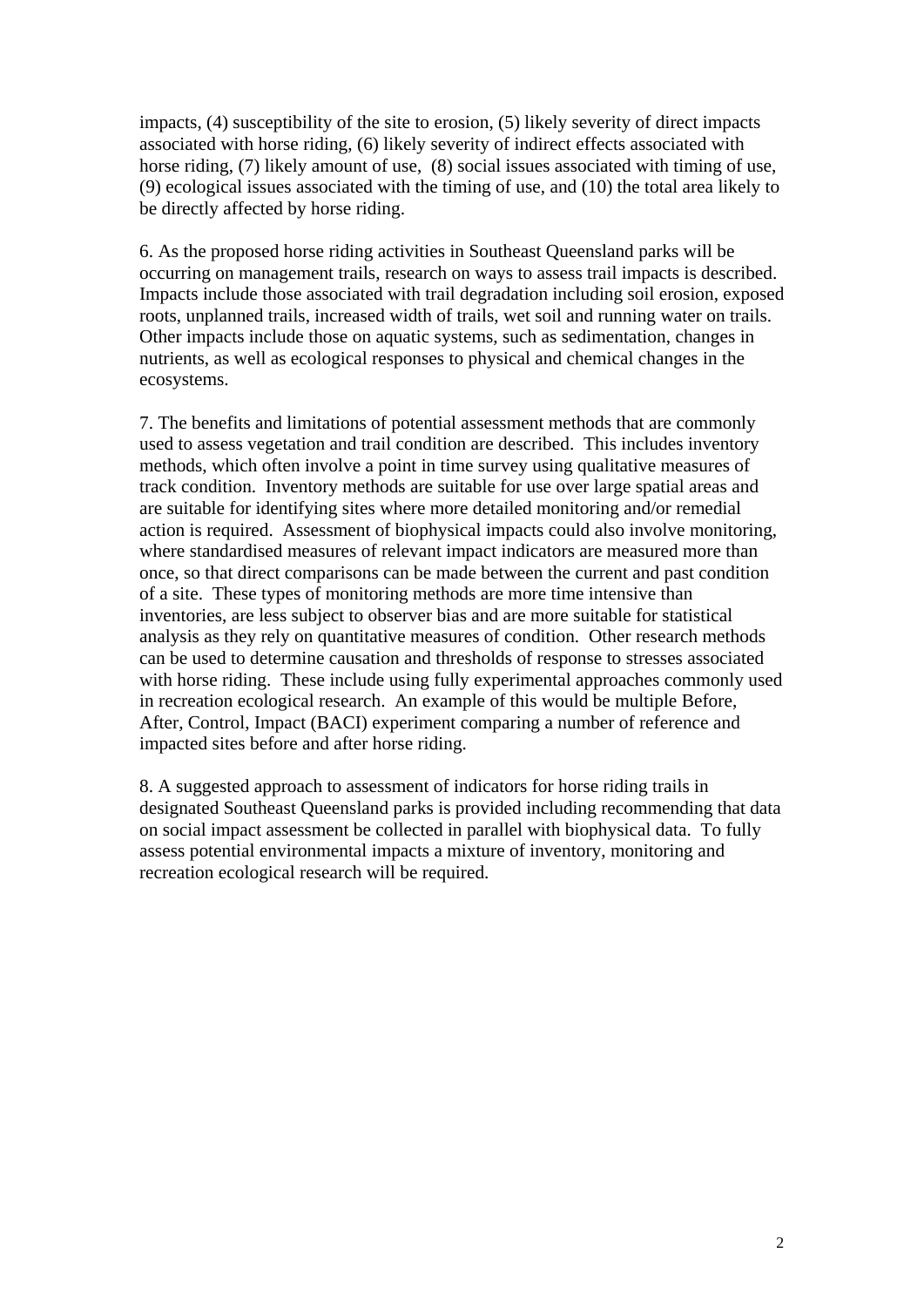impacts, (4) susceptibility of the site to erosion, (5) likely severity of direct impacts associated with horse riding, (6) likely severity of indirect effects associated with horse riding, (7) likely amount of use, (8) social issues associated with timing of use, (9) ecological issues associated with the timing of use, and (10) the total area likely to be directly affected by horse riding.

6. As the proposed horse riding activities in Southeast Queensland parks will be occurring on management trails, research on ways to assess trail impacts is described. Impacts include those associated with trail degradation including soil erosion, exposed roots, unplanned trails, increased width of trails, wet soil and running water on trails. Other impacts include those on aquatic systems, such as sedimentation, changes in nutrients, as well as ecological responses to physical and chemical changes in the ecosystems.

7. The benefits and limitations of potential assessment methods that are commonly used to assess vegetation and trail condition are described. This includes inventory methods, which often involve a point in time survey using qualitative measures of track condition. Inventory methods are suitable for use over large spatial areas and are suitable for identifying sites where more detailed monitoring and/or remedial action is required. Assessment of biophysical impacts could also involve monitoring, where standardised measures of relevant impact indicators are measured more than once, so that direct comparisons can be made between the current and past condition of a site. These types of monitoring methods are more time intensive than inventories, are less subject to observer bias and are more suitable for statistical analysis as they rely on quantitative measures of condition. Other research methods can be used to determine causation and thresholds of response to stresses associated with horse riding. These include using fully experimental approaches commonly used in recreation ecological research. An example of this would be multiple Before, After, Control, Impact (BACI) experiment comparing a number of reference and impacted sites before and after horse riding.

8. A suggested approach to assessment of indicators for horse riding trails in designated Southeast Queensland parks is provided including recommending that data on social impact assessment be collected in parallel with biophysical data. To fully assess potential environmental impacts a mixture of inventory, monitoring and recreation ecological research will be required.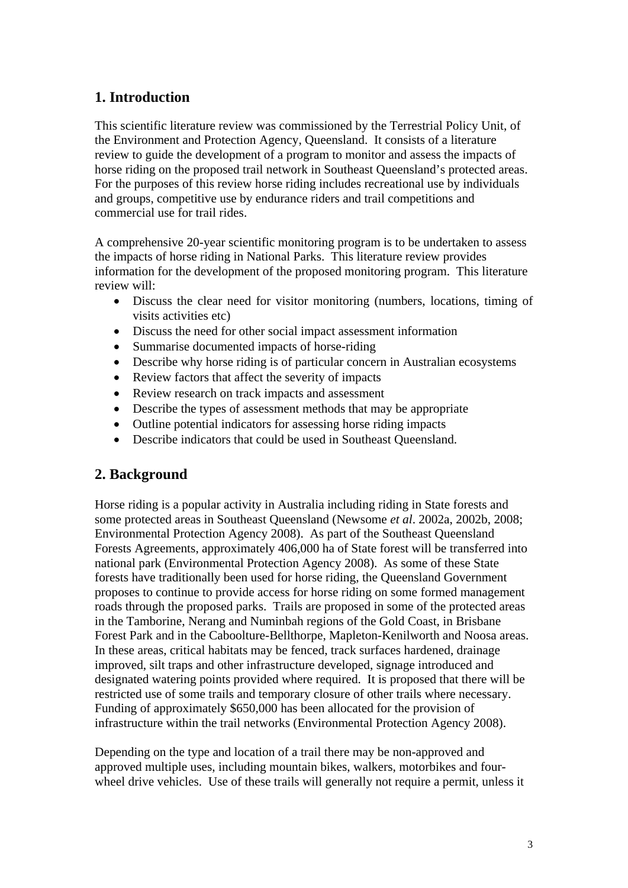## 1. Introduction

This scientific literature review was commissioned by the Terrestrial Policy Unit, of the Environment and Protection Agency, Queensland. It consists of a literature review to guide the development of a program to monitor and assess the impacts of horse riding on the proposed trail network in Southeast Queensland's protected areas. For the purposes of this review horse riding includes recreational use by individuals and groups, competitive use by endurance riders and trail competitions and commercial use for trail rides.

A comprehensive 20-year scientific monitoring program is to be undertaken to assess the impacts of horse riding in National Parks. This literature review provides information for the development of the proposed monitoring program. This literature review will:

- Discuss the clear need for visitor monitoring (numbers, locations, timing of visits activities etc)
- Discuss the need for other social impact assessment information
- Summarise documented impacts of horse-riding
- Describe why horse riding is of particular concern in Australian ecosystems
- Review factors that affect the severity of impacts
- Review research on track impacts and assessment
- Describe the types of assessment methods that may be appropriate
- Outline potential indicators for assessing horse riding impacts
- Describe indicators that could be used in Southeast Queensland.

## 2. Background

Horse riding is a popular activity in Australia including riding in State forests and some protected areas in Southeast Queensland (Newsome *et al*. 2002a, 2002b, 2008; Environmental Protection Agency 2008). As part of the Southeast Queensland Forests Agreements, approximately 406,000 ha of State forest will be transferred into national park (Environmental Protection Agency 2008). As some of these State forests have traditionally been used for horse riding, the Queensland Government proposes to continue to provide access for horse riding on some formed management roads through the proposed parks. Trails are proposed in some of the protected areas in the Tamborine, Nerang and Numinbah regions of the Gold Coast, in Brisbane Forest Park and in the Caboolture-Bellthorpe, Mapleton-Kenilworth and Noosa areas. In these areas, critical habitats may be fenced, track surfaces hardened, drainage improved, silt traps and other infrastructure developed, signage introduced and designated watering points provided where required. It is proposed that there will be restricted use of some trails and temporary closure of other trails where necessary. Funding of approximately $650,000 has been allocated for the provision of infrastructure within the trail networks (Environmental Protection Agency 2008).

Depending on the type and location of a trail there may be non-approved and approved multiple uses, including mountain bikes, walkers, motorbikes and four-wheel drive vehicles. Use of these trails will generally not require a permit, unless it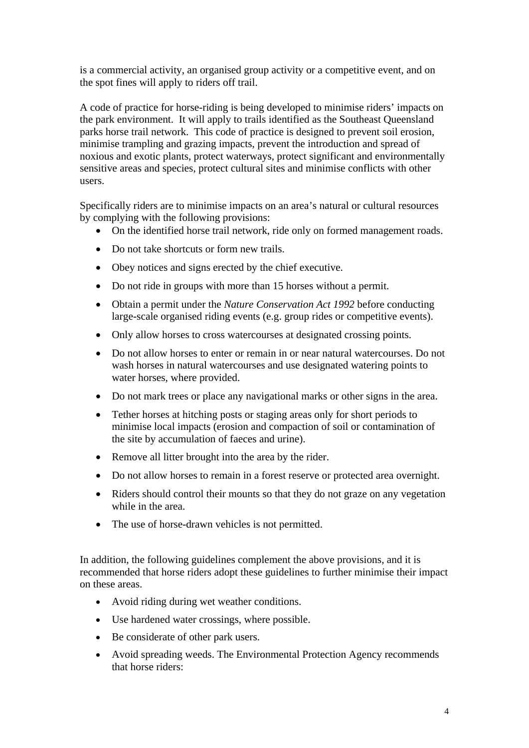is a commercial activity, an organised group activity or a competitive event, and on the spot fines will apply to riders off trail.

A code of practice for horse-riding is being developed to minimise riders' impacts on the park environment. It will apply to trails identified as the Southeast Queensland parks horse trail network. This code of practice is designed to prevent soil erosion, minimise trampling and grazing impacts, prevent the introduction and spread of noxious and exotic plants, protect waterways, protect significant and environmentally sensitive areas and species, protect cultural sites and minimise conflicts with other users.

Specifically riders are to minimise impacts on an area's natural or cultural resources by complying with the following provisions:

- On the identified horse trail network, ride only on formed management roads.
- Do not take shortcuts or form new trails.
- Obey notices and signs erected by the chief executive.
- Do not ride in groups with more than 15 horses without a permit.
- Obtain a permit under the *Nature Conservation Act 1992* before conducting large-scale organised riding events (e.g. group rides or competitive events).
- Only allow horses to cross watercourses at designated crossing points.
- Do not allow horses to enter or remain in or near natural watercourses. Do not wash horses in natural watercourses and use designated watering points to water horses, where provided.
- Do not mark trees or place any navigational marks or other signs in the area.
- Tether horses at hitching posts or staging areas only for short periods to minimise local impacts (erosion and compaction of soil or contamination of the site by accumulation of faeces and urine).
- Remove all litter brought into the area by the rider.
- Do not allow horses to remain in a forest reserve or protected area overnight.
- Riders should control their mounts so that they do not graze on any vegetation while in the area.
- The use of horse-drawn vehicles is not permitted.

In addition, the following guidelines complement the above provisions, and it is recommended that horse riders adopt these guidelines to further minimise their impact on these areas.

- Avoid riding during wet weather conditions.
- Use hardened water crossings, where possible.
- Be considerate of other park users.
- Avoid spreading weeds. The Environmental Protection Agency recommends that horse riders: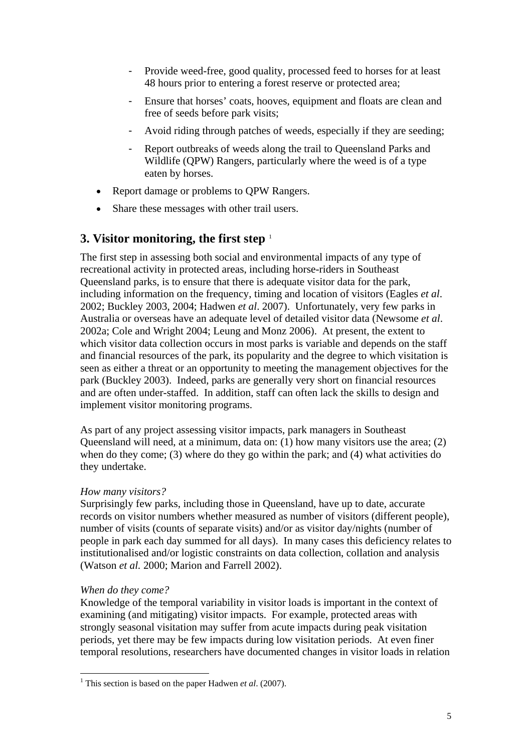- Provide weed-free, good quality, processed feed to horses for at least 48 hours prior to entering a forest reserve or protected area;
    - Ensure that horses' coats, hooves, equipment and floats are clean and free of seeds before park visits;
    - Avoid riding through patches of weeds, especially if they are seeding;
    - Report outbreaks of weeds along the trail to Queensland Parks and Wildlife (QPW) Rangers, particularly where the weed is of a type eaten by horses.
- Report damage or problems to QPW Rangers.
- Share these messages with other trail users.

## 3. Visitor monitoring, the first step [1]

The first step in assessing both social and environmental impacts of any type of recreational activity in protected areas, including horse-riders in Southeast Queensland parks, is to ensure that there is adequate visitor data for the park, including information on the frequency, timing and location of visitors (Eagles *et al*. 2002; Buckley 2003, 2004; Hadwen *et al*. 2007). Unfortunately, very few parks in Australia or overseas have an adequate level of detailed visitor data (Newsome *et al*. 2002a; Cole and Wright 2004; Leung and Monz 2006). At present, the extent to which visitor data collection occurs in most parks is variable and depends on the staff and financial resources of the park, its popularity and the degree to which visitation is seen as either a threat or an opportunity to meeting the management objectives for the park (Buckley 2003). Indeed, parks are generally very short on financial resources and are often under-staffed. In addition, staff can often lack the skills to design and implement visitor monitoring programs.

As part of any project assessing visitor impacts, park managers in Southeast Queensland will need, at a minimum, data on: (1) how many visitors use the area; (2) when do they come; (3) where do they go within the park; and (4) what activities do they undertake.

*How many visitors?*
Surprisingly few parks, including those in Queensland, have up to date, accurate records on visitor numbers whether measured as number of visitors (different people), number of visits (counts of separate visits) and/or as visitor day/nights (number of people in park each day summed for all days). In many cases this deficiency relates to institutionalised and/or logistic constraints on data collection, collation and analysis (Watson *et al.* 2000; Marion and Farrell 2002).

*When do they come?*
Knowledge of the temporal variability in visitor loads is important in the context of examining (and mitigating) visitor impacts. For example, protected areas with strongly seasonal visitation may suffer from acute impacts during peak visitation periods, yet there may be few impacts during low visitation periods. At even finer temporal resolutions, researchers have documented changes in visitor loads in relation

[1] This section is based on the paper Hadwen *et al*. (2007).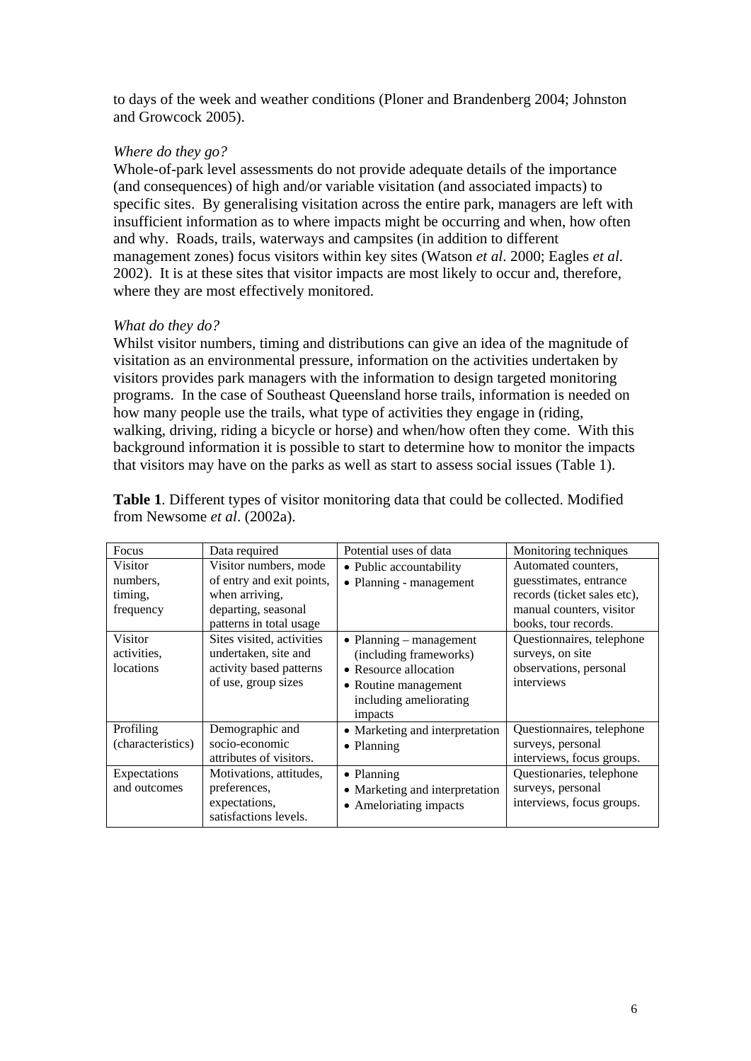to days of the week and weather conditions (Ploner and Brandenberg 2004; Johnston and Growcock 2005).

*Where do they go?*

Whole-of-park level assessments do not provide adequate details of the importance (and consequences) of high and/or variable visitation (and associated impacts) to specific sites. By generalising visitation across the entire park, managers are left with insufficient information as to where impacts might be occurring and when, how often and why. Roads, trails, waterways and campsites (in addition to different management zones) focus visitors within key sites (Watson *et al*. 2000; Eagles *et al*. 2002). It is at these sites that visitor impacts are most likely to occur and, therefore, where they are most effectively monitored.

*What do they do?*

Whilst visitor numbers, timing and distributions can give an idea of the magnitude of visitation as an environmental pressure, information on the activities undertaken by visitors provides park managers with the information to design targeted monitoring programs. In the case of Southeast Queensland horse trails, information is needed on how many people use the trails, what type of activities they engage in (riding, walking, driving, riding a bicycle or horse) and when/how often they come. With this background information it is possible to start to determine how to monitor the impacts that visitors may have on the parks as well as start to assess social issues (Table 1).

**Table 1**. Different types of visitor monitoring data that could be collected. Modified from Newsome *et al*. (2002a).

| Focus | Data required | Potential uses of data | Monitoring techniques |
|---|---|---|---|
| Visitor numbers, timing, frequency | Visitor numbers, mode of entry and exit points, when arriving, departing, seasonal patterns in total usage | • Public accountability<br>• Planning - management | Automated counters, guesstimates, entrance records (ticket sales etc), manual counters, visitor books, tour records. |
| Visitor activities, locations | Sites visited, activities undertaken, site and activity based patterns of use, group sizes | • Planning – management (including frameworks)<br>• Resource allocation<br>• Routine management including ameliorating impacts | Questionnaires, telephone surveys, on site observations, personal interviews |
| Profiling (characteristics) | Demographic and socio-economic attributes of visitors. | • Marketing and interpretation<br>• Planning | Questionnaires, telephone surveys, personal interviews, focus groups. |
| Expectations and outcomes | Motivations, attitudes, preferences, expectations, satisfactions levels. | • Planning<br>• Marketing and interpretation<br>• Ameloriating impacts | Questionaries, telephone surveys, personal interviews, focus groups. |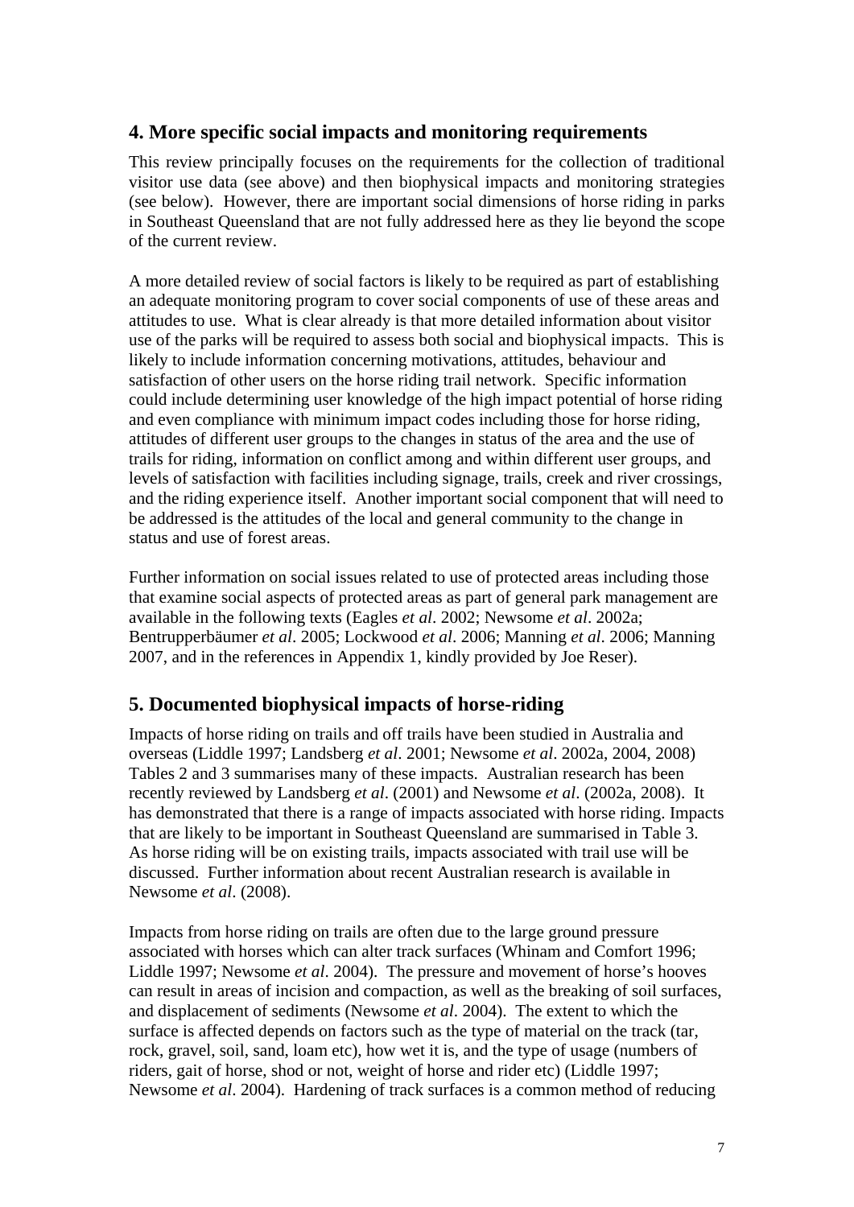## 4. More specific social impacts and monitoring requirements

This review principally focuses on the requirements for the collection of traditional visitor use data (see above) and then biophysical impacts and monitoring strategies (see below). However, there are important social dimensions of horse riding in parks in Southeast Queensland that are not fully addressed here as they lie beyond the scope of the current review.

A more detailed review of social factors is likely to be required as part of establishing an adequate monitoring program to cover social components of use of these areas and attitudes to use. What is clear already is that more detailed information about visitor use of the parks will be required to assess both social and biophysical impacts. This is likely to include information concerning motivations, attitudes, behaviour and satisfaction of other users on the horse riding trail network. Specific information could include determining user knowledge of the high impact potential of horse riding and even compliance with minimum impact codes including those for horse riding, attitudes of different user groups to the changes in status of the area and the use of trails for riding, information on conflict among and within different user groups, and levels of satisfaction with facilities including signage, trails, creek and river crossings, and the riding experience itself. Another important social component that will need to be addressed is the attitudes of the local and general community to the change in status and use of forest areas.

Further information on social issues related to use of protected areas including those that examine social aspects of protected areas as part of general park management are available in the following texts (Eagles *et al*. 2002; Newsome *et al*. 2002a; Bentrupperbäumer *et al*. 2005; Lockwood *et al*. 2006; Manning *et al*. 2006; Manning 2007, and in the references in Appendix 1, kindly provided by Joe Reser).

## 5. Documented biophysical impacts of horse-riding

Impacts of horse riding on trails and off trails have been studied in Australia and overseas (Liddle 1997; Landsberg *et al*. 2001; Newsome *et al*. 2002a, 2004, 2008) Tables 2 and 3 summarises many of these impacts. Australian research has been recently reviewed by Landsberg *et al*. (2001) and Newsome *et al*. (2002a, 2008). It has demonstrated that there is a range of impacts associated with horse riding. Impacts that are likely to be important in Southeast Queensland are summarised in Table 3. As horse riding will be on existing trails, impacts associated with trail use will be discussed. Further information about recent Australian research is available in Newsome *et al*. (2008).

Impacts from horse riding on trails are often due to the large ground pressure associated with horses which can alter track surfaces (Whinam and Comfort 1996; Liddle 1997; Newsome *et al*. 2004). The pressure and movement of horse's hooves can result in areas of incision and compaction, as well as the breaking of soil surfaces, and displacement of sediments (Newsome *et al*. 2004). The extent to which the surface is affected depends on factors such as the type of material on the track (tar, rock, gravel, soil, sand, loam etc), how wet it is, and the type of usage (numbers of riders, gait of horse, shod or not, weight of horse and rider etc) (Liddle 1997; Newsome *et al*. 2004). Hardening of track surfaces is a common method of reducing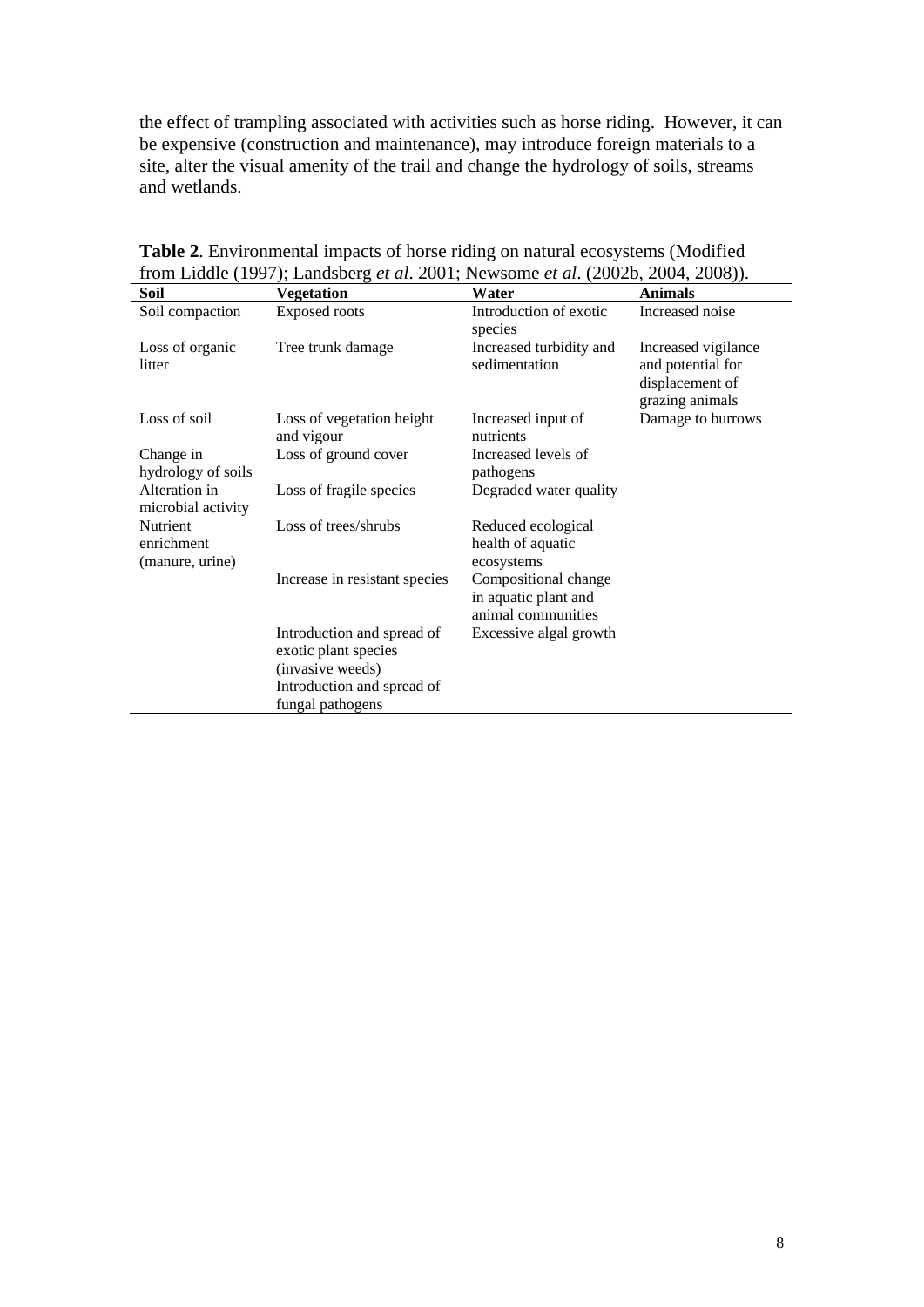the effect of trampling associated with activities such as horse riding. However, it can be expensive (construction and maintenance), may introduce foreign materials to a site, alter the visual amenity of the trail and change the hydrology of soils, streams and wetlands.

**Table 2**. Environmental impacts of horse riding on natural ecosystems (Modified from Liddle (1997); Landsberg *et al*. 2001; Newsome *et al*. (2002b, 2004, 2008)).

| Soil | Vegetation | Water | Animals |
|---|---|---|---|
| Soil compaction | Exposed roots | Introduction of exotic species | Increased noise |
| Loss of organic litter | Tree trunk damage | Increased turbidity and sedimentation | Increased vigilance and potential for displacement of grazing animals |
| Loss of soil | Loss of vegetation height and vigour | Increased input of nutrients | Damage to burrows |
| Change in hydrology of soils | Loss of ground cover | Increased levels of pathogens | |
| Alteration in microbial activity | Loss of fragile species | Degraded water quality | |
| Nutrient enrichment (manure, urine) | Loss of trees/shrubs | Reduced ecological health of aquatic ecosystems | |
| | Increase in resistant species | Compositional change in aquatic plant and animal communities | |
| | Introduction and spread of exotic plant species (invasive weeds) | Excessive algal growth | |
| | Introduction and spread of fungal pathogens | | |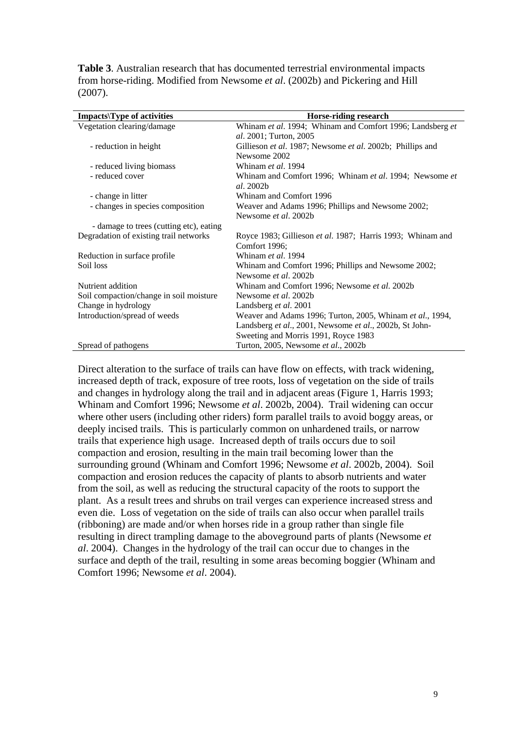**Table 3**. Australian research that has documented terrestrial environmental impacts from horse-riding. Modified from Newsome *et al*. (2002b) and Pickering and Hill (2007).

| Impacts\Type of activities | Horse-riding research |
|---|---|
| Vegetation clearing/damage | Whinam *et al*. 1994; Whinam and Comfort 1996; Landsberg *et al*. 2001; Turton, 2005 |
| - reduction in height | Gillieson *et al*. 1987; Newsome *et al*. 2002b; Phillips and Newsome 2002 |
| - reduced living biomass | Whinam *et al*. 1994 |
| - reduced cover | Whinam and Comfort 1996; Whinam *et al*. 1994; Newsome *et al*. 2002b |
| - change in litter | Whinam and Comfort 1996 |
| - changes in species composition | Weaver and Adams 1996; Phillips and Newsome 2002; Newsome *et al*. 2002b |
| - damage to trees (cutting etc), eating | |
| Degradation of existing trail networks | Royce 1983; Gillieson *et al*. 1987; Harris 1993; Whinam and Comfort 1996; |
| Reduction in surface profile | Whinam *et al*. 1994 |
| Soil loss | Whinam and Comfort 1996; Phillips and Newsome 2002; Newsome *et al*. 2002b |
| Nutrient addition | Whinam and Comfort 1996; Newsome *et al*. 2002b |
| Soil compaction/change in soil moisture | Newsome *et al*. 2002b |
| Change in hydrology | Landsberg *et al*. 2001 |
| Introduction/spread of weeds | Weaver and Adams 1996; Turton, 2005, Whinam *et al*., 1994, Landsberg *et al*., 2001, Newsome *et al*., 2002b, St John-Sweeting and Morris 1991, Royce 1983 |
| Spread of pathogens | Turton, 2005, Newsome *et al*., 2002b |

Direct alteration to the surface of trails can have flow on effects, with track widening, increased depth of track, exposure of tree roots, loss of vegetation on the side of trails and changes in hydrology along the trail and in adjacent areas (Figure 1, Harris 1993; Whinam and Comfort 1996; Newsome *et al*. 2002b, 2004). Trail widening can occur where other users (including other riders) form parallel trails to avoid boggy areas, or deeply incised trails. This is particularly common on unhardened trails, or narrow trails that experience high usage. Increased depth of trails occurs due to soil compaction and erosion, resulting in the main trail becoming lower than the surrounding ground (Whinam and Comfort 1996; Newsome *et al*. 2002b, 2004). Soil compaction and erosion reduces the capacity of plants to absorb nutrients and water from the soil, as well as reducing the structural capacity of the roots to support the plant. As a result trees and shrubs on trail verges can experience increased stress and even die. Loss of vegetation on the side of trails can also occur when parallel trails (ribboning) are made and/or when horses ride in a group rather than single file resulting in direct trampling damage to the aboveground parts of plants (Newsome *et al*. 2004). Changes in the hydrology of the trail can occur due to changes in the surface and depth of the trail, resulting in some areas becoming boggier (Whinam and Comfort 1996; Newsome *et al*. 2004).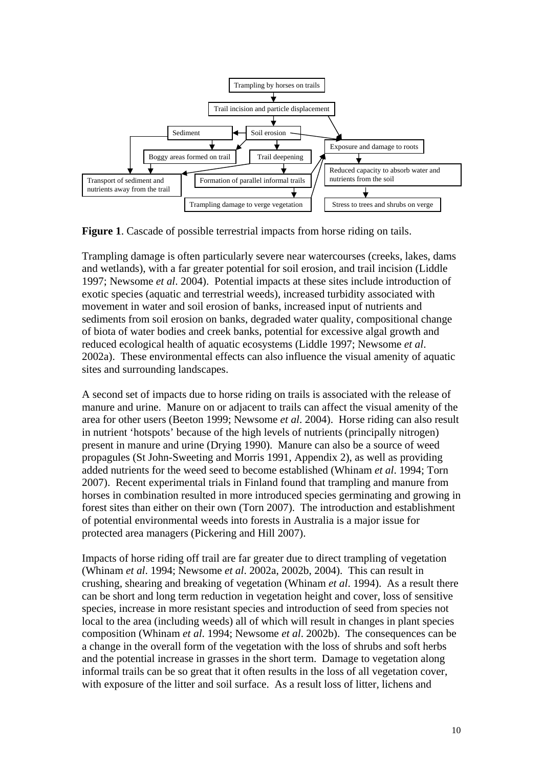Trampling by horses on trails

Trail incision and particle displacement

Sediment | Soil erosion

Exposure and damage to roots

Boggy areas formed on trail | Trail deepening

Transport of sediment and nutrients away from the trail | Formation of parallel informal trails | Reduced capacity to absorb water and nutrients from the soil

Trampling damage to verge vegetation | Stress to trees and shrubs on verge

**Figure 1**. Cascade of possible terrestrial impacts from horse riding on tails.

Trampling damage is often particularly severe near watercourses (creeks, lakes, dams and wetlands), with a far greater potential for soil erosion, and trail incision (Liddle 1997; Newsome *et al*. 2004). Potential impacts at these sites include introduction of exotic species (aquatic and terrestrial weeds), increased turbidity associated with movement in water and soil erosion of banks, increased input of nutrients and sediments from soil erosion on banks, degraded water quality, compositional change of biota of water bodies and creek banks, potential for excessive algal growth and reduced ecological health of aquatic ecosystems (Liddle 1997; Newsome *et al*. 2002a). These environmental effects can also influence the visual amenity of aquatic sites and surrounding landscapes.

A second set of impacts due to horse riding on trails is associated with the release of manure and urine. Manure on or adjacent to trails can affect the visual amenity of the area for other users (Beeton 1999; Newsome *et al*. 2004). Horse riding can also result in nutrient 'hotspots' because of the high levels of nutrients (principally nitrogen) present in manure and urine (Drying 1990). Manure can also be a source of weed propagules (St John-Sweeting and Morris 1991, Appendix 2), as well as providing added nutrients for the weed seed to become established (Whinam *et al*. 1994; Torn 2007). Recent experimental trials in Finland found that trampling and manure from horses in combination resulted in more introduced species germinating and growing in forest sites than either on their own (Torn 2007). The introduction and establishment of potential environmental weeds into forests in Australia is a major issue for protected area managers (Pickering and Hill 2007).

Impacts of horse riding off trail are far greater due to direct trampling of vegetation (Whinam *et al*. 1994; Newsome *et al*. 2002a, 2002b, 2004). This can result in crushing, shearing and breaking of vegetation (Whinam *et al*. 1994). As a result there can be short and long term reduction in vegetation height and cover, loss of sensitive species, increase in more resistant species and introduction of seed from species not local to the area (including weeds) all of which will result in changes in plant species composition (Whinam *et al.* 1994; Newsome *et al*. 2002b). The consequences can be a change in the overall form of the vegetation with the loss of shrubs and soft herbs and the potential increase in grasses in the short term. Damage to vegetation along informal trails can be so great that it often results in the loss of all vegetation cover, with exposure of the litter and soil surface. As a result loss of litter, lichens and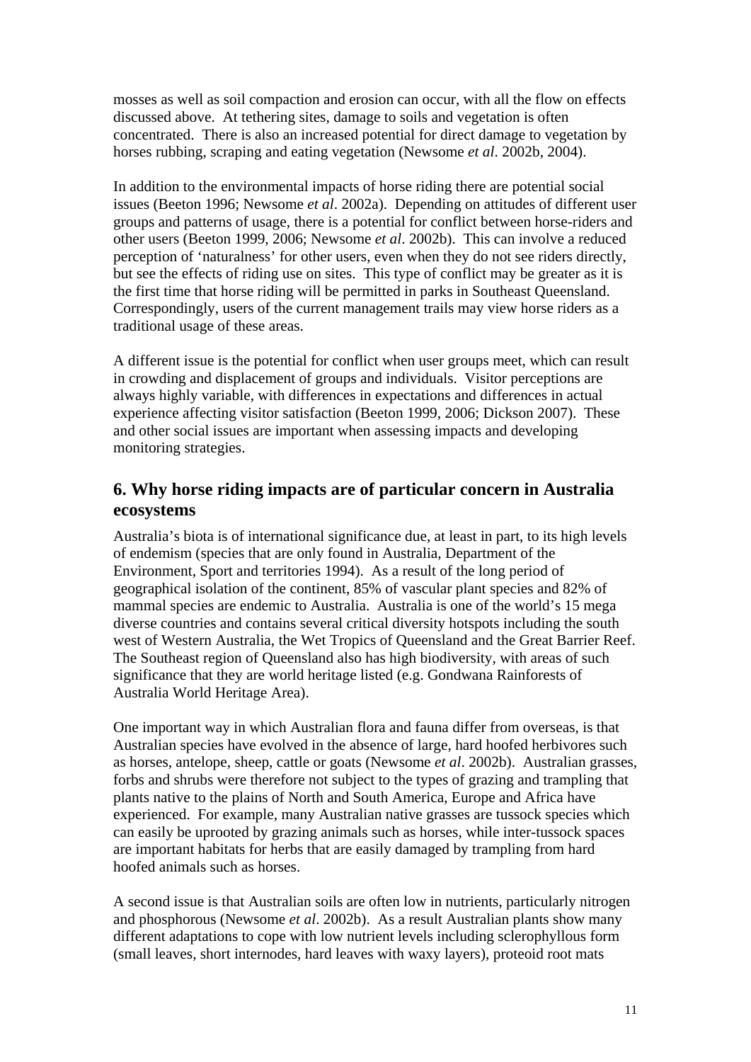mosses as well as soil compaction and erosion can occur, with all the flow on effects discussed above. At tethering sites, damage to soils and vegetation is often concentrated. There is also an increased potential for direct damage to vegetation by horses rubbing, scraping and eating vegetation (Newsome *et al*. 2002b, 2004).

In addition to the environmental impacts of horse riding there are potential social issues (Beeton 1996; Newsome *et al*. 2002a). Depending on attitudes of different user groups and patterns of usage, there is a potential for conflict between horse-riders and other users (Beeton 1999, 2006; Newsome *et al*. 2002b). This can involve a reduced perception of 'naturalness' for other users, even when they do not see riders directly, but see the effects of riding use on sites. This type of conflict may be greater as it is the first time that horse riding will be permitted in parks in Southeast Queensland. Correspondingly, users of the current management trails may view horse riders as a traditional usage of these areas.

A different issue is the potential for conflict when user groups meet, which can result in crowding and displacement of groups and individuals. Visitor perceptions are always highly variable, with differences in expectations and differences in actual experience affecting visitor satisfaction (Beeton 1999, 2006; Dickson 2007). These and other social issues are important when assessing impacts and developing monitoring strategies.

## 6. Why horse riding impacts are of particular concern in Australia ecosystems

Australia's biota is of international significance due, at least in part, to its high levels of endemism (species that are only found in Australia, Department of the Environment, Sport and territories 1994). As a result of the long period of geographical isolation of the continent, 85% of vascular plant species and 82% of mammal species are endemic to Australia. Australia is one of the world's 15 mega diverse countries and contains several critical diversity hotspots including the south west of Western Australia, the Wet Tropics of Queensland and the Great Barrier Reef. The Southeast region of Queensland also has high biodiversity, with areas of such significance that they are world heritage listed (e.g. Gondwana Rainforests of Australia World Heritage Area).

One important way in which Australian flora and fauna differ from overseas, is that Australian species have evolved in the absence of large, hard hoofed herbivores such as horses, antelope, sheep, cattle or goats (Newsome *et al*. 2002b). Australian grasses, forbs and shrubs were therefore not subject to the types of grazing and trampling that plants native to the plains of North and South America, Europe and Africa have experienced. For example, many Australian native grasses are tussock species which can easily be uprooted by grazing animals such as horses, while inter-tussock spaces are important habitats for herbs that are easily damaged by trampling from hard hoofed animals such as horses.

A second issue is that Australian soils are often low in nutrients, particularly nitrogen and phosphorous (Newsome *et al*. 2002b). As a result Australian plants show many different adaptations to cope with low nutrient levels including sclerophyllous form (small leaves, short internodes, hard leaves with waxy layers), proteoid root mats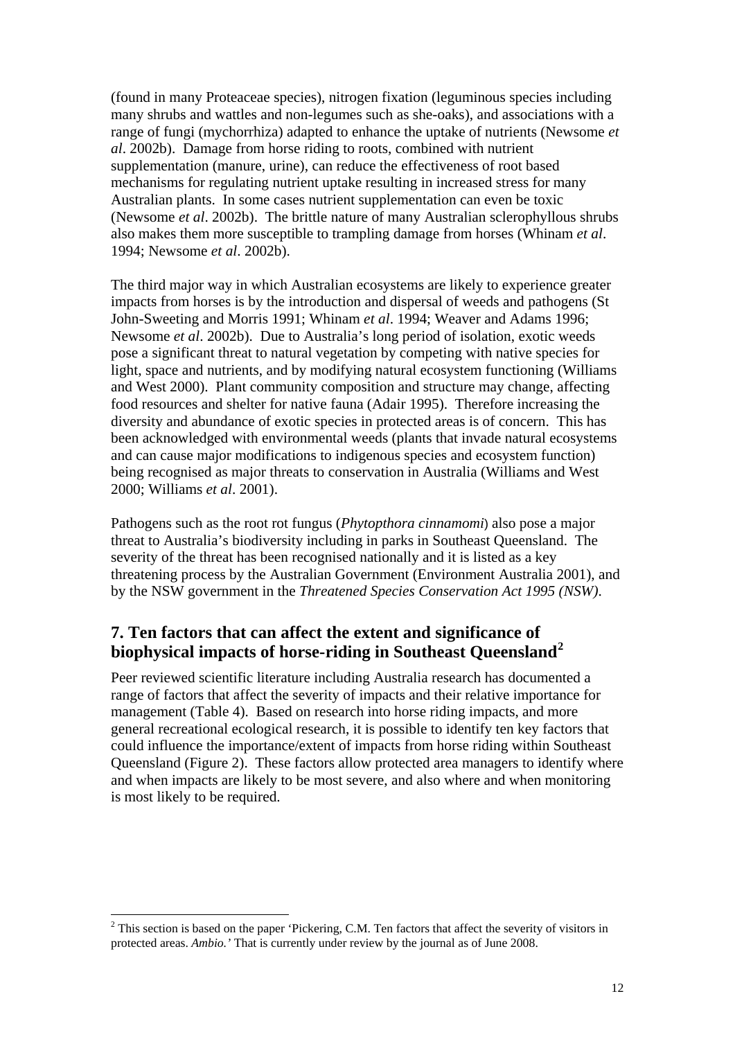(found in many Proteaceae species), nitrogen fixation (leguminous species including many shrubs and wattles and non-legumes such as she-oaks), and associations with a range of fungi (mychorrhiza) adapted to enhance the uptake of nutrients (Newsome *et al*. 2002b). Damage from horse riding to roots, combined with nutrient supplementation (manure, urine), can reduce the effectiveness of root based mechanisms for regulating nutrient uptake resulting in increased stress for many Australian plants. In some cases nutrient supplementation can even be toxic (Newsome *et al*. 2002b). The brittle nature of many Australian sclerophyllous shrubs also makes them more susceptible to trampling damage from horses (Whinam *et al*. 1994; Newsome *et al*. 2002b).

The third major way in which Australian ecosystems are likely to experience greater impacts from horses is by the introduction and dispersal of weeds and pathogens (St John-Sweeting and Morris 1991; Whinam *et al*. 1994; Weaver and Adams 1996; Newsome *et al*. 2002b). Due to Australia's long period of isolation, exotic weeds pose a significant threat to natural vegetation by competing with native species for light, space and nutrients, and by modifying natural ecosystem functioning (Williams and West 2000). Plant community composition and structure may change, affecting food resources and shelter for native fauna (Adair 1995). Therefore increasing the diversity and abundance of exotic species in protected areas is of concern. This has been acknowledged with environmental weeds (plants that invade natural ecosystems and can cause major modifications to indigenous species and ecosystem function) being recognised as major threats to conservation in Australia (Williams and West 2000; Williams *et al*. 2001).

Pathogens such as the root rot fungus (*Phytopthora cinnamomi*) also pose a major threat to Australia's biodiversity including in parks in Southeast Queensland. The severity of the threat has been recognised nationally and it is listed as a key threatening process by the Australian Government (Environment Australia 2001), and by the NSW government in the *Threatened Species Conservation Act 1995 (NSW)*.

## 7. Ten factors that can affect the extent and significance of biophysical impacts of horse-riding in Southeast Queensland[2]

Peer reviewed scientific literature including Australia research has documented a range of factors that affect the severity of impacts and their relative importance for management (Table 4). Based on research into horse riding impacts, and more general recreational ecological research, it is possible to identify ten key factors that could influence the importance/extent of impacts from horse riding within Southeast Queensland (Figure 2). These factors allow protected area managers to identify where and when impacts are likely to be most severe, and also where and when monitoring is most likely to be required.

[2] This section is based on the paper 'Pickering, C.M. Ten factors that affect the severity of visitors in protected areas. *Ambio.'* That is currently under review by the journal as of June 2008.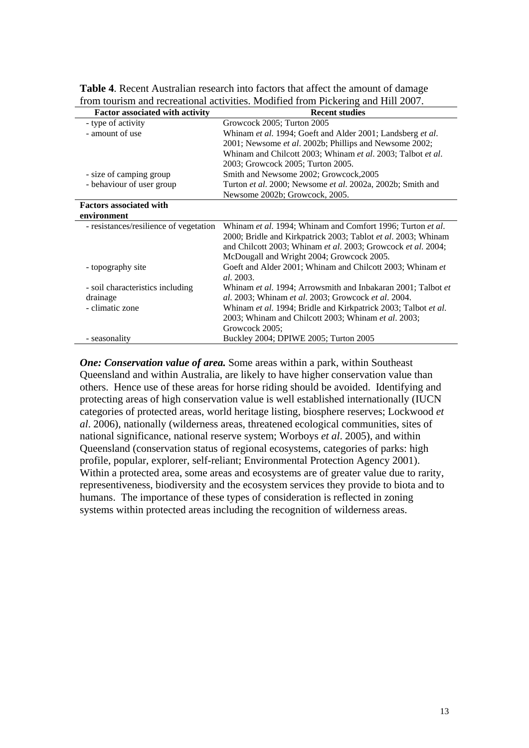**Table 4**. Recent Australian research into factors that affect the amount of damage from tourism and recreational activities. Modified from Pickering and Hill 2007.

| Factor associated with activity | Recent studies |
|---|---|
| - type of activity | Growcock 2005; Turton 2005 |
| - amount of use | Whinam *et al*. 1994; Goeft and Alder 2001; Landsberg *et al*. 2001; Newsome *et al*. 2002b; Phillips and Newsome 2002; Whinam and Chilcott 2003; Whinam *et al*. 2003; Talbot *et al*. 2003; Growcock 2005; Turton 2005. |
| - size of camping group | Smith and Newsome 2002; Growcock,2005 |
| - behaviour of user group | Turton *et al*. 2000; Newsome *et al*. 2002a, 2002b; Smith and Newsome 2002b; Growcock, 2005. |
| **Factors associated with environment** | |
| - resistances/resilience of vegetation | Whinam *et al*. 1994; Whinam and Comfort 1996; Turton *et al*. 2000; Bridle and Kirkpatrick 2003; Tablot *et al*. 2003; Whinam and Chilcott 2003; Whinam *et al*. 2003; Growcock *et al*. 2004; McDougall and Wright 2004; Growcock 2005. |
| - topography site | Goeft and Alder 2001; Whinam and Chilcott 2003; Whinam *et al*. 2003. |
| - soil characteristics including drainage | Whinam *et al*. 1994; Arrowsmith and Inbakaran 2001; Talbot *et al*. 2003; Whinam *et al*. 2003; Growcock *et al*. 2004. |
| - climatic zone | Whinam *et al*. 1994; Bridle and Kirkpatrick 2003; Talbot *et al*. 2003; Whinam and Chilcott 2003; Whinam *et al*. 2003; Growcock 2005; |
| - seasonality | Buckley 2004; DPIWE 2005; Turton 2005 |

***One: Conservation value of area.*** Some areas within a park, within Southeast Queensland and within Australia, are likely to have higher conservation value than others. Hence use of these areas for horse riding should be avoided. Identifying and protecting areas of high conservation value is well established internationally (IUCN categories of protected areas, world heritage listing, biosphere reserves; Lockwood *et al*. 2006), nationally (wilderness areas, threatened ecological communities, sites of national significance, national reserve system; Worboys *et al*. 2005), and within Queensland (conservation status of regional ecosystems, categories of parks: high profile, popular, explorer, self-reliant; Environmental Protection Agency 2001). Within a protected area, some areas and ecosystems are of greater value due to rarity, representiveness, biodiversity and the ecosystem services they provide to biota and to humans. The importance of these types of consideration is reflected in zoning systems within protected areas including the recognition of wilderness areas.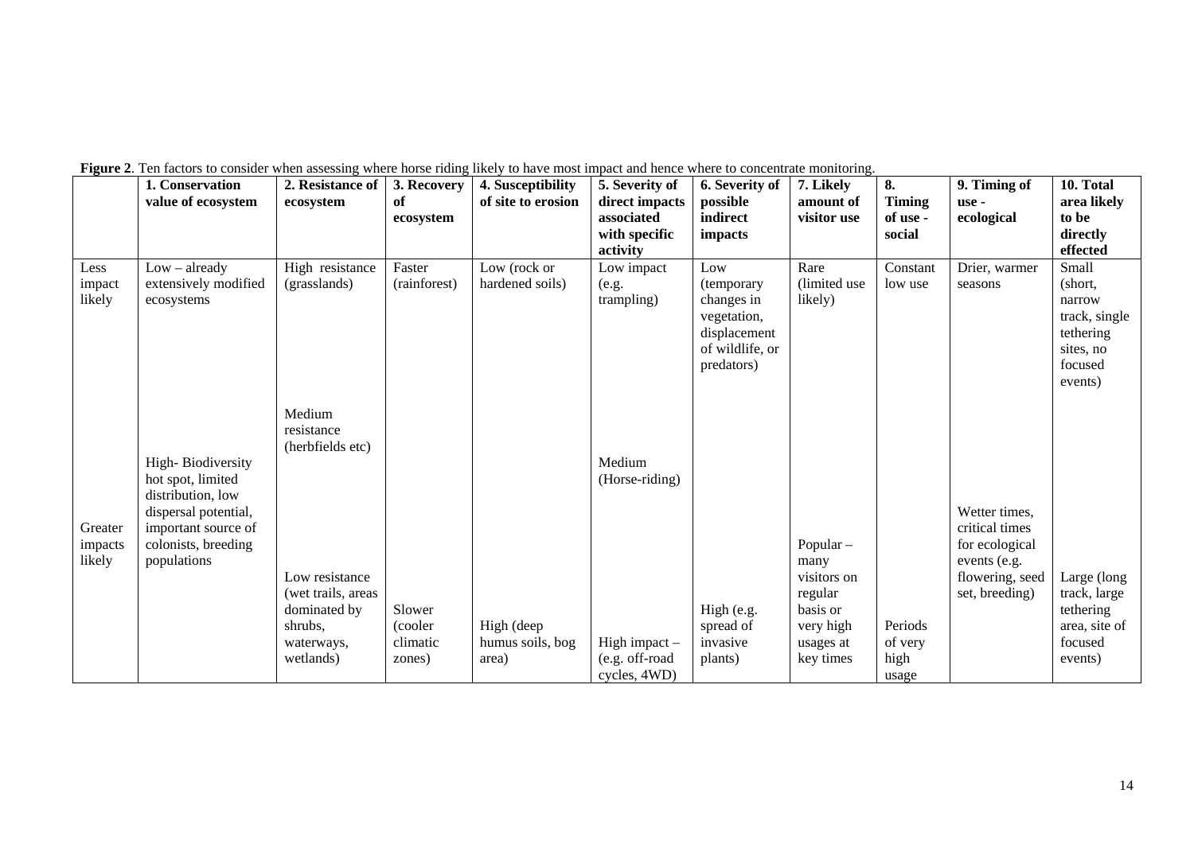**Figure 2**. Ten factors to consider when assessing where horse riding likely to have most impact and hence where to concentrate monitoring.

| | 1. Conservation value of ecosystem | 2. Resistance of ecosystem | 3. Recovery of ecosystem | 4. Susceptibility of site to erosion | 5. Severity of direct impacts associated with specific activity | 6. Severity of possible indirect impacts | 7. Likely amount of visitor use | 8. Timing of use - social | 9. Timing of use - ecological | 10. Total area likely to be directly effected |
|---|---|---|---|---|---|---|---|---|---|---|
| Less impact likely | Low – already extensively modified ecosystems | High resistance (grasslands) | Faster (rainforest) | Low (rock or hardened soils) | Low impact (e.g. trampling) | Low (temporary changes in vegetation, displacement of wildlife, or predators) | Rare (limited use likely) | Constant low use | Drier, warmer seasons | Small (short, narrow track, single tethering sites, no focused events) |
| | | Medium resistance (herbfields etc) | | | Medium (Horse-riding) | | | | | |
| Greater impacts likely | High- Biodiversity hot spot, limited distribution, low dispersal potential, important source of colonists, breeding populations | Low resistance (wet trails, areas dominated by shrubs, waterways, wetlands) | Slower (cooler climatic zones) | High (deep humus soils, bog area) | High impact – (e.g. off-road cycles, 4WD) | High (e.g. spread of invasive plants) | Popular – many visitors on regular basis or very high usages at key times | Periods of very high usage | Wetter times, critical times for ecological events (e.g. flowering, seed set, breeding) | Large (long track, large tethering area, site of focused events) |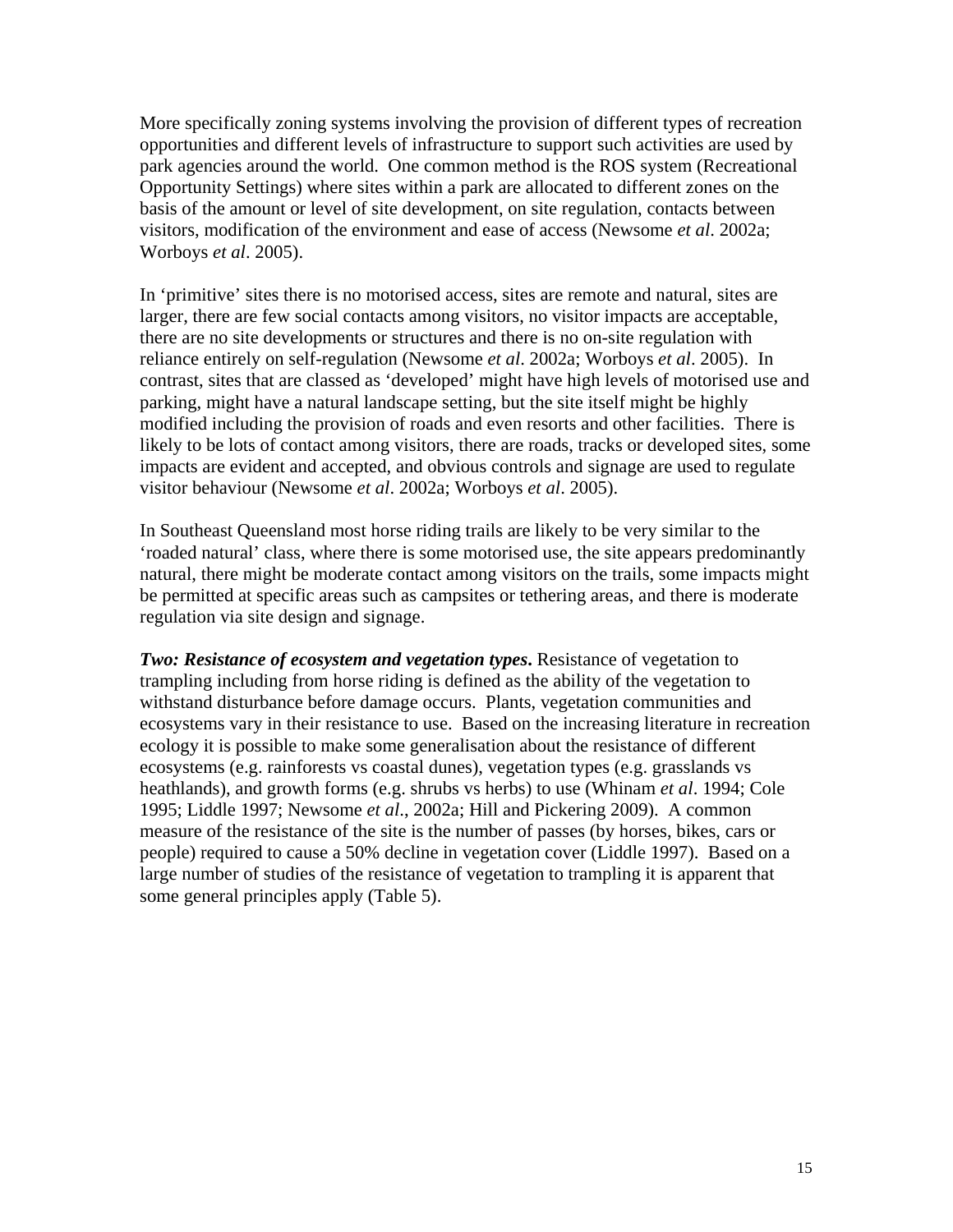More specifically zoning systems involving the provision of different types of recreation opportunities and different levels of infrastructure to support such activities are used by park agencies around the world. One common method is the ROS system (Recreational Opportunity Settings) where sites within a park are allocated to different zones on the basis of the amount or level of site development, on site regulation, contacts between visitors, modification of the environment and ease of access (Newsome *et al*. 2002a; Worboys *et al*. 2005).

In 'primitive' sites there is no motorised access, sites are remote and natural, sites are larger, there are few social contacts among visitors, no visitor impacts are acceptable, there are no site developments or structures and there is no on-site regulation with reliance entirely on self-regulation (Newsome *et al*. 2002a; Worboys *et al*. 2005). In contrast, sites that are classed as 'developed' might have high levels of motorised use and parking, might have a natural landscape setting, but the site itself might be highly modified including the provision of roads and even resorts and other facilities. There is likely to be lots of contact among visitors, there are roads, tracks or developed sites, some impacts are evident and accepted, and obvious controls and signage are used to regulate visitor behaviour (Newsome *et al*. 2002a; Worboys *et al*. 2005).

In Southeast Queensland most horse riding trails are likely to be very similar to the 'roaded natural' class, where there is some motorised use, the site appears predominantly natural, there might be moderate contact among visitors on the trails, some impacts might be permitted at specific areas such as campsites or tethering areas, and there is moderate regulation via site design and signage.

***Two: Resistance of ecosystem and vegetation types*.** Resistance of vegetation to trampling including from horse riding is defined as the ability of the vegetation to withstand disturbance before damage occurs. Plants, vegetation communities and ecosystems vary in their resistance to use. Based on the increasing literature in recreation ecology it is possible to make some generalisation about the resistance of different ecosystems (e.g. rainforests vs coastal dunes), vegetation types (e.g. grasslands vs heathlands), and growth forms (e.g. shrubs vs herbs) to use (Whinam *et al*. 1994; Cole 1995; Liddle 1997; Newsome *et al*., 2002a; Hill and Pickering 2009). A common measure of the resistance of the site is the number of passes (by horses, bikes, cars or people) required to cause a 50% decline in vegetation cover (Liddle 1997). Based on a large number of studies of the resistance of vegetation to trampling it is apparent that some general principles apply (Table 5).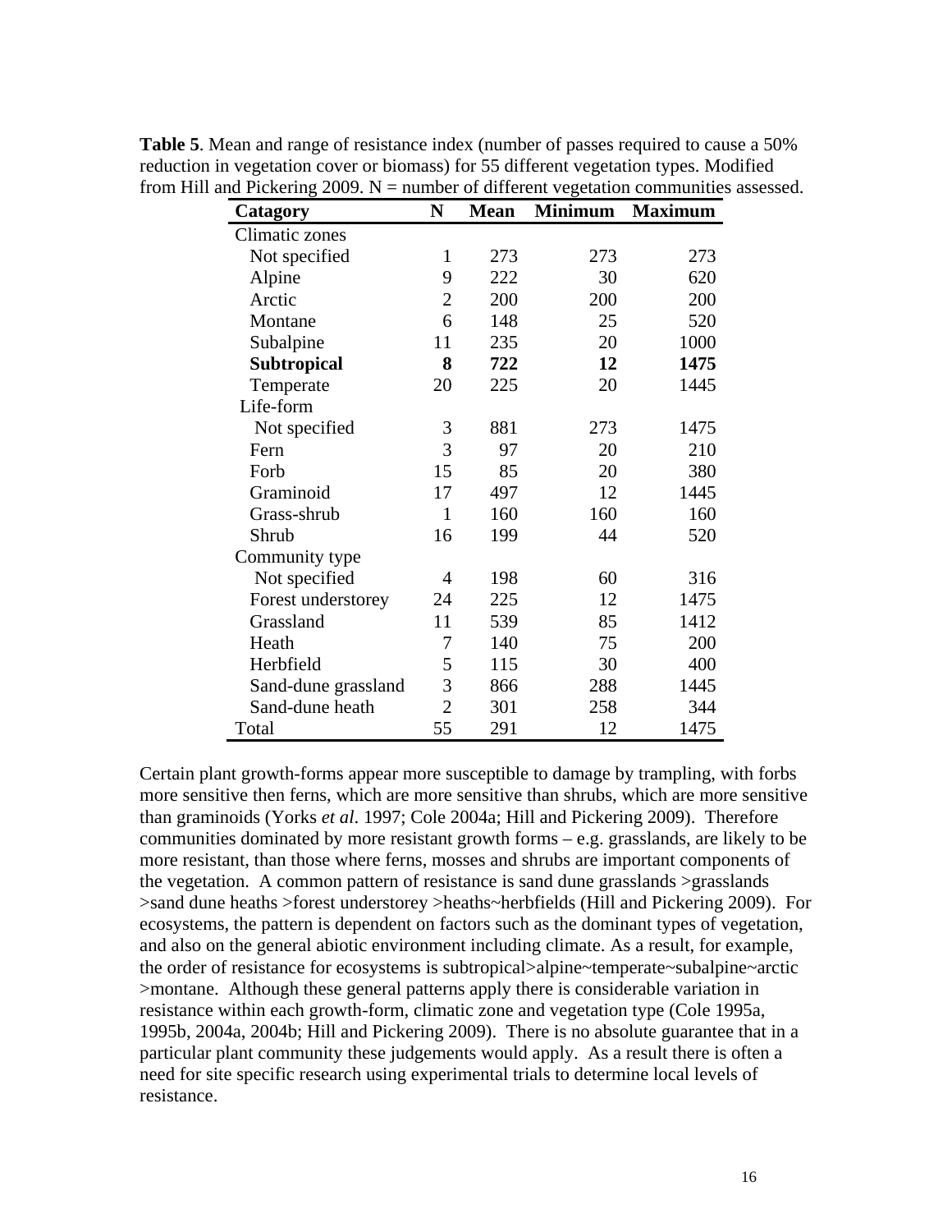**Table 5**. Mean and range of resistance index (number of passes required to cause a 50% reduction in vegetation cover or biomass) for 55 different vegetation types. Modified from Hill and Pickering 2009. N = number of different vegetation communities assessed.

| Catagory | N | Mean | Minimum | Maximum |
|---|---|---|---|---|
| Climatic zones | | | | |
| Not specified | 1 | 273 | 273 | 273 |
| Alpine | 9 | 222 | 30 | 620 |
| Arctic | 2 | 200 | 200 | 200 |
| Montane | 6 | 148 | 25 | 520 |
| Subalpine | 11 | 235 | 20 | 1000 |
| **Subtropical** | **8** | **722** | **12** | **1475** |
| Temperate | 20 | 225 | 20 | 1445 |
| Life-form | | | | |
| Not specified | 3 | 881 | 273 | 1475 |
| Fern | 3 | 97 | 20 | 210 |
| Forb | 15 | 85 | 20 | 380 |
| Graminoid | 17 | 497 | 12 | 1445 |
| Grass-shrub | 1 | 160 | 160 | 160 |
| Shrub | 16 | 199 | 44 | 520 |
| Community type | | | | |
| Not specified | 4 | 198 | 60 | 316 |
| Forest understorey | 24 | 225 | 12 | 1475 |
| Grassland | 11 | 539 | 85 | 1412 |
| Heath | 7 | 140 | 75 | 200 |
| Herbfield | 5 | 115 | 30 | 400 |
| Sand-dune grassland | 3 | 866 | 288 | 1445 |
| Sand-dune heath | 2 | 301 | 258 | 344 |
| Total | 55 | 291 | 12 | 1475 |

Certain plant growth-forms appear more susceptible to damage by trampling, with forbs more sensitive then ferns, which are more sensitive than shrubs, which are more sensitive than graminoids (Yorks *et al*. 1997; Cole 2004a; Hill and Pickering 2009). Therefore communities dominated by more resistant growth forms – e.g. grasslands, are likely to be more resistant, than those where ferns, mosses and shrubs are important components of the vegetation. A common pattern of resistance is sand dune grasslands >grasslands >sand dune heaths >forest understorey >heaths~herbfields (Hill and Pickering 2009). For ecosystems, the pattern is dependent on factors such as the dominant types of vegetation, and also on the general abiotic environment including climate. As a result, for example, the order of resistance for ecosystems is subtropical>alpine~temperate~subalpine~arctic >montane. Although these general patterns apply there is considerable variation in resistance within each growth-form, climatic zone and vegetation type (Cole 1995a, 1995b, 2004a, 2004b; Hill and Pickering 2009). There is no absolute guarantee that in a particular plant community these judgements would apply. As a result there is often a need for site specific research using experimental trials to determine local levels of resistance.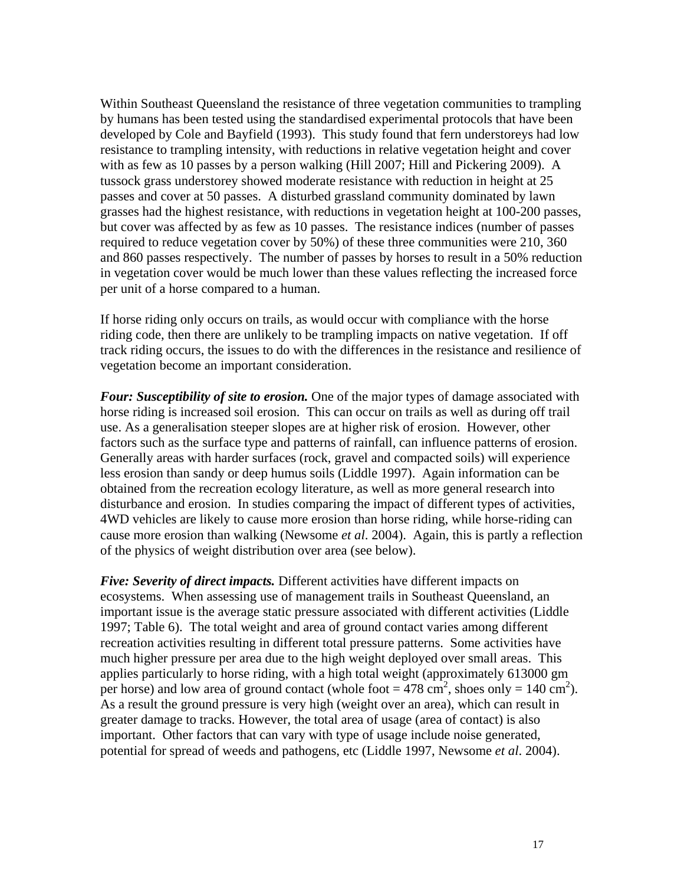Within Southeast Queensland the resistance of three vegetation communities to trampling by humans has been tested using the standardised experimental protocols that have been developed by Cole and Bayfield (1993). This study found that fern understoreys had low resistance to trampling intensity, with reductions in relative vegetation height and cover with as few as 10 passes by a person walking (Hill 2007; Hill and Pickering 2009). A tussock grass understorey showed moderate resistance with reduction in height at 25 passes and cover at 50 passes. A disturbed grassland community dominated by lawn grasses had the highest resistance, with reductions in vegetation height at 100-200 passes, but cover was affected by as few as 10 passes. The resistance indices (number of passes required to reduce vegetation cover by 50%) of these three communities were 210, 360 and 860 passes respectively. The number of passes by horses to result in a 50% reduction in vegetation cover would be much lower than these values reflecting the increased force per unit of a horse compared to a human.

If horse riding only occurs on trails, as would occur with compliance with the horse riding code, then there are unlikely to be trampling impacts on native vegetation. If off track riding occurs, the issues to do with the differences in the resistance and resilience of vegetation become an important consideration.

***Four: Susceptibility of site to erosion.*** One of the major types of damage associated with horse riding is increased soil erosion. This can occur on trails as well as during off trail use. As a generalisation steeper slopes are at higher risk of erosion. However, other factors such as the surface type and patterns of rainfall, can influence patterns of erosion. Generally areas with harder surfaces (rock, gravel and compacted soils) will experience less erosion than sandy or deep humus soils (Liddle 1997). Again information can be obtained from the recreation ecology literature, as well as more general research into disturbance and erosion. In studies comparing the impact of different types of activities, 4WD vehicles are likely to cause more erosion than horse riding, while horse-riding can cause more erosion than walking (Newsome *et al*. 2004). Again, this is partly a reflection of the physics of weight distribution over area (see below).

***Five: Severity of direct impacts.*** Different activities have different impacts on ecosystems. When assessing use of management trails in Southeast Queensland, an important issue is the average static pressure associated with different activities (Liddle 1997; Table 6). The total weight and area of ground contact varies among different recreation activities resulting in different total pressure patterns. Some activities have much higher pressure per area due to the high weight deployed over small areas. This applies particularly to horse riding, with a high total weight (approximately 613000 gm per horse) and low area of ground contact (whole foot = 478 $cm^2$, shoes only = 140 $cm^2$). As a result the ground pressure is very high (weight over an area), which can result in greater damage to tracks. However, the total area of usage (area of contact) is also important. Other factors that can vary with type of usage include noise generated, potential for spread of weeds and pathogens, etc (Liddle 1997, Newsome *et al*. 2004).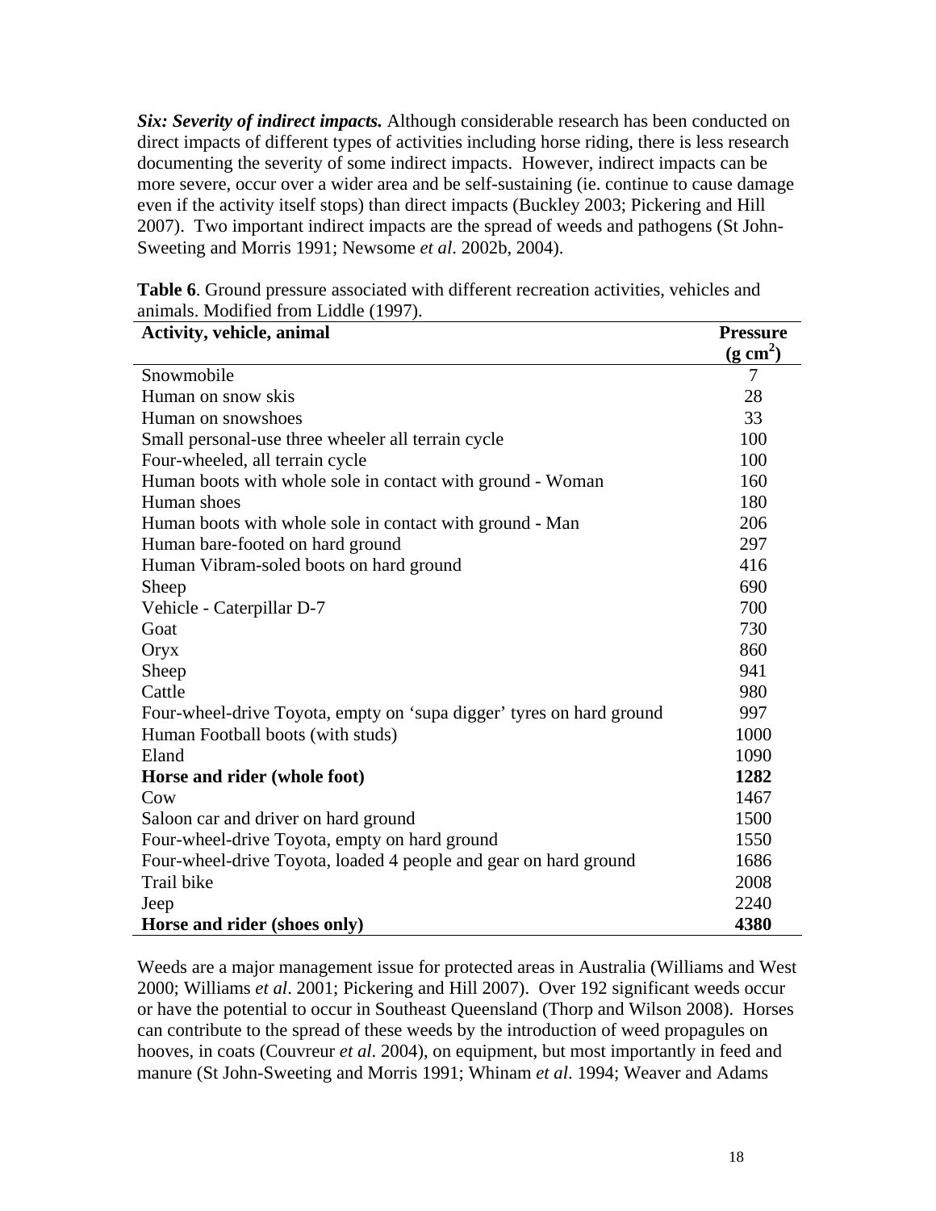***Six: Severity of indirect impacts.*** Although considerable research has been conducted on direct impacts of different types of activities including horse riding, there is less research documenting the severity of some indirect impacts. However, indirect impacts can be more severe, occur over a wider area and be self-sustaining (ie. continue to cause damage even if the activity itself stops) than direct impacts (Buckley 2003; Pickering and Hill 2007). Two important indirect impacts are the spread of weeds and pathogens (St John-Sweeting and Morris 1991; Newsome *et al*. 2002b, 2004).

**Table 6**. Ground pressure associated with different recreation activities, vehicles and animals. Modified from Liddle (1997).

| Activity, vehicle, animal | Pressure ($g\ cm^2$) |
|---|---|
| Snowmobile | 7 |
| Human on snow skis | 28 |
| Human on snowshoes | 33 |
| Small personal-use three wheeler all terrain cycle | 100 |
| Four-wheeled, all terrain cycle | 100 |
| Human boots with whole sole in contact with ground - Woman | 160 |
| Human shoes | 180 |
| Human boots with whole sole in contact with ground - Man | 206 |
| Human bare-footed on hard ground | 297 |
| Human Vibram-soled boots on hard ground | 416 |
| Sheep | 690 |
| Vehicle - Caterpillar D-7 | 700 |
| Goat | 730 |
| Oryx | 860 |
| Sheep | 941 |
| Cattle | 980 |
| Four-wheel-drive Toyota, empty on 'supa digger' tyres on hard ground | 997 |
| Human Football boots (with studs) | 1000 |
| Eland | 1090 |
| **Horse and rider (whole foot)** | **1282** |
| Cow | 1467 |
| Saloon car and driver on hard ground | 1500 |
| Four-wheel-drive Toyota, empty on hard ground | 1550 |
| Four-wheel-drive Toyota, loaded 4 people and gear on hard ground | 1686 |
| Trail bike | 2008 |
| Jeep | 2240 |
| **Horse and rider (shoes only)** | **4380** |

Weeds are a major management issue for protected areas in Australia (Williams and West 2000; Williams *et al*. 2001; Pickering and Hill 2007). Over 192 significant weeds occur or have the potential to occur in Southeast Queensland (Thorp and Wilson 2008). Horses can contribute to the spread of these weeds by the introduction of weed propagules on hooves, in coats (Couvreur *et al*. 2004), on equipment, but most importantly in feed and manure (St John-Sweeting and Morris 1991; Whinam *et al*. 1994; Weaver and Adams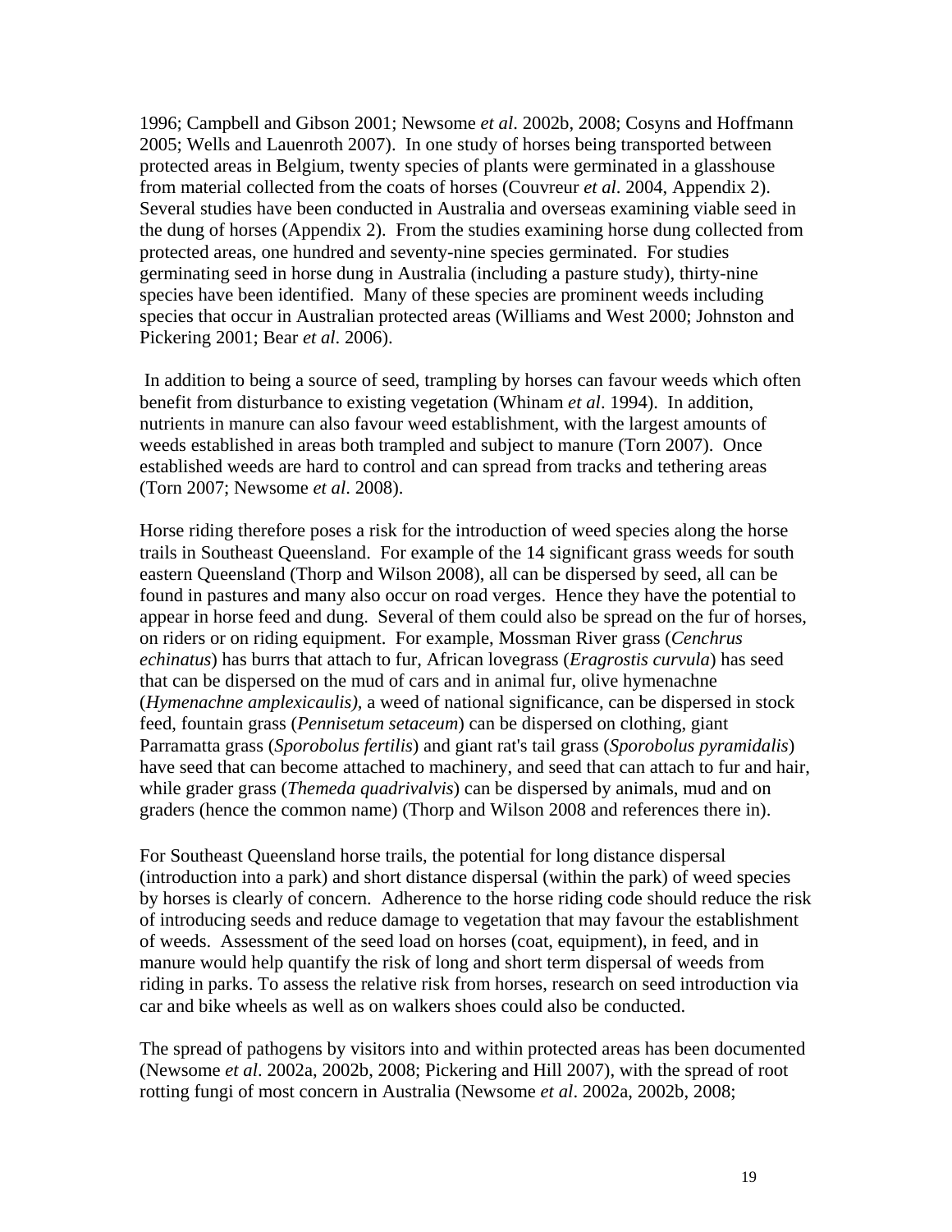1996; Campbell and Gibson 2001; Newsome *et al*. 2002b, 2008; Cosyns and Hoffmann 2005; Wells and Lauenroth 2007). In one study of horses being transported between protected areas in Belgium, twenty species of plants were germinated in a glasshouse from material collected from the coats of horses (Couvreur *et al*. 2004, Appendix 2). Several studies have been conducted in Australia and overseas examining viable seed in the dung of horses (Appendix 2). From the studies examining horse dung collected from protected areas, one hundred and seventy-nine species germinated. For studies germinating seed in horse dung in Australia (including a pasture study), thirty-nine species have been identified. Many of these species are prominent weeds including species that occur in Australian protected areas (Williams and West 2000; Johnston and Pickering 2001; Bear *et al*. 2006).

In addition to being a source of seed, trampling by horses can favour weeds which often benefit from disturbance to existing vegetation (Whinam *et al*. 1994). In addition, nutrients in manure can also favour weed establishment, with the largest amounts of weeds established in areas both trampled and subject to manure (Torn 2007). Once established weeds are hard to control and can spread from tracks and tethering areas (Torn 2007; Newsome *et al*. 2008).

Horse riding therefore poses a risk for the introduction of weed species along the horse trails in Southeast Queensland. For example of the 14 significant grass weeds for south eastern Queensland (Thorp and Wilson 2008), all can be dispersed by seed, all can be found in pastures and many also occur on road verges. Hence they have the potential to appear in horse feed and dung. Several of them could also be spread on the fur of horses, on riders or on riding equipment. For example, Mossman River grass (*Cenchrus echinatus*) has burrs that attach to fur, African lovegrass (*Eragrostis curvula*) has seed that can be dispersed on the mud of cars and in animal fur, olive hymenachne (*Hymenachne amplexicaulis),* a weed of national significance, can be dispersed in stock feed, fountain grass (*Pennisetum setaceum*) can be dispersed on clothing, giant Parramatta grass (*Sporobolus fertilis*) and giant rat's tail grass (*Sporobolus pyramidalis*) have seed that can become attached to machinery, and seed that can attach to fur and hair, while grader grass (*Themeda quadrivalvis*) can be dispersed by animals, mud and on graders (hence the common name) (Thorp and Wilson 2008 and references there in).

For Southeast Queensland horse trails, the potential for long distance dispersal (introduction into a park) and short distance dispersal (within the park) of weed species by horses is clearly of concern. Adherence to the horse riding code should reduce the risk of introducing seeds and reduce damage to vegetation that may favour the establishment of weeds. Assessment of the seed load on horses (coat, equipment), in feed, and in manure would help quantify the risk of long and short term dispersal of weeds from riding in parks. To assess the relative risk from horses, research on seed introduction via car and bike wheels as well as on walkers shoes could also be conducted.

The spread of pathogens by visitors into and within protected areas has been documented (Newsome *et al*. 2002a, 2002b, 2008; Pickering and Hill 2007), with the spread of root rotting fungi of most concern in Australia (Newsome *et al*. 2002a, 2002b, 2008;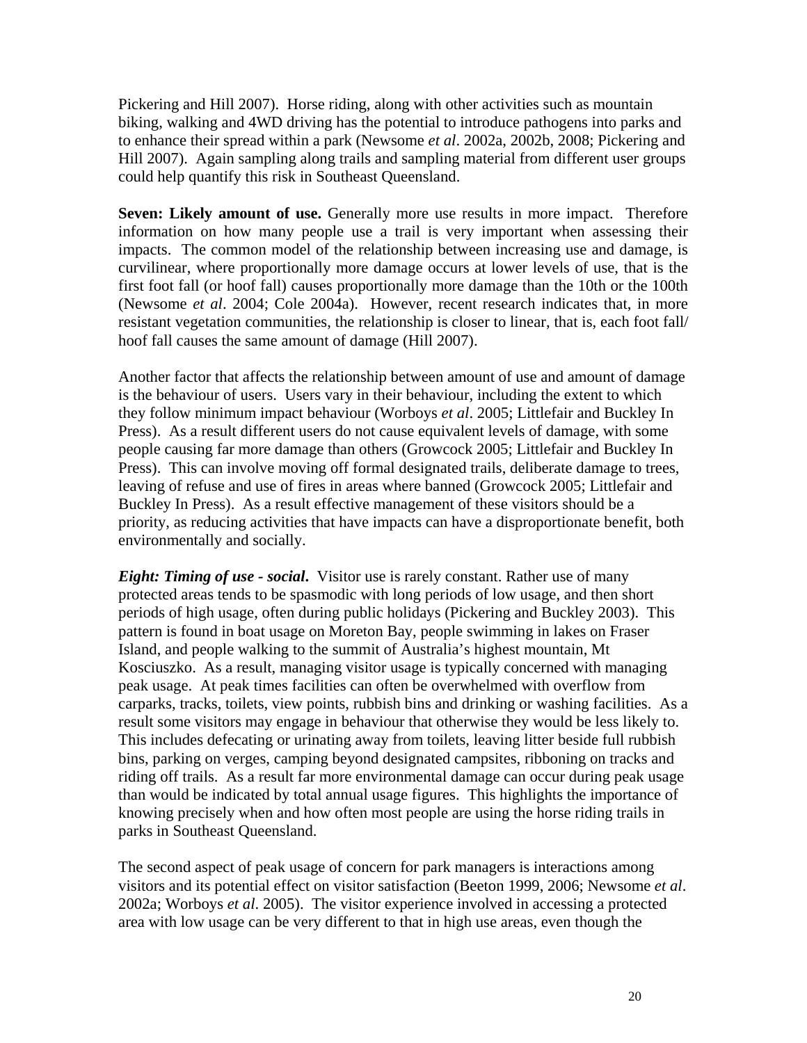Pickering and Hill 2007). Horse riding, along with other activities such as mountain biking, walking and 4WD driving has the potential to introduce pathogens into parks and to enhance their spread within a park (Newsome *et al*. 2002a, 2002b, 2008; Pickering and Hill 2007). Again sampling along trails and sampling material from different user groups could help quantify this risk in Southeast Queensland.

**Seven: Likely amount of use.** Generally more use results in more impact. Therefore information on how many people use a trail is very important when assessing their impacts. The common model of the relationship between increasing use and damage, is curvilinear, where proportionally more damage occurs at lower levels of use, that is the first foot fall (or hoof fall) causes proportionally more damage than the 10th or the 100th (Newsome *et al*. 2004; Cole 2004a). However, recent research indicates that, in more resistant vegetation communities, the relationship is closer to linear, that is, each foot fall/ hoof fall causes the same amount of damage (Hill 2007).

Another factor that affects the relationship between amount of use and amount of damage is the behaviour of users. Users vary in their behaviour, including the extent to which they follow minimum impact behaviour (Worboys *et al*. 2005; Littlefair and Buckley In Press). As a result different users do not cause equivalent levels of damage, with some people causing far more damage than others (Growcock 2005; Littlefair and Buckley In Press). This can involve moving off formal designated trails, deliberate damage to trees, leaving of refuse and use of fires in areas where banned (Growcock 2005; Littlefair and Buckley In Press). As a result effective management of these visitors should be a priority, as reducing activities that have impacts can have a disproportionate benefit, both environmentally and socially.

***Eight: Timing of use - social*.** Visitor use is rarely constant. Rather use of many protected areas tends to be spasmodic with long periods of low usage, and then short periods of high usage, often during public holidays (Pickering and Buckley 2003). This pattern is found in boat usage on Moreton Bay, people swimming in lakes on Fraser Island, and people walking to the summit of Australia's highest mountain, Mt Kosciuszko. As a result, managing visitor usage is typically concerned with managing peak usage. At peak times facilities can often be overwhelmed with overflow from carparks, tracks, toilets, view points, rubbish bins and drinking or washing facilities. As a result some visitors may engage in behaviour that otherwise they would be less likely to. This includes defecating or urinating away from toilets, leaving litter beside full rubbish bins, parking on verges, camping beyond designated campsites, ribboning on tracks and riding off trails. As a result far more environmental damage can occur during peak usage than would be indicated by total annual usage figures. This highlights the importance of knowing precisely when and how often most people are using the horse riding trails in parks in Southeast Queensland.

The second aspect of peak usage of concern for park managers is interactions among visitors and its potential effect on visitor satisfaction (Beeton 1999, 2006; Newsome *et al*. 2002a; Worboys *et al*. 2005). The visitor experience involved in accessing a protected area with low usage can be very different to that in high use areas, even though the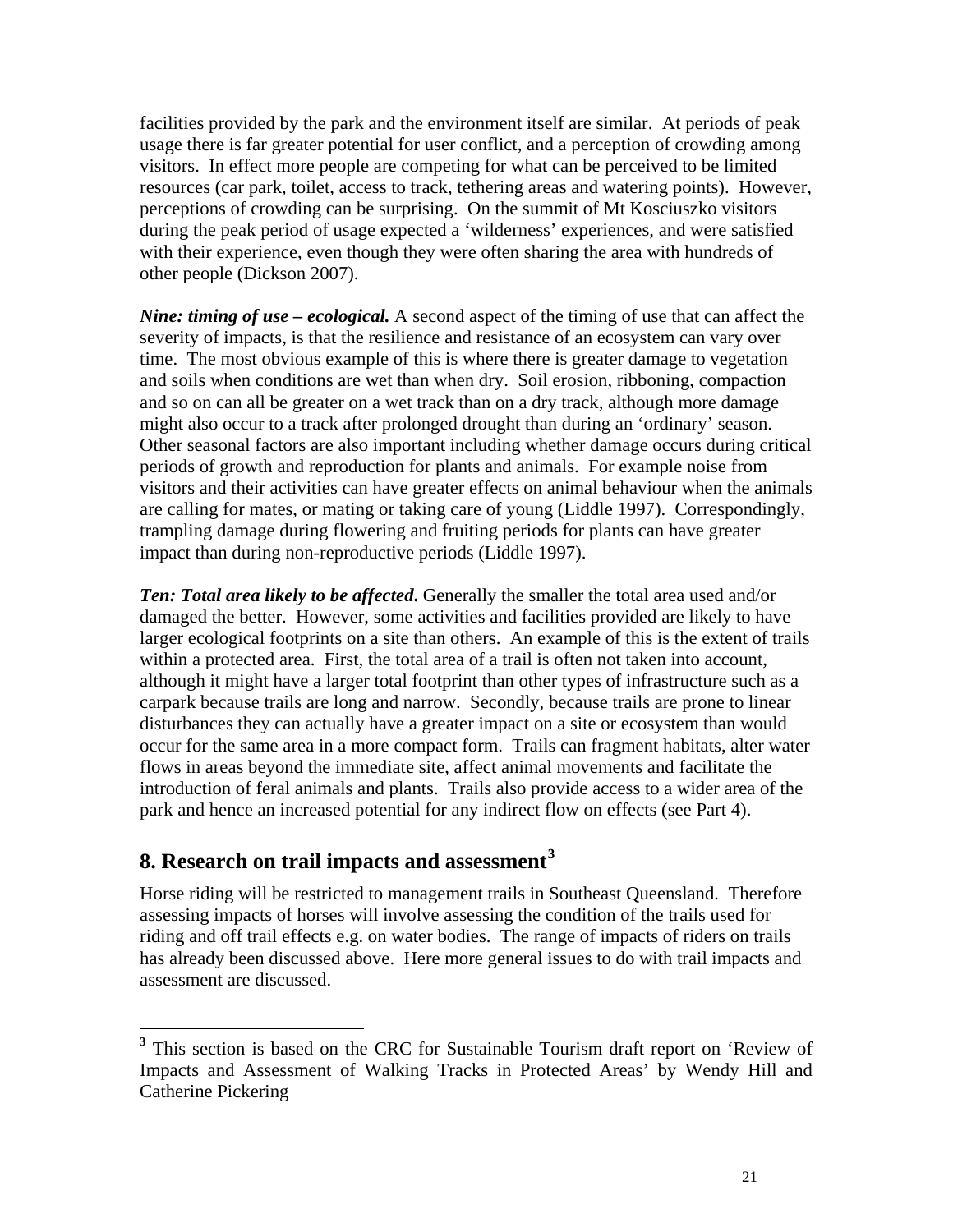facilities provided by the park and the environment itself are similar. At periods of peak usage there is far greater potential for user conflict, and a perception of crowding among visitors. In effect more people are competing for what can be perceived to be limited resources (car park, toilet, access to track, tethering areas and watering points). However, perceptions of crowding can be surprising. On the summit of Mt Kosciuszko visitors during the peak period of usage expected a 'wilderness' experiences, and were satisfied with their experience, even though they were often sharing the area with hundreds of other people (Dickson 2007).

***Nine: timing of use – ecological.*** A second aspect of the timing of use that can affect the severity of impacts, is that the resilience and resistance of an ecosystem can vary over time. The most obvious example of this is where there is greater damage to vegetation and soils when conditions are wet than when dry. Soil erosion, ribboning, compaction and so on can all be greater on a wet track than on a dry track, although more damage might also occur to a track after prolonged drought than during an 'ordinary' season. Other seasonal factors are also important including whether damage occurs during critical periods of growth and reproduction for plants and animals. For example noise from visitors and their activities can have greater effects on animal behaviour when the animals are calling for mates, or mating or taking care of young (Liddle 1997). Correspondingly, trampling damage during flowering and fruiting periods for plants can have greater impact than during non-reproductive periods (Liddle 1997).

***Ten: Total area likely to be affected***. Generally the smaller the total area used and/or damaged the better. However, some activities and facilities provided are likely to have larger ecological footprints on a site than others. An example of this is the extent of trails within a protected area. First, the total area of a trail is often not taken into account, although it might have a larger total footprint than other types of infrastructure such as a carpark because trails are long and narrow. Secondly, because trails are prone to linear disturbances they can actually have a greater impact on a site or ecosystem than would occur for the same area in a more compact form. Trails can fragment habitats, alter water flows in areas beyond the immediate site, affect animal movements and facilitate the introduction of feral animals and plants. Trails also provide access to a wider area of the park and hence an increased potential for any indirect flow on effects (see Part 4).

## 8. Research on trail impacts and assessment[3]

Horse riding will be restricted to management trails in Southeast Queensland. Therefore assessing impacts of horses will involve assessing the condition of the trails used for riding and off trail effects e.g. on water bodies. The range of impacts of riders on trails has already been discussed above. Here more general issues to do with trail impacts and assessment are discussed.

[3] This section is based on the CRC for Sustainable Tourism draft report on 'Review of Impacts and Assessment of Walking Tracks in Protected Areas' by Wendy Hill and Catherine Pickering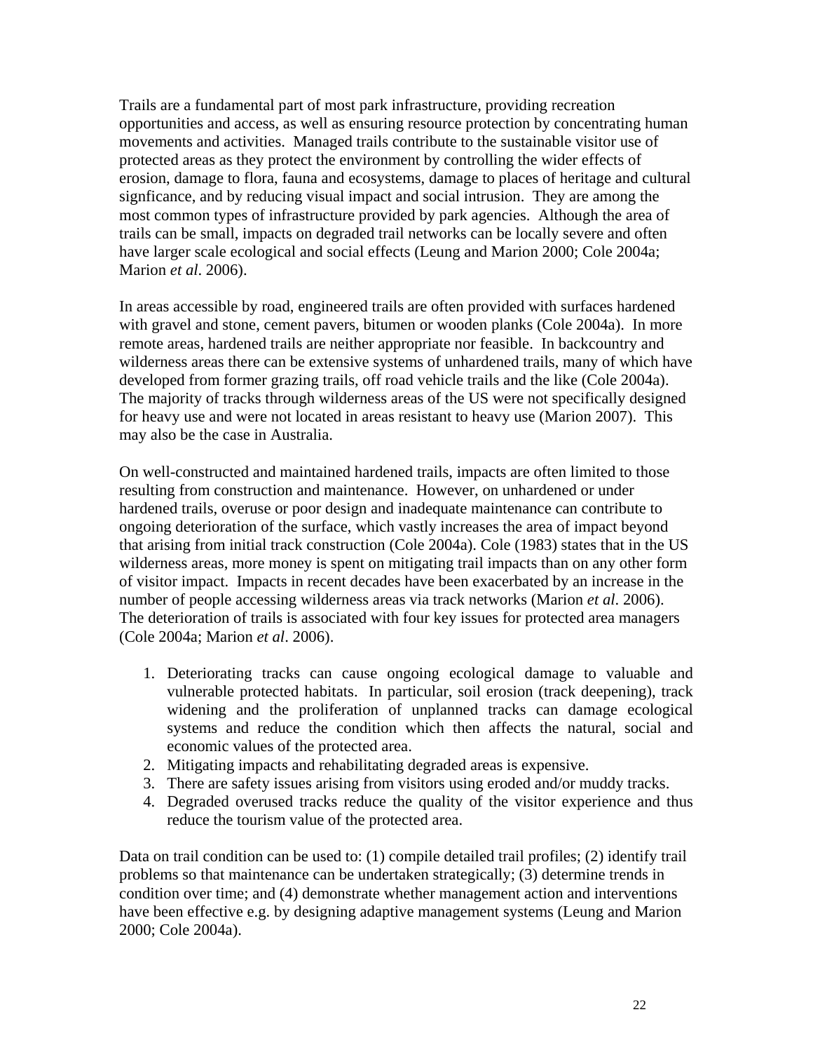Trails are a fundamental part of most park infrastructure, providing recreation opportunities and access, as well as ensuring resource protection by concentrating human movements and activities. Managed trails contribute to the sustainable visitor use of protected areas as they protect the environment by controlling the wider effects of erosion, damage to flora, fauna and ecosystems, damage to places of heritage and cultural signficance, and by reducing visual impact and social intrusion. They are among the most common types of infrastructure provided by park agencies. Although the area of trails can be small, impacts on degraded trail networks can be locally severe and often have larger scale ecological and social effects (Leung and Marion 2000; Cole 2004a; Marion *et al*. 2006).

In areas accessible by road, engineered trails are often provided with surfaces hardened with gravel and stone, cement pavers, bitumen or wooden planks (Cole 2004a). In more remote areas, hardened trails are neither appropriate nor feasible. In backcountry and wilderness areas there can be extensive systems of unhardened trails, many of which have developed from former grazing trails, off road vehicle trails and the like (Cole 2004a). The majority of tracks through wilderness areas of the US were not specifically designed for heavy use and were not located in areas resistant to heavy use (Marion 2007). This may also be the case in Australia.

On well-constructed and maintained hardened trails, impacts are often limited to those resulting from construction and maintenance. However, on unhardened or under hardened trails, overuse or poor design and inadequate maintenance can contribute to ongoing deterioration of the surface, which vastly increases the area of impact beyond that arising from initial track construction (Cole 2004a). Cole (1983) states that in the US wilderness areas, more money is spent on mitigating trail impacts than on any other form of visitor impact. Impacts in recent decades have been exacerbated by an increase in the number of people accessing wilderness areas via track networks (Marion *et al*. 2006). The deterioration of trails is associated with four key issues for protected area managers (Cole 2004a; Marion *et al*. 2006).

1. Deteriorating tracks can cause ongoing ecological damage to valuable and vulnerable protected habitats. In particular, soil erosion (track deepening), track widening and the proliferation of unplanned tracks can damage ecological systems and reduce the condition which then affects the natural, social and economic values of the protected area.
2. Mitigating impacts and rehabilitating degraded areas is expensive.
3. There are safety issues arising from visitors using eroded and/or muddy tracks.
4. Degraded overused tracks reduce the quality of the visitor experience and thus reduce the tourism value of the protected area.

Data on trail condition can be used to: (1) compile detailed trail profiles; (2) identify trail problems so that maintenance can be undertaken strategically; (3) determine trends in condition over time; and (4) demonstrate whether management action and interventions have been effective e.g. by designing adaptive management systems (Leung and Marion 2000; Cole 2004a).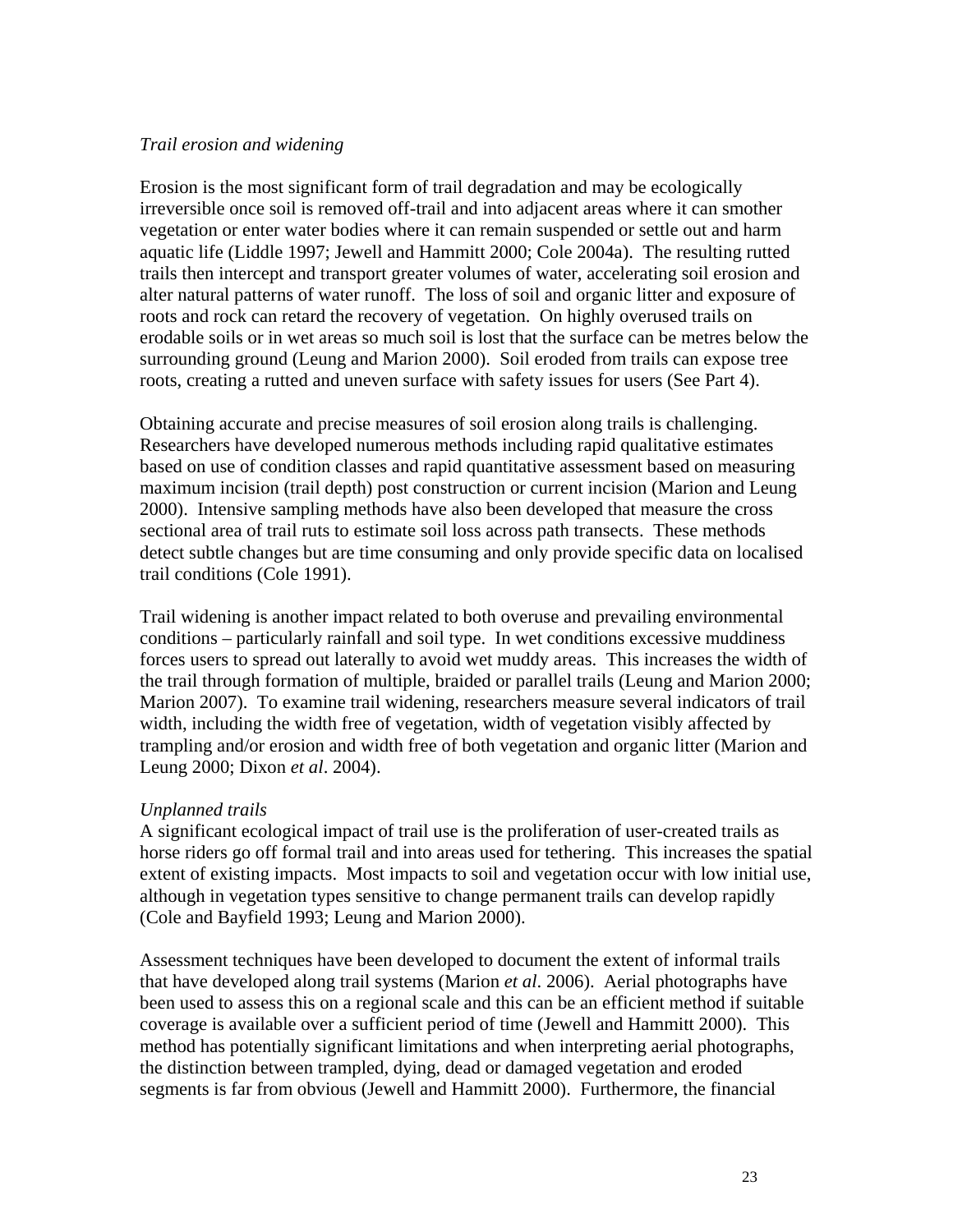*Trail erosion and widening*

Erosion is the most significant form of trail degradation and may be ecologically irreversible once soil is removed off-trail and into adjacent areas where it can smother vegetation or enter water bodies where it can remain suspended or settle out and harm aquatic life (Liddle 1997; Jewell and Hammitt 2000; Cole 2004a). The resulting rutted trails then intercept and transport greater volumes of water, accelerating soil erosion and alter natural patterns of water runoff. The loss of soil and organic litter and exposure of roots and rock can retard the recovery of vegetation. On highly overused trails on erodable soils or in wet areas so much soil is lost that the surface can be metres below the surrounding ground (Leung and Marion 2000). Soil eroded from trails can expose tree roots, creating a rutted and uneven surface with safety issues for users (See Part 4).

Obtaining accurate and precise measures of soil erosion along trails is challenging. Researchers have developed numerous methods including rapid qualitative estimates based on use of condition classes and rapid quantitative assessment based on measuring maximum incision (trail depth) post construction or current incision (Marion and Leung 2000). Intensive sampling methods have also been developed that measure the cross sectional area of trail ruts to estimate soil loss across path transects. These methods detect subtle changes but are time consuming and only provide specific data on localised trail conditions (Cole 1991).

Trail widening is another impact related to both overuse and prevailing environmental conditions – particularly rainfall and soil type. In wet conditions excessive muddiness forces users to spread out laterally to avoid wet muddy areas. This increases the width of the trail through formation of multiple, braided or parallel trails (Leung and Marion 2000; Marion 2007). To examine trail widening, researchers measure several indicators of trail width, including the width free of vegetation, width of vegetation visibly affected by trampling and/or erosion and width free of both vegetation and organic litter (Marion and Leung 2000; Dixon *et al*. 2004).

*Unplanned trails*

A significant ecological impact of trail use is the proliferation of user-created trails as horse riders go off formal trail and into areas used for tethering. This increases the spatial extent of existing impacts. Most impacts to soil and vegetation occur with low initial use, although in vegetation types sensitive to change permanent trails can develop rapidly (Cole and Bayfield 1993; Leung and Marion 2000).

Assessment techniques have been developed to document the extent of informal trails that have developed along trail systems (Marion *et al*. 2006). Aerial photographs have been used to assess this on a regional scale and this can be an efficient method if suitable coverage is available over a sufficient period of time (Jewell and Hammitt 2000). This method has potentially significant limitations and when interpreting aerial photographs, the distinction between trampled, dying, dead or damaged vegetation and eroded segments is far from obvious (Jewell and Hammitt 2000). Furthermore, the financial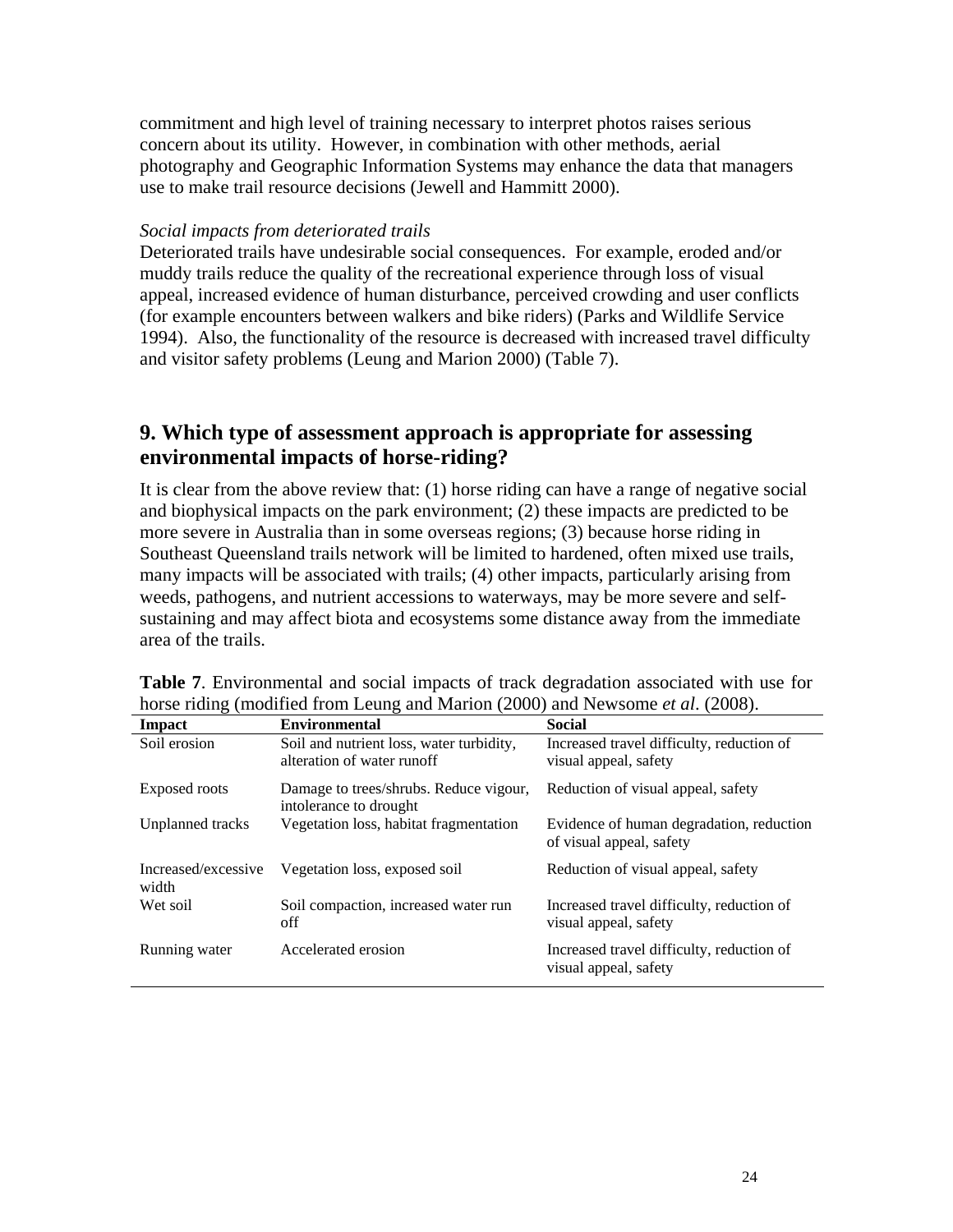commitment and high level of training necessary to interpret photos raises serious concern about its utility. However, in combination with other methods, aerial photography and Geographic Information Systems may enhance the data that managers use to make trail resource decisions (Jewell and Hammitt 2000).

*Social impacts from deteriorated trails*

Deteriorated trails have undesirable social consequences. For example, eroded and/or muddy trails reduce the quality of the recreational experience through loss of visual appeal, increased evidence of human disturbance, perceived crowding and user conflicts (for example encounters between walkers and bike riders) (Parks and Wildlife Service 1994). Also, the functionality of the resource is decreased with increased travel difficulty and visitor safety problems (Leung and Marion 2000) (Table 7).

## 9. Which type of assessment approach is appropriate for assessing environmental impacts of horse-riding?

It is clear from the above review that: (1) horse riding can have a range of negative social and biophysical impacts on the park environment; (2) these impacts are predicted to be more severe in Australia than in some overseas regions; (3) because horse riding in Southeast Queensland trails network will be limited to hardened, often mixed use trails, many impacts will be associated with trails; (4) other impacts, particularly arising from weeds, pathogens, and nutrient accessions to waterways, may be more severe and self-sustaining and may affect biota and ecosystems some distance away from the immediate area of the trails.

**Table 7**. Environmental and social impacts of track degradation associated with use for horse riding (modified from Leung and Marion (2000) and Newsome *et al*. (2008).

| Impact | Environmental | Social |
|---|---|---|
| Soil erosion | Soil and nutrient loss, water turbidity, alteration of water runoff | Increased travel difficulty, reduction of visual appeal, safety |
| Exposed roots | Damage to trees/shrubs. Reduce vigour, intolerance to drought | Reduction of visual appeal, safety |
| Unplanned tracks | Vegetation loss, habitat fragmentation | Evidence of human degradation, reduction of visual appeal, safety |
| Increased/excessive width | Vegetation loss, exposed soil | Reduction of visual appeal, safety |
| Wet soil | Soil compaction, increased water run off | Increased travel difficulty, reduction of visual appeal, safety |
| Running water | Accelerated erosion | Increased travel difficulty, reduction of visual appeal, safety |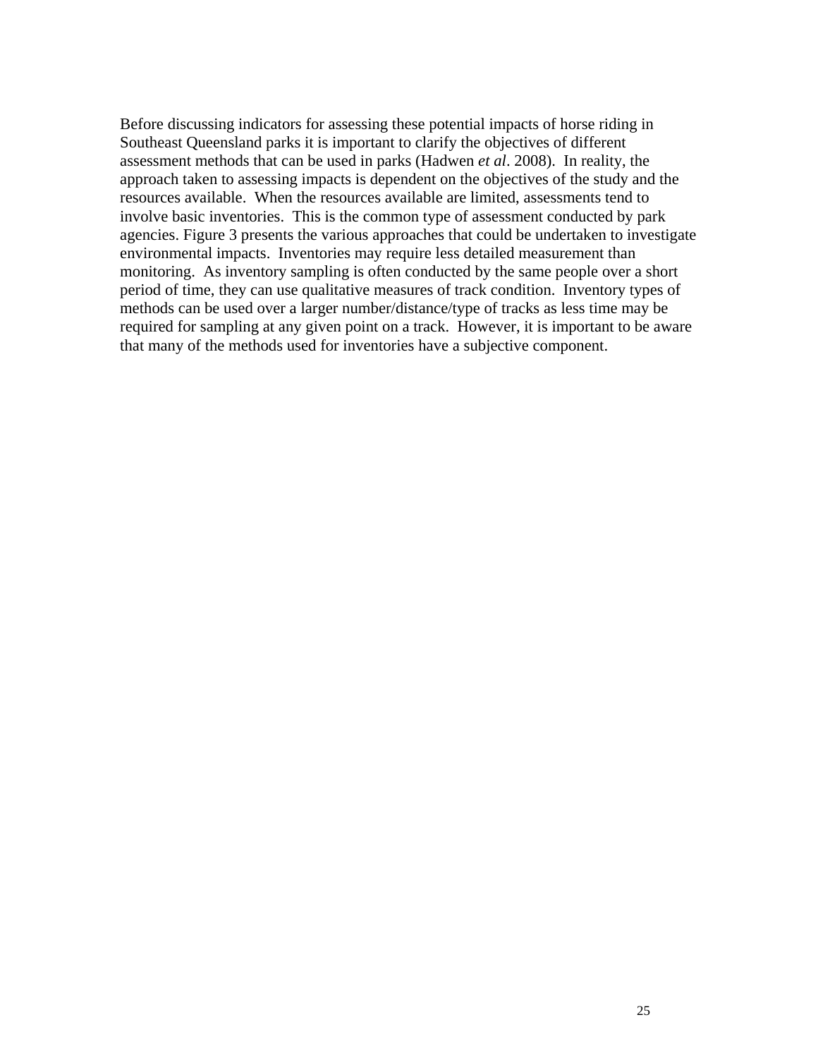Before discussing indicators for assessing these potential impacts of horse riding in Southeast Queensland parks it is important to clarify the objectives of different assessment methods that can be used in parks (Hadwen *et al*. 2008). In reality, the approach taken to assessing impacts is dependent on the objectives of the study and the resources available. When the resources available are limited, assessments tend to involve basic inventories. This is the common type of assessment conducted by park agencies. Figure 3 presents the various approaches that could be undertaken to investigate environmental impacts. Inventories may require less detailed measurement than monitoring. As inventory sampling is often conducted by the same people over a short period of time, they can use qualitative measures of track condition. Inventory types of methods can be used over a larger number/distance/type of tracks as less time may be required for sampling at any given point on a track. However, it is important to be aware that many of the methods used for inventories have a subjective component.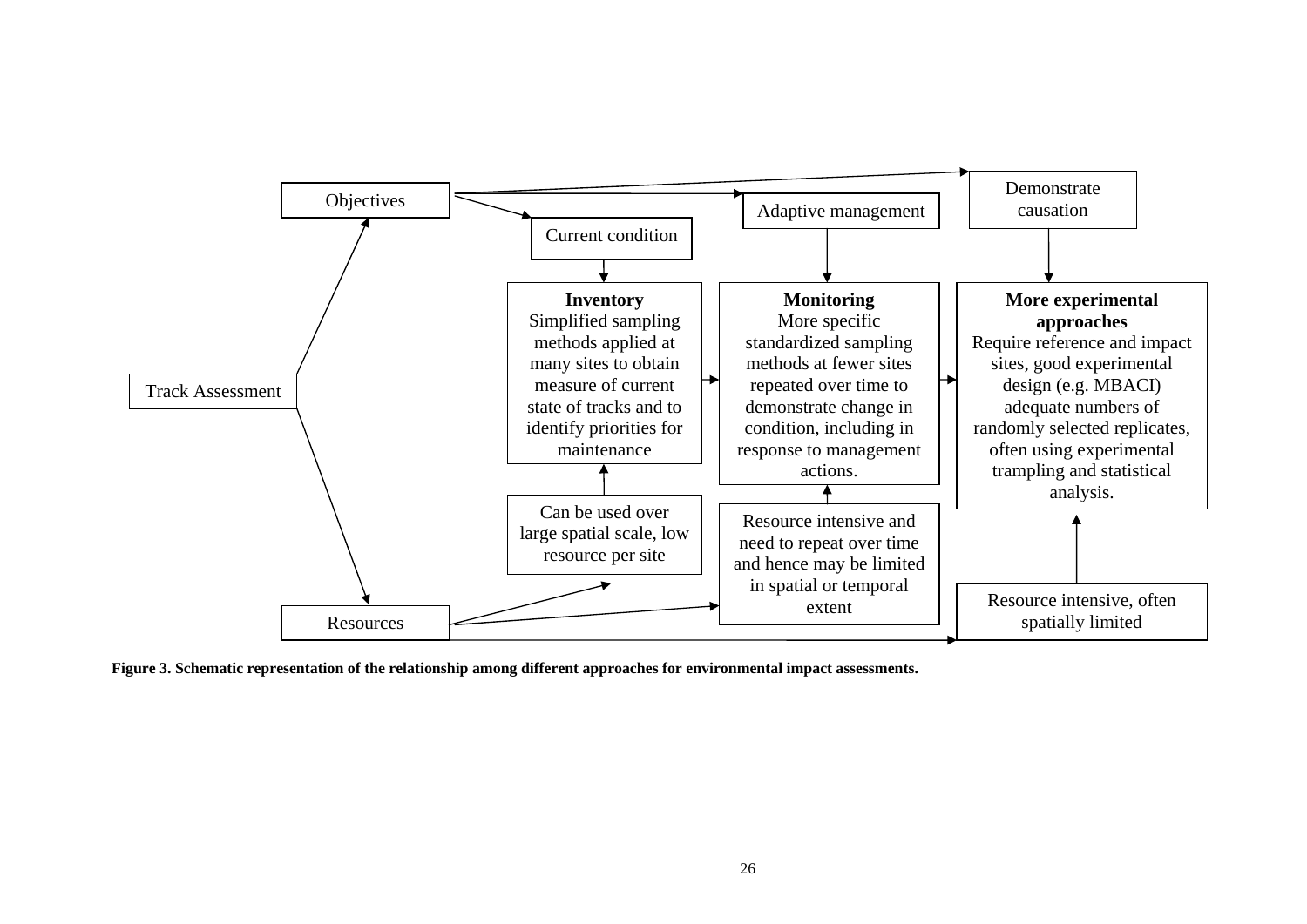Objectives

Current condition

Adaptive management

Demonstrate causation

Track Assessment

**Inventory**
Simplified sampling methods applied at many sites to obtain measure of current state of tracks and to identify priorities for maintenance

**Monitoring**
More specific standardized sampling methods at fewer sites repeated over time to demonstrate change in condition, including in response to management actions.

**More experimental approaches**
Require reference and impact sites, good experimental design (e.g. MBACI) adequate numbers of randomly selected replicates, often using experimental trampling and statistical analysis.

Can be used over large spatial scale, low resource per site

Resource intensive and need to repeat over time and hence may be limited in spatial or temporal extent

Resource intensive, often spatially limited

Resources

**Figure 3. Schematic representation of the relationship among different approaches for environmental impact assessments.**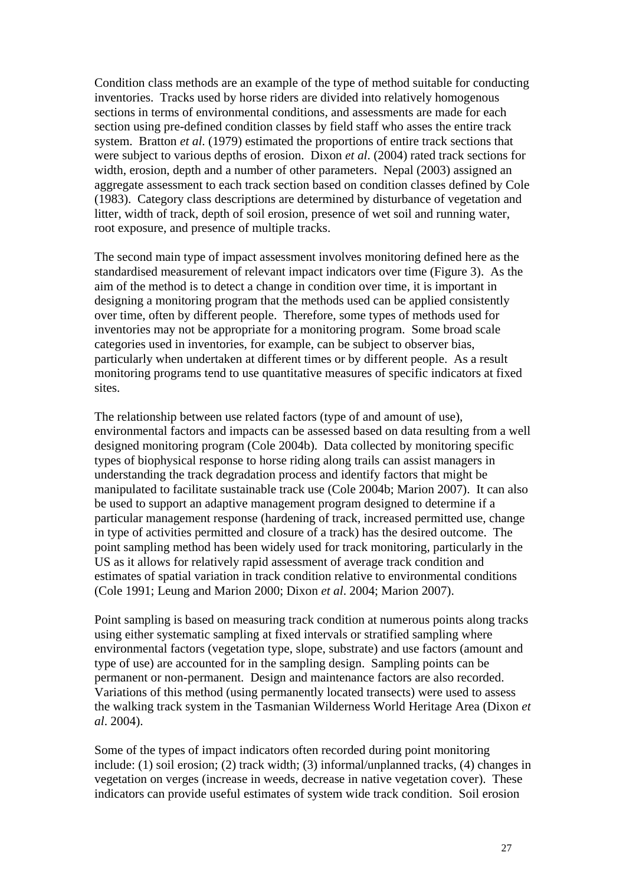Condition class methods are an example of the type of method suitable for conducting inventories. Tracks used by horse riders are divided into relatively homogenous sections in terms of environmental conditions, and assessments are made for each section using pre-defined condition classes by field staff who asses the entire track system. Bratton *et al*. (1979) estimated the proportions of entire track sections that were subject to various depths of erosion. Dixon *et al*. (2004) rated track sections for width, erosion, depth and a number of other parameters. Nepal (2003) assigned an aggregate assessment to each track section based on condition classes defined by Cole (1983). Category class descriptions are determined by disturbance of vegetation and litter, width of track, depth of soil erosion, presence of wet soil and running water, root exposure, and presence of multiple tracks.

The second main type of impact assessment involves monitoring defined here as the standardised measurement of relevant impact indicators over time (Figure 3). As the aim of the method is to detect a change in condition over time, it is important in designing a monitoring program that the methods used can be applied consistently over time, often by different people. Therefore, some types of methods used for inventories may not be appropriate for a monitoring program. Some broad scale categories used in inventories, for example, can be subject to observer bias, particularly when undertaken at different times or by different people. As a result monitoring programs tend to use quantitative measures of specific indicators at fixed sites.

The relationship between use related factors (type of and amount of use), environmental factors and impacts can be assessed based on data resulting from a well designed monitoring program (Cole 2004b). Data collected by monitoring specific types of biophysical response to horse riding along trails can assist managers in understanding the track degradation process and identify factors that might be manipulated to facilitate sustainable track use (Cole 2004b; Marion 2007). It can also be used to support an adaptive management program designed to determine if a particular management response (hardening of track, increased permitted use, change in type of activities permitted and closure of a track) has the desired outcome. The point sampling method has been widely used for track monitoring, particularly in the US as it allows for relatively rapid assessment of average track condition and estimates of spatial variation in track condition relative to environmental conditions (Cole 1991; Leung and Marion 2000; Dixon *et al*. 2004; Marion 2007).

Point sampling is based on measuring track condition at numerous points along tracks using either systematic sampling at fixed intervals or stratified sampling where environmental factors (vegetation type, slope, substrate) and use factors (amount and type of use) are accounted for in the sampling design. Sampling points can be permanent or non-permanent. Design and maintenance factors are also recorded. Variations of this method (using permanently located transects) were used to assess the walking track system in the Tasmanian Wilderness World Heritage Area (Dixon *et al*. 2004).

Some of the types of impact indicators often recorded during point monitoring include: (1) soil erosion; (2) track width; (3) informal/unplanned tracks, (4) changes in vegetation on verges (increase in weeds, decrease in native vegetation cover). These indicators can provide useful estimates of system wide track condition. Soil erosion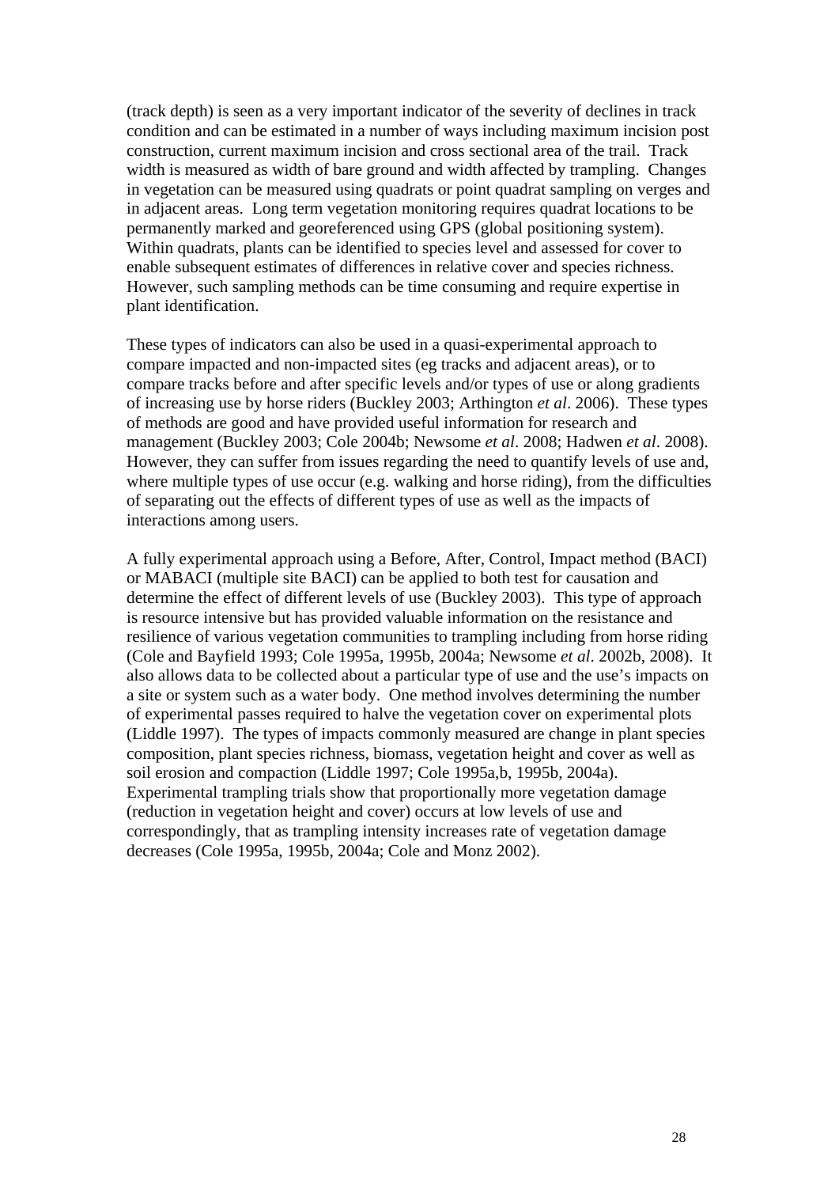(track depth) is seen as a very important indicator of the severity of declines in track condition and can be estimated in a number of ways including maximum incision post construction, current maximum incision and cross sectional area of the trail. Track width is measured as width of bare ground and width affected by trampling. Changes in vegetation can be measured using quadrats or point quadrat sampling on verges and in adjacent areas. Long term vegetation monitoring requires quadrat locations to be permanently marked and georeferenced using GPS (global positioning system). Within quadrats, plants can be identified to species level and assessed for cover to enable subsequent estimates of differences in relative cover and species richness. However, such sampling methods can be time consuming and require expertise in plant identification.

These types of indicators can also be used in a quasi-experimental approach to compare impacted and non-impacted sites (eg tracks and adjacent areas), or to compare tracks before and after specific levels and/or types of use or along gradients of increasing use by horse riders (Buckley 2003; Arthington *et al*. 2006). These types of methods are good and have provided useful information for research and management (Buckley 2003; Cole 2004b; Newsome *et al*. 2008; Hadwen *et al*. 2008). However, they can suffer from issues regarding the need to quantify levels of use and, where multiple types of use occur (e.g. walking and horse riding), from the difficulties of separating out the effects of different types of use as well as the impacts of interactions among users.

A fully experimental approach using a Before, After, Control, Impact method (BACI) or MABACI (multiple site BACI) can be applied to both test for causation and determine the effect of different levels of use (Buckley 2003). This type of approach is resource intensive but has provided valuable information on the resistance and resilience of various vegetation communities to trampling including from horse riding (Cole and Bayfield 1993; Cole 1995a, 1995b, 2004a; Newsome *et al*. 2002b, 2008). It also allows data to be collected about a particular type of use and the use's impacts on a site or system such as a water body. One method involves determining the number of experimental passes required to halve the vegetation cover on experimental plots (Liddle 1997). The types of impacts commonly measured are change in plant species composition, plant species richness, biomass, vegetation height and cover as well as soil erosion and compaction (Liddle 1997; Cole 1995a,b, 1995b, 2004a). Experimental trampling trials show that proportionally more vegetation damage (reduction in vegetation height and cover) occurs at low levels of use and correspondingly, that as trampling intensity increases rate of vegetation damage decreases (Cole 1995a, 1995b, 2004a; Cole and Monz 2002).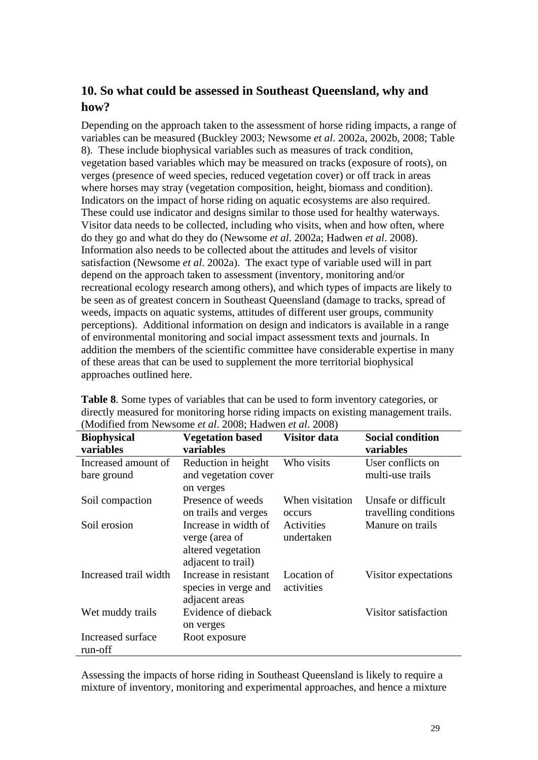## 10. So what could be assessed in Southeast Queensland, why and how?

Depending on the approach taken to the assessment of horse riding impacts, a range of variables can be measured (Buckley 2003; Newsome *et al*. 2002a, 2002b, 2008; Table 8). These include biophysical variables such as measures of track condition, vegetation based variables which may be measured on tracks (exposure of roots), on verges (presence of weed species, reduced vegetation cover) or off track in areas where horses may stray (vegetation composition, height, biomass and condition). Indicators on the impact of horse riding on aquatic ecosystems are also required. These could use indicator and designs similar to those used for healthy waterways. Visitor data needs to be collected, including who visits, when and how often, where do they go and what do they do (Newsome *et al*. 2002a; Hadwen *et al*. 2008). Information also needs to be collected about the attitudes and levels of visitor satisfaction (Newsome *et al*. 2002a). The exact type of variable used will in part depend on the approach taken to assessment (inventory, monitoring and/or recreational ecology research among others), and which types of impacts are likely to be seen as of greatest concern in Southeast Queensland (damage to tracks, spread of weeds, impacts on aquatic systems, attitudes of different user groups, community perceptions). Additional information on design and indicators is available in a range of environmental monitoring and social impact assessment texts and journals. In addition the members of the scientific committee have considerable expertise in many of these areas that can be used to supplement the more territorial biophysical approaches outlined here.

**Table 8**. Some types of variables that can be used to form inventory categories, or directly measured for monitoring horse riding impacts on existing management trails. (Modified from Newsome *et al*. 2008; Hadwen *et al*. 2008)

| Biophysical variables | Vegetation based variables | Visitor data | Social condition variables |
|---|---|---|---|
| Increased amount of bare ground | Reduction in height and vegetation cover on verges | Who visits | User conflicts on multi-use trails |
| Soil compaction | Presence of weeds on trails and verges | When visitation occurs | Unsafe or difficult travelling conditions |
| Soil erosion | Increase in width of verge (area of altered vegetation adjacent to trail) | Activities undertaken | Manure on trails |
| Increased trail width | Increase in resistant species in verge and adjacent areas | Location of activities | Visitor expectations |
| Wet muddy trails | Evidence of dieback on verges | | Visitor satisfaction |
| Increased surface run-off | Root exposure | | |

Assessing the impacts of horse riding in Southeast Queensland is likely to require a mixture of inventory, monitoring and experimental approaches, and hence a mixture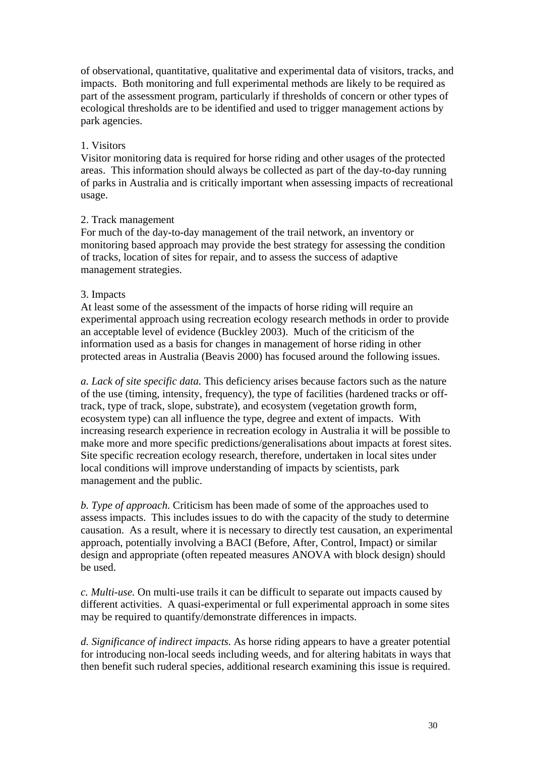of observational, quantitative, qualitative and experimental data of visitors, tracks, and impacts. Both monitoring and full experimental methods are likely to be required as part of the assessment program, particularly if thresholds of concern or other types of ecological thresholds are to be identified and used to trigger management actions by park agencies.

1. Visitors
Visitor monitoring data is required for horse riding and other usages of the protected areas. This information should always be collected as part of the day-to-day running of parks in Australia and is critically important when assessing impacts of recreational usage.

2. Track management
For much of the day-to-day management of the trail network, an inventory or monitoring based approach may provide the best strategy for assessing the condition of tracks, location of sites for repair, and to assess the success of adaptive management strategies.

3. Impacts
At least some of the assessment of the impacts of horse riding will require an experimental approach using recreation ecology research methods in order to provide an acceptable level of evidence (Buckley 2003). Much of the criticism of the information used as a basis for changes in management of horse riding in other protected areas in Australia (Beavis 2000) has focused around the following issues.

*a. Lack of site specific data.* This deficiency arises because factors such as the nature of the use (timing, intensity, frequency), the type of facilities (hardened tracks or off-track, type of track, slope, substrate), and ecosystem (vegetation growth form, ecosystem type) can all influence the type, degree and extent of impacts. With increasing research experience in recreation ecology in Australia it will be possible to make more and more specific predictions/generalisations about impacts at forest sites. Site specific recreation ecology research, therefore, undertaken in local sites under local conditions will improve understanding of impacts by scientists, park management and the public.

*b. Type of approach.* Criticism has been made of some of the approaches used to assess impacts. This includes issues to do with the capacity of the study to determine causation. As a result, where it is necessary to directly test causation, an experimental approach, potentially involving a BACI (Before, After, Control, Impact) or similar design and appropriate (often repeated measures ANOVA with block design) should be used.

*c. Multi-use.* On multi-use trails it can be difficult to separate out impacts caused by different activities. A quasi-experimental or full experimental approach in some sites may be required to quantify/demonstrate differences in impacts.

*d. Significance of indirect impacts.* As horse riding appears to have a greater potential for introducing non-local seeds including weeds, and for altering habitats in ways that then benefit such ruderal species, additional research examining this issue is required.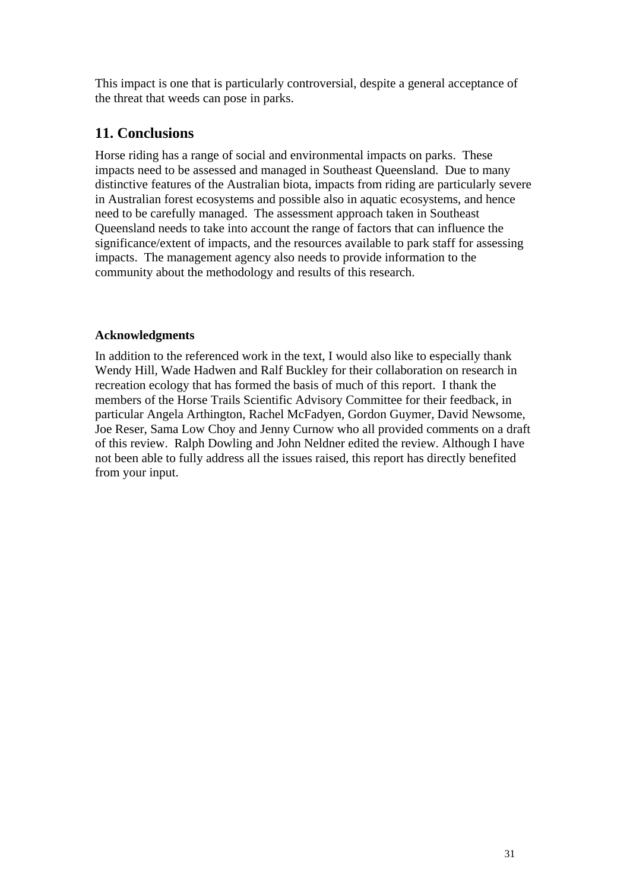This impact is one that is particularly controversial, despite a general acceptance of the threat that weeds can pose in parks.

## 11. Conclusions

Horse riding has a range of social and environmental impacts on parks. These impacts need to be assessed and managed in Southeast Queensland. Due to many distinctive features of the Australian biota, impacts from riding are particularly severe in Australian forest ecosystems and possible also in aquatic ecosystems, and hence need to be carefully managed. The assessment approach taken in Southeast Queensland needs to take into account the range of factors that can influence the significance/extent of impacts, and the resources available to park staff for assessing impacts. The management agency also needs to provide information to the community about the methodology and results of this research.

**Acknowledgments**

In addition to the referenced work in the text, I would also like to especially thank Wendy Hill, Wade Hadwen and Ralf Buckley for their collaboration on research in recreation ecology that has formed the basis of much of this report. I thank the members of the Horse Trails Scientific Advisory Committee for their feedback, in particular Angela Arthington, Rachel McFadyen, Gordon Guymer, David Newsome, Joe Reser, Sama Low Choy and Jenny Curnow who all provided comments on a draft of this review. Ralph Dowling and John Neldner edited the review. Although I have not been able to fully address all the issues raised, this report has directly benefited from your input.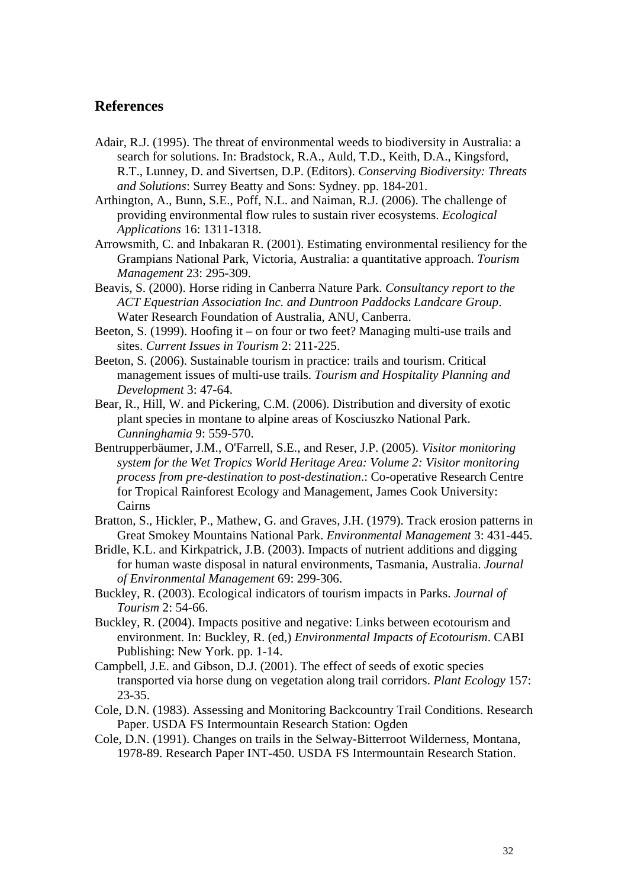## References

Adair, R.J. (1995). The threat of environmental weeds to biodiversity in Australia: a search for solutions. In: Bradstock, R.A., Auld, T.D., Keith, D.A., Kingsford, R.T., Lunney, D. and Sivertsen, D.P. (Editors). *Conserving Biodiversity: Threats and Solutions*: Surrey Beatty and Sons: Sydney. pp. 184-201.

Arthington, A., Bunn, S.E., Poff, N.L. and Naiman, R.J. (2006). The challenge of providing environmental flow rules to sustain river ecosystems. *Ecological Applications* 16: 1311-1318.

Arrowsmith, C. and Inbakaran R. (2001). Estimating environmental resiliency for the Grampians National Park, Victoria, Australia: a quantitative approach. *Tourism Management* 23: 295-309.

Beavis, S. (2000). Horse riding in Canberra Nature Park. *Consultancy report to the ACT Equestrian Association Inc. and Duntroon Paddocks Landcare Group*. Water Research Foundation of Australia, ANU, Canberra.

Beeton, S. (1999). Hoofing it – on four or two feet? Managing multi-use trails and sites. *Current Issues in Tourism* 2: 211-225.

Beeton, S. (2006). Sustainable tourism in practice: trails and tourism. Critical management issues of multi-use trails. *Tourism and Hospitality Planning and Development* 3: 47-64.

Bear, R., Hill, W. and Pickering, C.M. (2006). Distribution and diversity of exotic plant species in montane to alpine areas of Kosciuszko National Park. *Cunninghamia* 9: 559-570.

Bentrupperbäumer, J.M., O'Farrell, S.E., and Reser, J.P. (2005). *Visitor monitoring system for the Wet Tropics World Heritage Area: Volume 2: Visitor monitoring process from pre-destination to post-destination*.: Co-operative Research Centre for Tropical Rainforest Ecology and Management, James Cook University: Cairns

Bratton, S., Hickler, P., Mathew, G. and Graves, J.H. (1979). Track erosion patterns in Great Smokey Mountains National Park. *Environmental Management* 3: 431-445.

Bridle, K.L. and Kirkpatrick, J.B. (2003). Impacts of nutrient additions and digging for human waste disposal in natural environments, Tasmania, Australia. *Journal of Environmental Management* 69: 299-306.

Buckley, R. (2003). Ecological indicators of tourism impacts in Parks. *Journal of Tourism* 2: 54-66.

Buckley, R. (2004). Impacts positive and negative: Links between ecotourism and environment. In: Buckley, R. (ed,) *Environmental Impacts of Ecotourism*. CABI Publishing: New York. pp. 1-14.

Campbell, J.E. and Gibson, D.J. (2001). The effect of seeds of exotic species transported via horse dung on vegetation along trail corridors. *Plant Ecology* 157: 23-35.

Cole, D.N. (1983). Assessing and Monitoring Backcountry Trail Conditions. Research Paper. USDA FS Intermountain Research Station: Ogden

Cole, D.N. (1991). Changes on trails in the Selway-Bitterroot Wilderness, Montana, 1978-89. Research Paper INT-450. USDA FS Intermountain Research Station.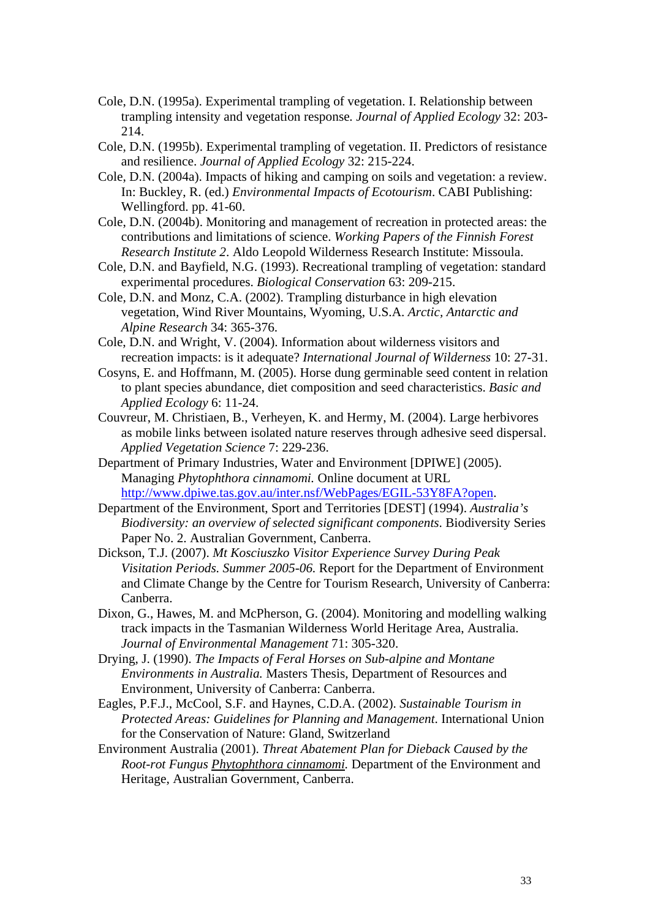Cole, D.N. (1995a). Experimental trampling of vegetation. I. Relationship between trampling intensity and vegetation response. *Journal of Applied Ecology* 32: 203-214.

Cole, D.N. (1995b). Experimental trampling of vegetation. II. Predictors of resistance and resilience. *Journal of Applied Ecology* 32: 215-224.

Cole, D.N. (2004a). Impacts of hiking and camping on soils and vegetation: a review. In: Buckley, R. (ed.) *Environmental Impacts of Ecotourism*. CABI Publishing: Wellingford. pp. 41-60.

Cole, D.N. (2004b). Monitoring and management of recreation in protected areas: the contributions and limitations of science. *Working Papers of the Finnish Forest Research Institute 2*. Aldo Leopold Wilderness Research Institute: Missoula.

Cole, D.N. and Bayfield, N.G. (1993). Recreational trampling of vegetation: standard experimental procedures. *Biological Conservation* 63: 209-215.

Cole, D.N. and Monz, C.A. (2002). Trampling disturbance in high elevation vegetation, Wind River Mountains, Wyoming, U.S.A. *Arctic, Antarctic and Alpine Research* 34: 365-376.

Cole, D.N. and Wright, V. (2004). Information about wilderness visitors and recreation impacts: is it adequate? *International Journal of Wilderness* 10: 27-31.

Cosyns, E. and Hoffmann, M. (2005). Horse dung germinable seed content in relation to plant species abundance, diet composition and seed characteristics. *Basic and Applied Ecology* 6: 11-24.

Couvreur, M. Christiaen, B., Verheyen, K. and Hermy, M. (2004). Large herbivores as mobile links between isolated nature reserves through adhesive seed dispersal. *Applied Vegetation Science* 7: 229-236.

Department of Primary Industries, Water and Environment [DPIWE] (2005). Managing *Phytophthora cinnamomi.* Online document at URL http://www.dpiwe.tas.gov.au/inter.nsf/WebPages/EGIL-53Y8FA?open.

Department of the Environment, Sport and Territories [DEST] (1994). *Australia's Biodiversity: an overview of selected significant components*. Biodiversity Series Paper No. 2. Australian Government, Canberra.

Dickson, T.J. (2007). *Mt Kosciuszko Visitor Experience Survey During Peak Visitation Periods. Summer 2005-06.* Report for the Department of Environment and Climate Change by the Centre for Tourism Research, University of Canberra: Canberra.

Dixon, G., Hawes, M. and McPherson, G. (2004). Monitoring and modelling walking track impacts in the Tasmanian Wilderness World Heritage Area, Australia. *Journal of Environmental Management* 71: 305-320.

Drying, J. (1990). *The Impacts of Feral Horses on Sub-alpine and Montane Environments in Australia.* Masters Thesis, Department of Resources and Environment, University of Canberra: Canberra.

Eagles, P.F.J., McCool, S.F. and Haynes, C.D.A. (2002). *Sustainable Tourism in Protected Areas: Guidelines for Planning and Management*. International Union for the Conservation of Nature: Gland, Switzerland

Environment Australia (2001). *Threat Abatement Plan for Dieback Caused by the Root-rot Fungus Phytophthora cinnamomi.* Department of the Environment and Heritage, Australian Government, Canberra.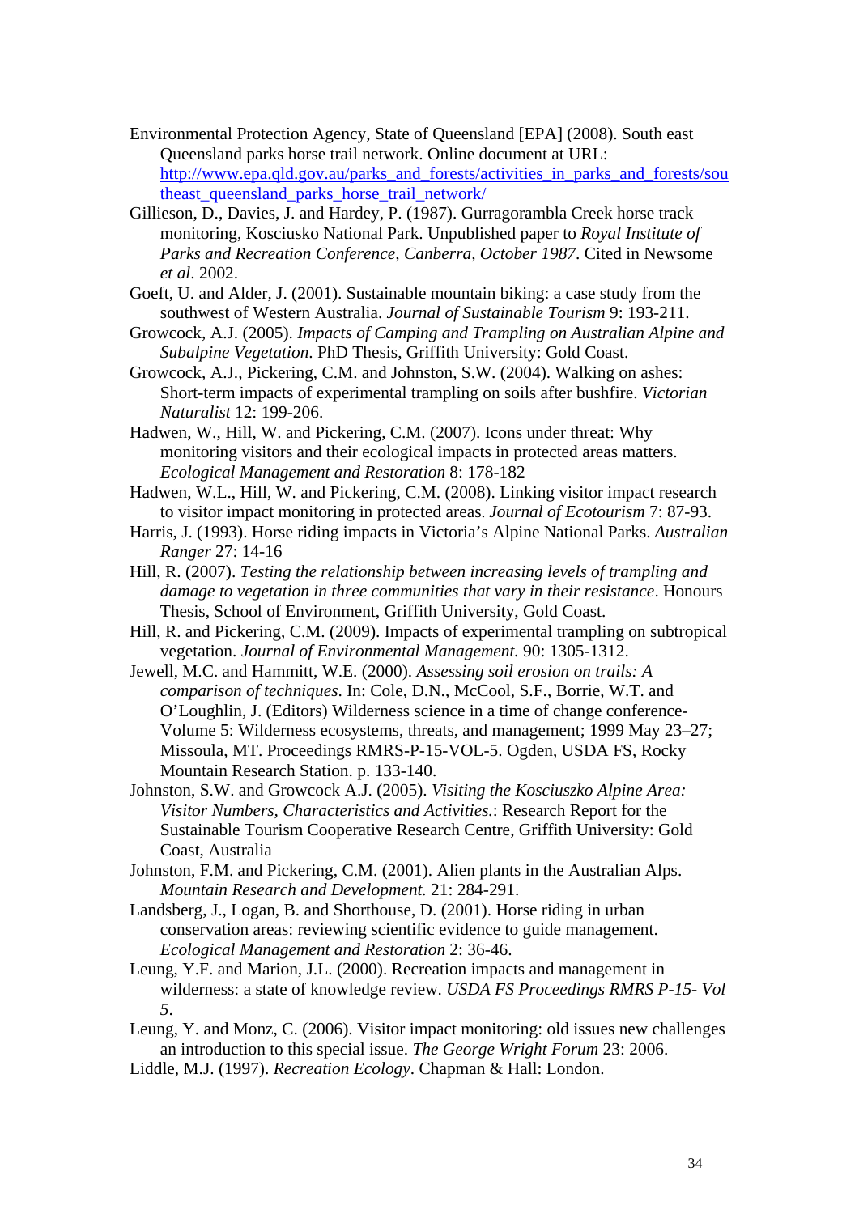Environmental Protection Agency, State of Queensland [EPA] (2008). South east Queensland parks horse trail network. Online document at URL: http://www.epa.qld.gov.au/parks_and_forests/activities_in_parks_and_forests/southeast_queensland_parks_horse_trail_network/

Gillieson, D., Davies, J. and Hardey, P. (1987). Gurragorambla Creek horse track monitoring, Kosciusko National Park. Unpublished paper to *Royal Institute of Parks and Recreation Conference, Canberra, October 1987*. Cited in Newsome *et al*. 2002.

Goeft, U. and Alder, J. (2001). Sustainable mountain biking: a case study from the southwest of Western Australia. *Journal of Sustainable Tourism* 9: 193-211.

Growcock, A.J. (2005). *Impacts of Camping and Trampling on Australian Alpine and Subalpine Vegetation*. PhD Thesis, Griffith University: Gold Coast.

Growcock, A.J., Pickering, C.M. and Johnston, S.W. (2004). Walking on ashes: Short-term impacts of experimental trampling on soils after bushfire. *Victorian Naturalist* 12: 199-206.

Hadwen, W., Hill, W. and Pickering, C.M. (2007). Icons under threat: Why monitoring visitors and their ecological impacts in protected areas matters. *Ecological Management and Restoration* 8: 178-182

Hadwen, W.L., Hill, W. and Pickering, C.M. (2008). Linking visitor impact research to visitor impact monitoring in protected areas. *Journal of Ecotourism* 7: 87-93.

Harris, J. (1993). Horse riding impacts in Victoria's Alpine National Parks. *Australian Ranger* 27: 14-16

Hill, R. (2007). *Testing the relationship between increasing levels of trampling and damage to vegetation in three communities that vary in their resistance*. Honours Thesis, School of Environment, Griffith University, Gold Coast.

Hill, R. and Pickering, C.M. (2009). Impacts of experimental trampling on subtropical vegetation. *Journal of Environmental Management.* 90: 1305-1312.

Jewell, M.C. and Hammitt, W.E. (2000). *Assessing soil erosion on trails: A comparison of techniques*. In: Cole, D.N., McCool, S.F., Borrie, W.T. and O'Loughlin, J. (Editors) Wilderness science in a time of change conference-Volume 5: Wilderness ecosystems, threats, and management; 1999 May 23–27; Missoula, MT. Proceedings RMRS-P-15-VOL-5. Ogden, USDA FS, Rocky Mountain Research Station. p. 133-140.

Johnston, S.W. and Growcock A.J. (2005). *Visiting the Kosciuszko Alpine Area: Visitor Numbers, Characteristics and Activities.*: Research Report for the Sustainable Tourism Cooperative Research Centre, Griffith University: Gold Coast, Australia

Johnston, F.M. and Pickering, C.M. (2001). Alien plants in the Australian Alps. *Mountain Research and Development.* 21: 284-291.

Landsberg, J., Logan, B. and Shorthouse, D. (2001). Horse riding in urban conservation areas: reviewing scientific evidence to guide management. *Ecological Management and Restoration* 2: 36-46.

Leung, Y.F. and Marion, J.L. (2000). Recreation impacts and management in wilderness: a state of knowledge review. *USDA FS Proceedings RMRS P-15- Vol 5*.

Leung, Y. and Monz, C. (2006). Visitor impact monitoring: old issues new challenges an introduction to this special issue. *The George Wright Forum* 23: 2006.

Liddle, M.J. (1997). *Recreation Ecology*. Chapman & Hall: London.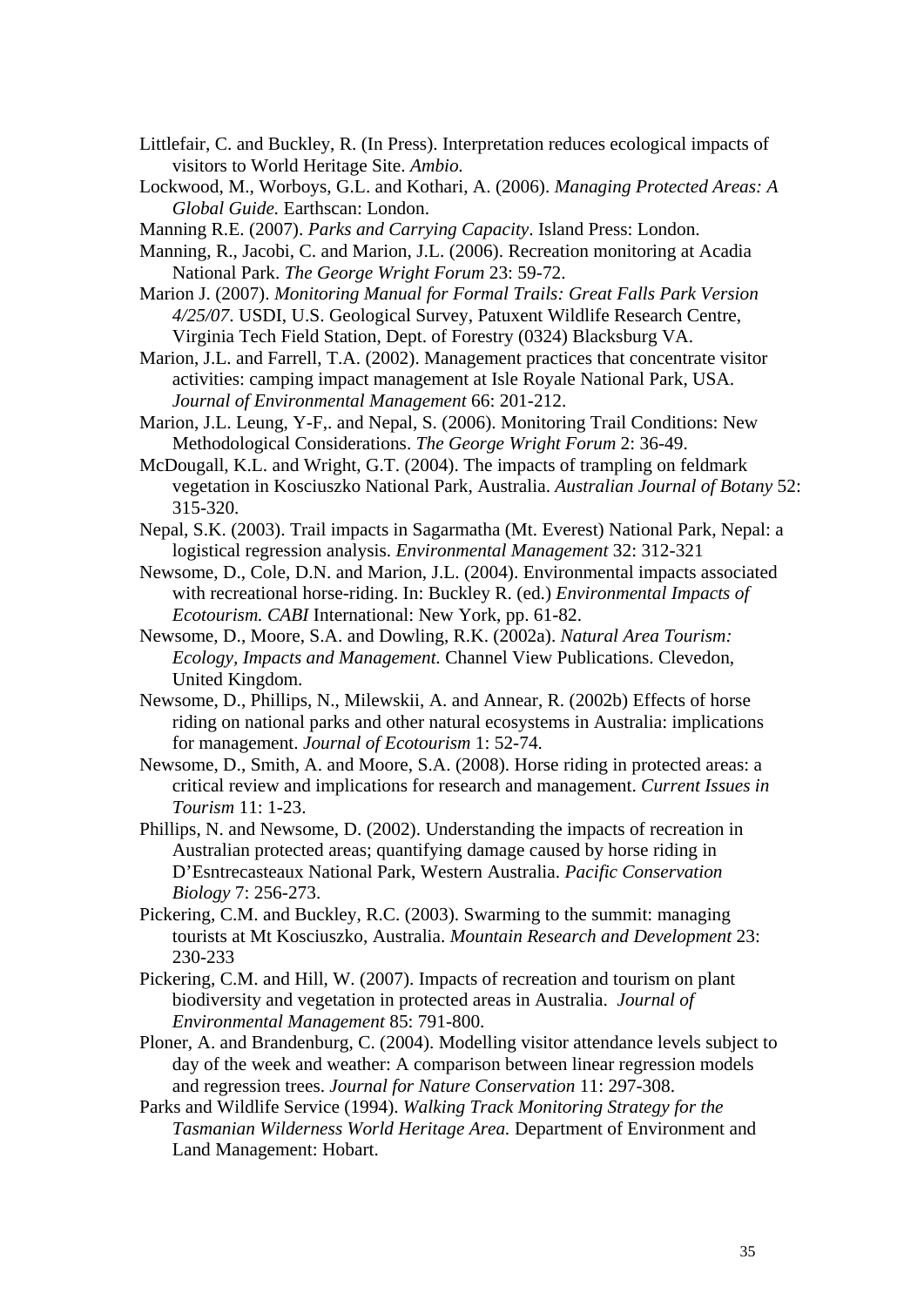Littlefair, C. and Buckley, R. (In Press). Interpretation reduces ecological impacts of visitors to World Heritage Site. *Ambio.*

Lockwood, M., Worboys, G.L. and Kothari, A. (2006). *Managing Protected Areas: A Global Guide.* Earthscan: London.

Manning R.E. (2007). *Parks and Carrying Capacity*. Island Press: London.

Manning, R., Jacobi, C. and Marion, J.L. (2006). Recreation monitoring at Acadia National Park. *The George Wright Forum* 23: 59-72.

Marion J. (2007). *Monitoring Manual for Formal Trails: Great Falls Park Version 4/25/07*. USDI, U.S. Geological Survey, Patuxent Wildlife Research Centre, Virginia Tech Field Station, Dept. of Forestry (0324) Blacksburg VA.

Marion, J.L. and Farrell, T.A. (2002). Management practices that concentrate visitor activities: camping impact management at Isle Royale National Park, USA. *Journal of Environmental Management* 66: 201-212.

Marion, J.L. Leung, Y-F,. and Nepal, S. (2006). Monitoring Trail Conditions: New Methodological Considerations. *The George Wright Forum* 2: 36-49.

McDougall, K.L. and Wright, G.T. (2004). The impacts of trampling on feldmark vegetation in Kosciuszko National Park, Australia. *Australian Journal of Botany* 52: 315-320.

Nepal, S.K. (2003). Trail impacts in Sagarmatha (Mt. Everest) National Park, Nepal: a logistical regression analysis. *Environmental Management* 32: 312-321

Newsome, D., Cole, D.N. and Marion, J.L. (2004). Environmental impacts associated with recreational horse-riding. In: Buckley R. (ed.) *Environmental Impacts of Ecotourism. CABI* International: New York, pp. 61-82.

Newsome, D., Moore, S.A. and Dowling, R.K. (2002a). *Natural Area Tourism: Ecology, Impacts and Management.* Channel View Publications. Clevedon, United Kingdom.

Newsome, D., Phillips, N., Milewskii, A. and Annear, R. (2002b) Effects of horse riding on national parks and other natural ecosystems in Australia: implications for management. *Journal of Ecotourism* 1: 52-74.

Newsome, D., Smith, A. and Moore, S.A. (2008). Horse riding in protected areas: a critical review and implications for research and management. *Current Issues in Tourism* 11: 1-23.

Phillips, N. and Newsome, D. (2002). Understanding the impacts of recreation in Australian protected areas; quantifying damage caused by horse riding in D'Esntrecasteaux National Park, Western Australia. *Pacific Conservation Biology* 7: 256-273.

Pickering, C.M. and Buckley, R.C. (2003). Swarming to the summit: managing tourists at Mt Kosciuszko, Australia. *Mountain Research and Development* 23: 230-233

Pickering, C.M. and Hill, W. (2007). Impacts of recreation and tourism on plant biodiversity and vegetation in protected areas in Australia. *Journal of Environmental Management* 85: 791-800.

Ploner, A. and Brandenburg, C. (2004). Modelling visitor attendance levels subject to day of the week and weather: A comparison between linear regression models and regression trees. *Journal for Nature Conservation* 11: 297-308.

Parks and Wildlife Service (1994). *Walking Track Monitoring Strategy for the Tasmanian Wilderness World Heritage Area.* Department of Environment and Land Management: Hobart.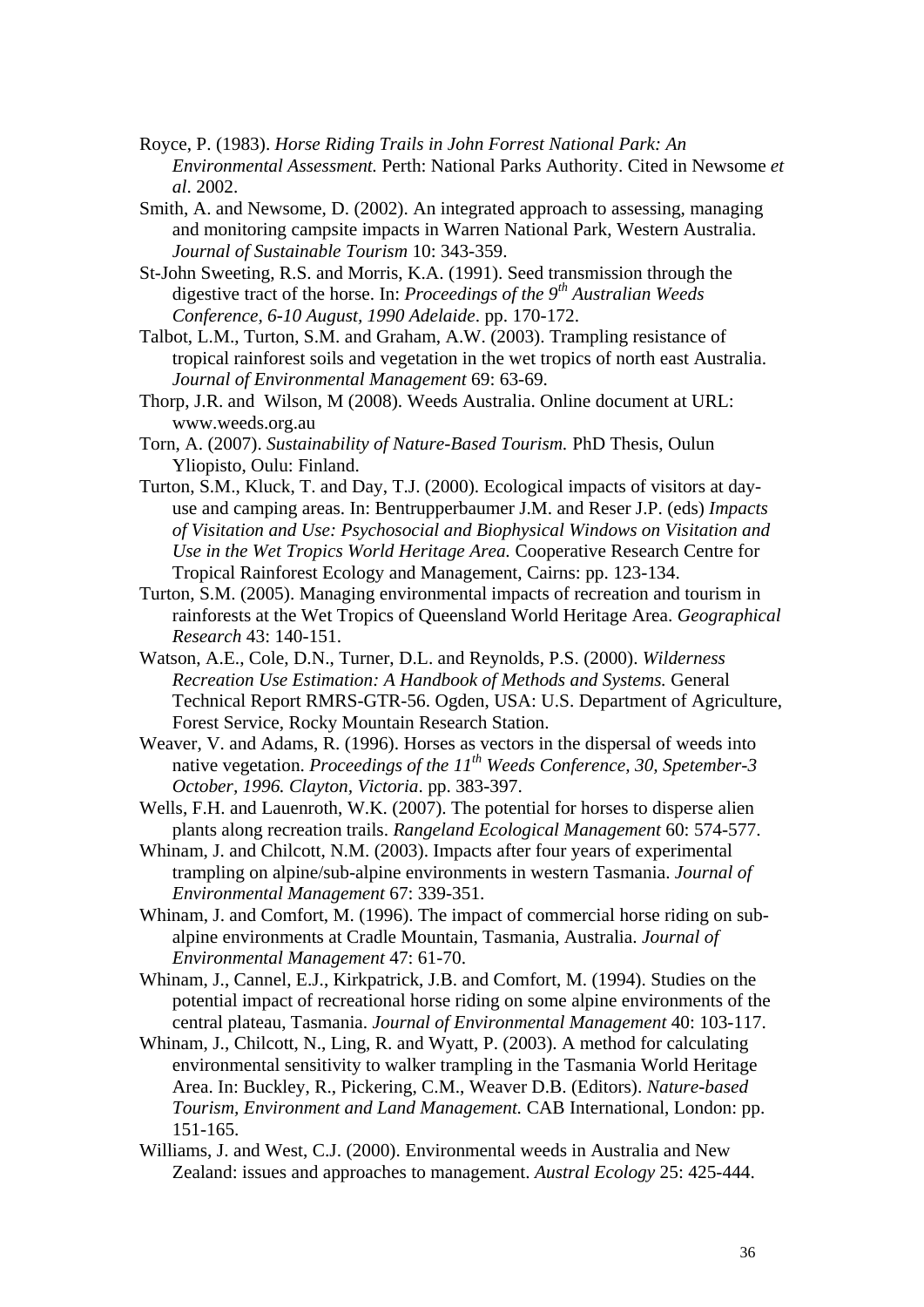Royce, P. (1983). *Horse Riding Trails in John Forrest National Park: An Environmental Assessment.* Perth: National Parks Authority. Cited in Newsome *et al*. 2002.

Smith, A. and Newsome, D. (2002). An integrated approach to assessing, managing and monitoring campsite impacts in Warren National Park, Western Australia. *Journal of Sustainable Tourism* 10: 343-359.

St-John Sweeting, R.S. and Morris, K.A. (1991). Seed transmission through the digestive tract of the horse. In: *Proceedings of the 9th Australian Weeds Conference, 6-10 August, 1990 Adelaide*. pp. 170-172.

Talbot, L.M., Turton, S.M. and Graham, A.W. (2003). Trampling resistance of tropical rainforest soils and vegetation in the wet tropics of north east Australia. *Journal of Environmental Management* 69: 63-69.

Thorp, J.R. and Wilson, M (2008). Weeds Australia. Online document at URL: www.weeds.org.au

Torn, A. (2007). *Sustainability of Nature-Based Tourism.* PhD Thesis, Oulun Yliopisto, Oulu: Finland.

Turton, S.M., Kluck, T. and Day, T.J. (2000). Ecological impacts of visitors at day-use and camping areas. In: Bentrupperbaumer J.M. and Reser J.P. (eds) *Impacts of Visitation and Use: Psychosocial and Biophysical Windows on Visitation and Use in the Wet Tropics World Heritage Area.* Cooperative Research Centre for Tropical Rainforest Ecology and Management, Cairns: pp. 123-134.

Turton, S.M. (2005). Managing environmental impacts of recreation and tourism in rainforests at the Wet Tropics of Queensland World Heritage Area. *Geographical Research* 43: 140-151.

Watson, A.E., Cole, D.N., Turner, D.L. and Reynolds, P.S. (2000). *Wilderness Recreation Use Estimation: A Handbook of Methods and Systems.* General Technical Report RMRS-GTR-56. Ogden, USA: U.S. Department of Agriculture, Forest Service, Rocky Mountain Research Station.

Weaver, V. and Adams, R. (1996). Horses as vectors in the dispersal of weeds into native vegetation. *Proceedings of the 11th Weeds Conference, 30, Spetember-3 October, 1996. Clayton, Victoria*. pp. 383-397.

Wells, F.H. and Lauenroth, W.K. (2007). The potential for horses to disperse alien plants along recreation trails. *Rangeland Ecological Management* 60: 574-577.

Whinam, J. and Chilcott, N.M. (2003). Impacts after four years of experimental trampling on alpine/sub-alpine environments in western Tasmania. *Journal of Environmental Management* 67: 339-351.

Whinam, J. and Comfort, M. (1996). The impact of commercial horse riding on sub-alpine environments at Cradle Mountain, Tasmania, Australia. *Journal of Environmental Management* 47: 61-70.

Whinam, J., Cannel, E.J., Kirkpatrick, J.B. and Comfort, M. (1994). Studies on the potential impact of recreational horse riding on some alpine environments of the central plateau, Tasmania. *Journal of Environmental Management* 40: 103-117.

Whinam, J., Chilcott, N., Ling, R. and Wyatt, P. (2003). A method for calculating environmental sensitivity to walker trampling in the Tasmania World Heritage Area. In: Buckley, R., Pickering, C.M., Weaver D.B. (Editors). *Nature-based Tourism, Environment and Land Management.* CAB International, London: pp. 151-165.

Williams, J. and West, C.J. (2000). Environmental weeds in Australia and New Zealand: issues and approaches to management. *Austral Ecology* 25: 425-444.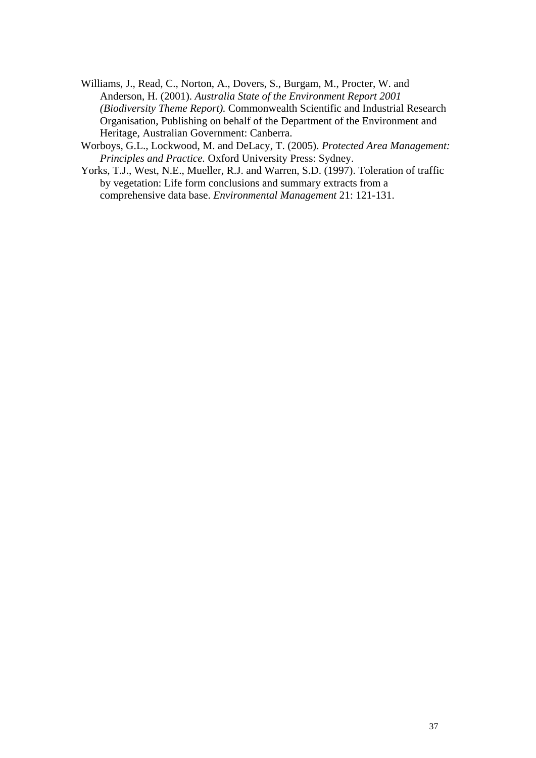Williams, J., Read, C., Norton, A., Dovers, S., Burgam, M., Procter, W. and Anderson, H. (2001). *Australia State of the Environment Report 2001 (Biodiversity Theme Report).* Commonwealth Scientific and Industrial Research Organisation, Publishing on behalf of the Department of the Environment and Heritage, Australian Government: Canberra.

Worboys, G.L., Lockwood, M. and DeLacy, T. (2005). *Protected Area Management: Principles and Practice.* Oxford University Press: Sydney.

Yorks, T.J., West, N.E., Mueller, R.J. and Warren, S.D. (1997). Toleration of traffic by vegetation: Life form conclusions and summary extracts from a comprehensive data base. *Environmental Management* 21: 121-131.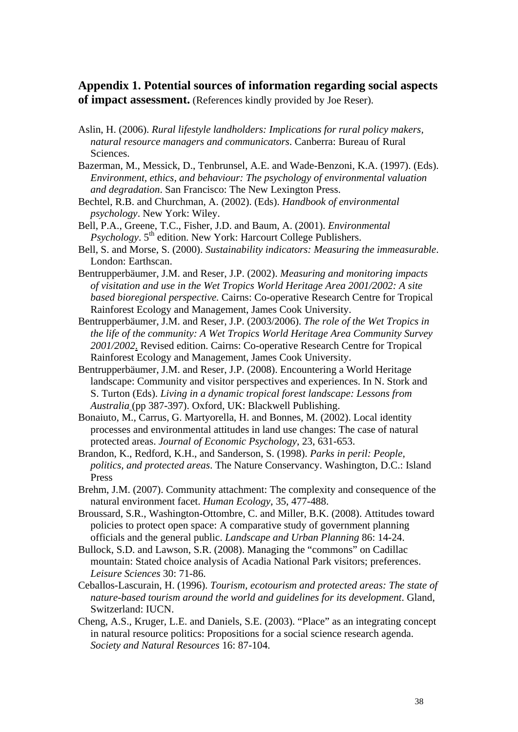## Appendix 1. Potential sources of information regarding social aspects of impact assessment. (References kindly provided by Joe Reser).

Aslin, H. (2006). *Rural lifestyle landholders: Implications for rural policy makers, natural resource managers and communicators*. Canberra: Bureau of Rural Sciences.

Bazerman, M., Messick, D., Tenbrunsel, A.E. and Wade-Benzoni, K.A. (1997). (Eds). *Environment, ethics, and behaviour: The psychology of environmental valuation and degradation*. San Francisco: The New Lexington Press.

Bechtel, R.B. and Churchman, A. (2002). (Eds). *Handbook of environmental psychology*. New York: Wiley.

Bell, P.A., Greene, T.C., Fisher, J.D. and Baum, A. (2001). *Environmental Psychology*. 5th edition. New York: Harcourt College Publishers.

Bell, S. and Morse, S. (2000). *Sustainability indicators: Measuring the immeasurable*. London: Earthscan.

Bentrupperbäumer, J.M. and Reser, J.P. (2002). *Measuring and monitoring impacts of visitation and use in the Wet Tropics World Heritage Area 2001/2002: A site based bioregional perspective.* Cairns: Co-operative Research Centre for Tropical Rainforest Ecology and Management, James Cook University.

Bentrupperbäumer, J.M. and Reser, J.P. (2003/2006). *The role of the Wet Tropics in the life of the community: A Wet Tropics World Heritage Area Community Survey 2001/2002*. Revised edition. Cairns: Co-operative Research Centre for Tropical Rainforest Ecology and Management, James Cook University.

Bentrupperbäumer, J.M. and Reser, J.P. (2008). Encountering a World Heritage landscape: Community and visitor perspectives and experiences. In N. Stork and S. Turton (Eds). *Living in a dynamic tropical forest landscape: Lessons from Australia* (pp 387-397). Oxford, UK: Blackwell Publishing.

Bonaiuto, M., Carrus, G. Martyorella, H. and Bonnes, M. (2002). Local identity processes and environmental attitudes in land use changes: The case of natural protected areas. *Journal of Economic Psychology*, 23, 631-653.

Brandon, K., Redford, K.H., and Sanderson, S. (1998). *Parks in peril: People, politics, and protected areas*. The Nature Conservancy. Washington, D.C.: Island Press

Brehm, J.M. (2007). Community attachment: The complexity and consequence of the natural environment facet. *Human Ecology*, 35, 477-488.

Broussard, S.R., Washington-Ottombre, C. and Miller, B.K. (2008). Attitudes toward policies to protect open space: A comparative study of government planning officials and the general public. *Landscape and Urban Planning* 86: 14-24.

Bullock, S.D. and Lawson, S.R. (2008). Managing the "commons" on Cadillac mountain: Stated choice analysis of Acadia National Park visitors; preferences. *Leisure Sciences* 30: 71-86.

Ceballos-Lascurain, H. (1996). *Tourism, ecotourism and protected areas: The state of nature-based tourism around the world and guidelines for its development*. Gland, Switzerland: IUCN.

Cheng, A.S., Kruger, L.E. and Daniels, S.E. (2003). "Place" as an integrating concept in natural resource politics: Propositions for a social science research agenda. *Society and Natural Resources* 16: 87-104.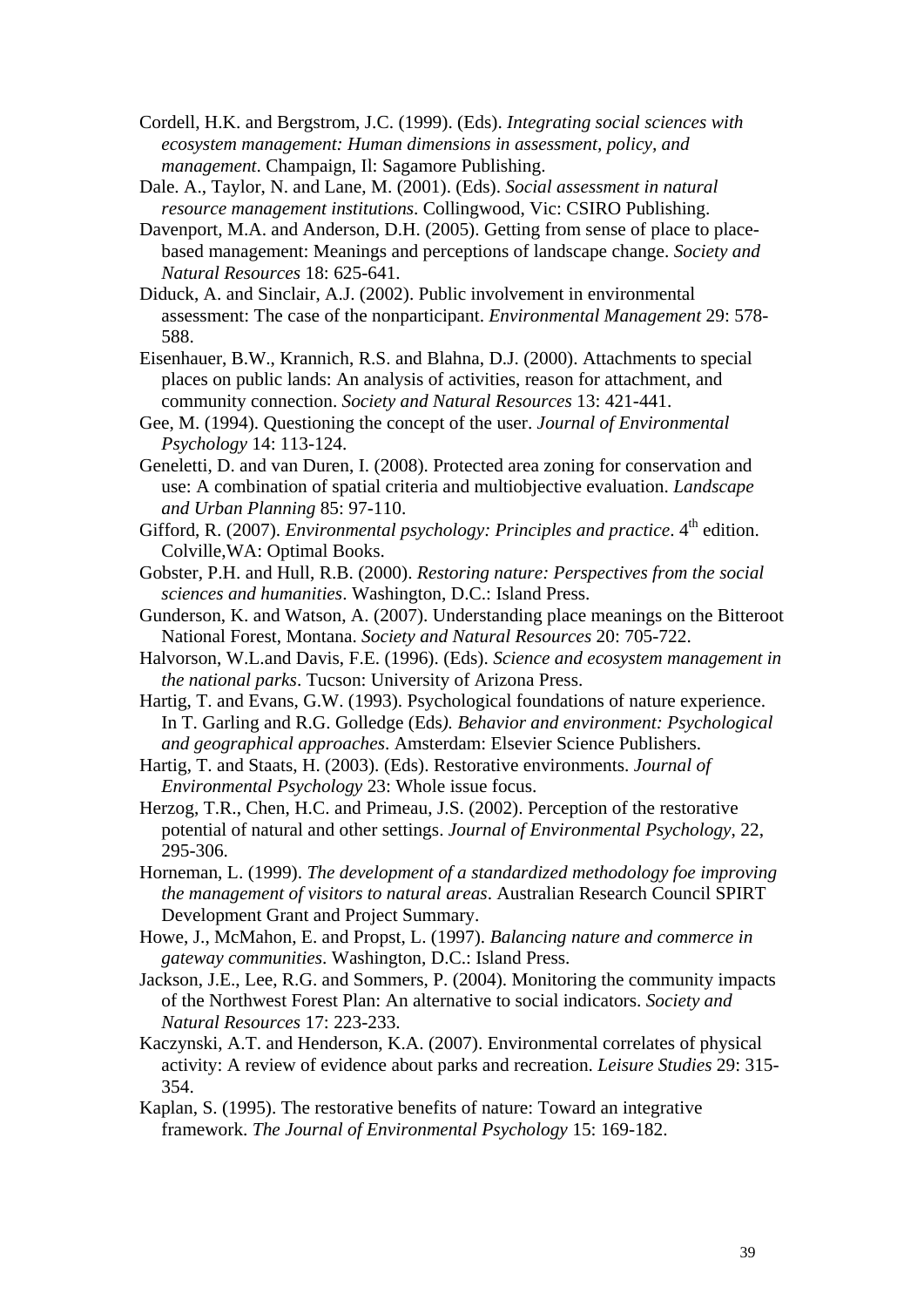Cordell, H.K. and Bergstrom, J.C. (1999). (Eds). *Integrating social sciences with ecosystem management: Human dimensions in assessment, policy, and management*. Champaign, Il: Sagamore Publishing.

Dale. A., Taylor, N. and Lane, M. (2001). (Eds). *Social assessment in natural resource management institutions*. Collingwood, Vic: CSIRO Publishing.

Davenport, M.A. and Anderson, D.H. (2005). Getting from sense of place to place-based management: Meanings and perceptions of landscape change. *Society and Natural Resources* 18: 625-641.

Diduck, A. and Sinclair, A.J. (2002). Public involvement in environmental assessment: The case of the nonparticipant. *Environmental Management* 29: 578-588.

Eisenhauer, B.W., Krannich, R.S. and Blahna, D.J. (2000). Attachments to special places on public lands: An analysis of activities, reason for attachment, and community connection. *Society and Natural Resources* 13: 421-441.

Gee, M. (1994). Questioning the concept of the user. *Journal of Environmental Psychology* 14: 113-124.

Geneletti, D. and van Duren, I. (2008). Protected area zoning for conservation and use: A combination of spatial criteria and multiobjective evaluation. *Landscape and Urban Planning* 85: 97-110.

Gifford, R. (2007). *Environmental psychology: Principles and practice*. 4th edition. Colville,WA: Optimal Books.

Gobster, P.H. and Hull, R.B. (2000). *Restoring nature: Perspectives from the social sciences and humanities*. Washington, D.C.: Island Press.

Gunderson, K. and Watson, A. (2007). Understanding place meanings on the Bitteroot National Forest, Montana. *Society and Natural Resources* 20: 705-722.

Halvorson, W.L.and Davis, F.E. (1996). (Eds). *Science and ecosystem management in the national parks*. Tucson: University of Arizona Press.

Hartig, T. and Evans, G.W. (1993). Psychological foundations of nature experience. In T. Garling and R.G. Golledge (Eds*). Behavior and environment: Psychological and geographical approaches*. Amsterdam: Elsevier Science Publishers.

Hartig, T. and Staats, H. (2003). (Eds). Restorative environments. *Journal of Environmental Psychology* 23: Whole issue focus.

Herzog, T.R., Chen, H.C. and Primeau, J.S. (2002). Perception of the restorative potential of natural and other settings. *Journal of Environmental Psychology*, 22, 295-306.

Horneman, L. (1999). *The development of a standardized methodology foe improving the management of visitors to natural areas*. Australian Research Council SPIRT Development Grant and Project Summary.

Howe, J., McMahon, E. and Propst, L. (1997). *Balancing nature and commerce in gateway communities*. Washington, D.C.: Island Press.

Jackson, J.E., Lee, R.G. and Sommers, P. (2004). Monitoring the community impacts of the Northwest Forest Plan: An alternative to social indicators. *Society and Natural Resources* 17: 223-233.

Kaczynski, A.T. and Henderson, K.A. (2007). Environmental correlates of physical activity: A review of evidence about parks and recreation. *Leisure Studies* 29: 315-354.

Kaplan, S. (1995). The restorative benefits of nature: Toward an integrative framework. *The Journal of Environmental Psychology* 15: 169-182.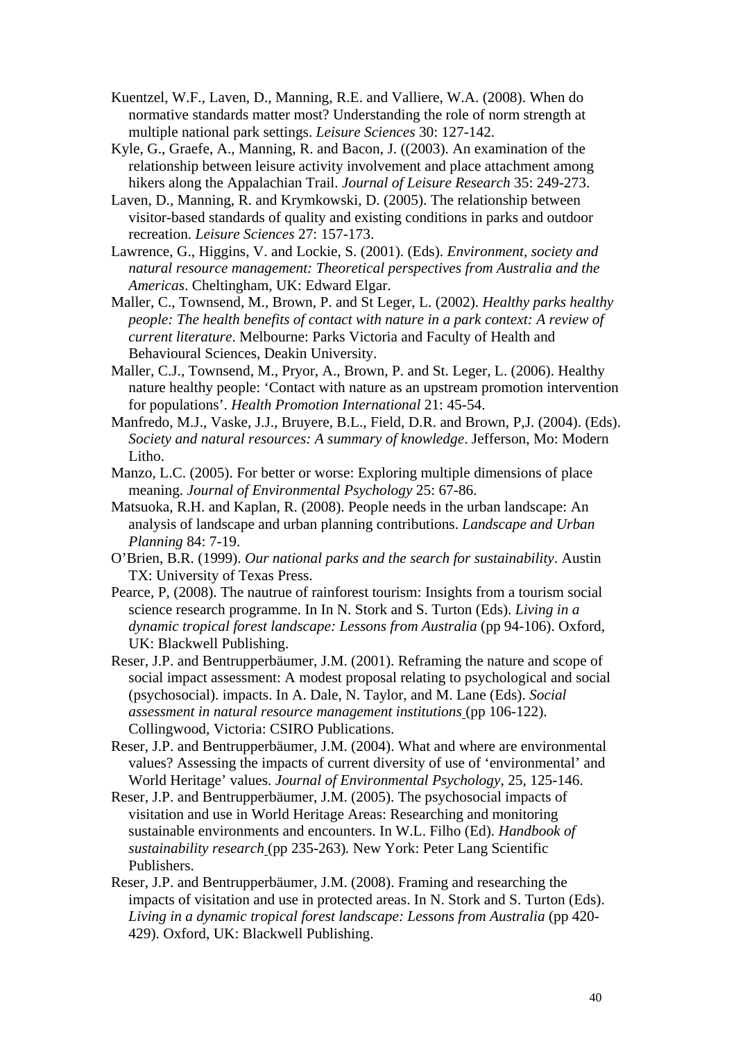Kuentzel, W.F., Laven, D., Manning, R.E. and Valliere, W.A. (2008). When do normative standards matter most? Understanding the role of norm strength at multiple national park settings. *Leisure Sciences* 30: 127-142.

Kyle, G., Graefe, A., Manning, R. and Bacon, J. ((2003). An examination of the relationship between leisure activity involvement and place attachment among hikers along the Appalachian Trail. *Journal of Leisure Research* 35: 249-273.

Laven, D., Manning, R. and Krymkowski, D. (2005). The relationship between visitor-based standards of quality and existing conditions in parks and outdoor recreation. *Leisure Sciences* 27: 157-173.

Lawrence, G., Higgins, V. and Lockie, S. (2001). (Eds). *Environment, society and natural resource management: Theoretical perspectives from Australia and the Americas*. Cheltingham, UK: Edward Elgar.

Maller, C., Townsend, M., Brown, P. and St Leger, L. (2002). *Healthy parks healthy people: The health benefits of contact with nature in a park context: A review of current literature*. Melbourne: Parks Victoria and Faculty of Health and Behavioural Sciences, Deakin University.

Maller, C.J., Townsend, M., Pryor, A., Brown, P. and St. Leger, L. (2006). Healthy nature healthy people: 'Contact with nature as an upstream promotion intervention for populations'. *Health Promotion International* 21: 45-54.

Manfredo, M.J., Vaske, J.J., Bruyere, B.L., Field, D.R. and Brown, P,J. (2004). (Eds). *Society and natural resources: A summary of knowledge*. Jefferson, Mo: Modern Litho.

Manzo, L.C. (2005). For better or worse: Exploring multiple dimensions of place meaning. *Journal of Environmental Psychology* 25: 67-86.

Matsuoka, R.H. and Kaplan, R. (2008). People needs in the urban landscape: An analysis of landscape and urban planning contributions. *Landscape and Urban Planning* 84: 7-19.

O'Brien, B.R. (1999). *Our national parks and the search for sustainability*. Austin TX: University of Texas Press.

Pearce, P, (2008). The nautrue of rainforest tourism: Insights from a tourism social science research programme. In In N. Stork and S. Turton (Eds). *Living in a dynamic tropical forest landscape: Lessons from Australia* (pp 94-106). Oxford, UK: Blackwell Publishing.

Reser, J.P. and Bentrupperbäumer, J.M. (2001). Reframing the nature and scope of social impact assessment: A modest proposal relating to psychological and social (psychosocial). impacts. In A. Dale, N. Taylor, and M. Lane (Eds). *Social assessment in natural resource management institutions* (pp 106-122). Collingwood, Victoria: CSIRO Publications.

Reser, J.P. and Bentrupperbäumer, J.M. (2004). What and where are environmental values? Assessing the impacts of current diversity of use of 'environmental' and World Heritage' values. *Journal of Environmental Psychology*, 25, 125-146.

Reser, J.P. and Bentrupperbäumer, J.M. (2005). The psychosocial impacts of visitation and use in World Heritage Areas: Researching and monitoring sustainable environments and encounters. In W.L. Filho (Ed). *Handbook of sustainability research* (pp 235-263). New York: Peter Lang Scientific Publishers.

Reser, J.P. and Bentrupperbäumer, J.M. (2008). Framing and researching the impacts of visitation and use in protected areas. In N. Stork and S. Turton (Eds). *Living in a dynamic tropical forest landscape: Lessons from Australia* (pp 420-429). Oxford, UK: Blackwell Publishing.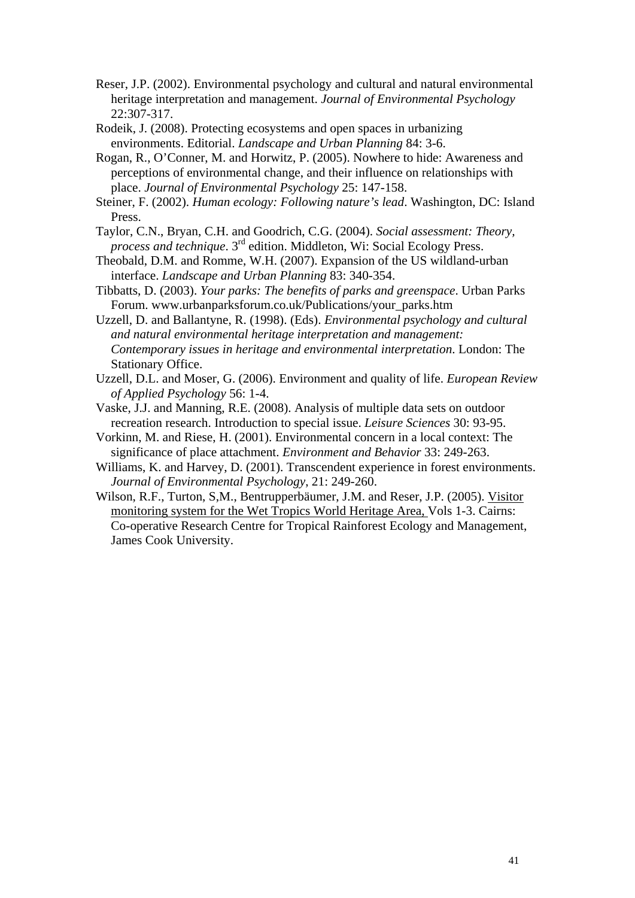Reser, J.P. (2002). Environmental psychology and cultural and natural environmental heritage interpretation and management. *Journal of Environmental Psychology* 22:307-317.

Rodeik, J. (2008). Protecting ecosystems and open spaces in urbanizing environments. Editorial. *Landscape and Urban Planning* 84: 3-6.

Rogan, R., O'Conner, M. and Horwitz, P. (2005). Nowhere to hide: Awareness and perceptions of environmental change, and their influence on relationships with place. *Journal of Environmental Psychology* 25: 147-158.

Steiner, F. (2002). *Human ecology: Following nature's lead*. Washington, DC: Island Press.

Taylor, C.N., Bryan, C.H. and Goodrich, C.G. (2004). *Social assessment: Theory, process and technique*. 3rd edition. Middleton, Wi: Social Ecology Press.

Theobald, D.M. and Romme, W.H. (2007). Expansion of the US wildland-urban interface. *Landscape and Urban Planning* 83: 340-354.

Tibbatts, D. (2003). *Your parks: The benefits of parks and greenspace*. Urban Parks Forum. www.urbanparksforum.co.uk/Publications/your_parks.htm

Uzzell, D. and Ballantyne, R. (1998). (Eds). *Environmental psychology and cultural and natural environmental heritage interpretation and management: Contemporary issues in heritage and environmental interpretation*. London: The Stationary Office.

Uzzell, D.L. and Moser, G. (2006). Environment and quality of life. *European Review of Applied Psychology* 56: 1-4.

Vaske, J.J. and Manning, R.E. (2008). Analysis of multiple data sets on outdoor recreation research. Introduction to special issue. *Leisure Sciences* 30: 93-95.

Vorkinn, M. and Riese, H. (2001). Environmental concern in a local context: The significance of place attachment. *Environment and Behavior* 33: 249-263.

Williams, K. and Harvey, D. (2001). Transcendent experience in forest environments. *Journal of Environmental Psychology*, 21: 249-260.

Wilson, R.F., Turton, S,M., Bentrupperbäumer, J.M. and Reser, J.P. (2005). Visitor monitoring system for the Wet Tropics World Heritage Area, Vols 1-3. Cairns: Co-operative Research Centre for Tropical Rainforest Ecology and Management, James Cook University.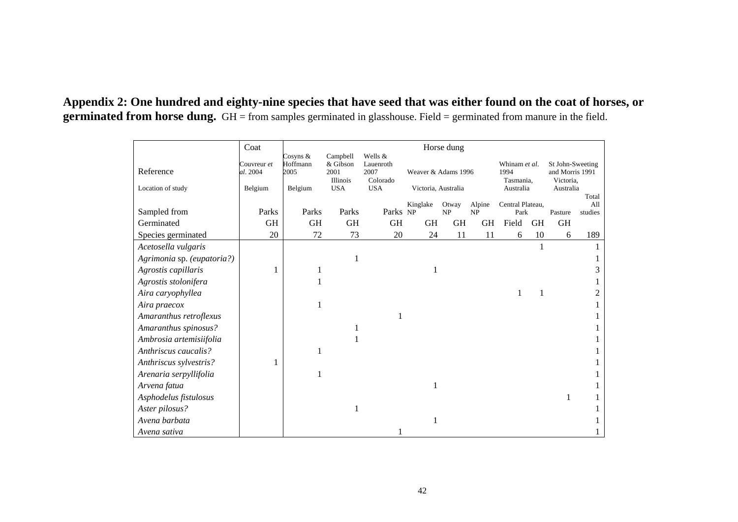**Appendix 2: One hundred and eighty-nine species that have seed that was either found on the coat of horses, or germinated from horse dung.** GH = from samples germinated in glasshouse. Field = germinated from manure in the field.

| | Coat | Horse dung | | | | | | | | | |
|---|---|---|---|---|---|---|---|---|---|---|---|
| Reference | Couvreur *et al*. 2004 | Cosyns & Hoffmann 2005 | Campbell & Gibson 2001 | Wells & Lauenroth 2007 | Weaver & Adams 1996 | | | Whinam *et al*. 1994 | | St John-Sweeting and Morris 1991 | |
| Location of study | Belgium | Belgium | Illinois USA | Colorado USA | Victoria, Australia | | | Tasmania, Australia | | Victoria, Australia | |
| Sampled from | Parks | Parks | Parks | Parks | Kinglake NP | Otway NP | Alpine NP | Central Plateau, Park | | Pasture | Total All studies |
| Germinated | GH | GH | GH | GH | GH | GH | GH | Field | GH | GH | |
| Species germinated | 20 | 72 | 73 | 20 | 24 | 11 | 11 | 6 | 10 | 6 | 189 |
| *Acetosella vulgaris* | | | | | | | | | 1 | | 1 |
| *Agrimonia* sp. *(eupatoria?)* | | | 1 | | | | | | | | 1 |
| *Agrostis capillaris* | 1 | 1 | | | 1 | | | | | | 3 |
| *Agrostis stolonifera* | | 1 | | | | | | | | | 1 |
| *Aira caryophyllea* | | | | | | | | 1 | 1 | | 2 |
| *Aira praecox* | | 1 | | | | | | | | | 1 |
| *Amaranthus retroflexus* | | | | 1 | | | | | | | 1 |
| *Amaranthus spinosus?* | | | 1 | | | | | | | | 1 |
| *Ambrosia artemisiifolia* | | | 1 | | | | | | | | 1 |
| *Anthriscus caucalis?* | | 1 | | | | | | | | | 1 |
| *Anthriscus sylvestris?* | 1 | | | | | | | | | | 1 |
| *Arenaria serpyllifolia* | | 1 | | | | | | | | | 1 |
| *Arvena fatua* | | | | | 1 | | | | | | 1 |
| *Asphodelus fistulosus* | | | | | | | | | | 1 | 1 |
| *Aster pilosus?* | | | 1 | | | | | | | | 1 |
| *Avena barbata* | | | | | 1 | | | | | | 1 |
| *Avena sativa* | | | | 1 | | | | | | | 1 |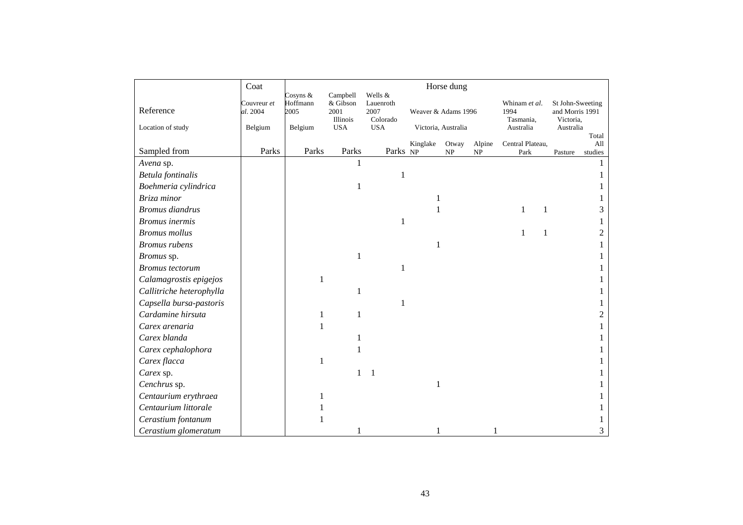| | Coat | Horse dung | | | | | | | | |
|---|---|---|---|---|---|---|---|---|---|---|
| Reference | Couvreur *et al.* 2004 | Cosyns & Hoffmann 2005 | Campbell & Gibson 2001 | Wells & Lauenroth 2007 | Weaver & Adams 1996 | | | Whinam *et al.* 1994 | St John-Sweeting and Morris 1991 | |
| Location of study | Belgium | Belgium | Illinois USA | Colorado USA | Victoria, Australia | | | Tasmania, Australia | Victoria, Australia | |
| Sampled from | Parks | Parks | Parks | Parks | Kinglake NP | Otway NP | Alpine NP | Central Plateau, Park | Pasture | Total All studies |
| *Avena* sp. | | | 1 | | | | | | | 1 |
| *Betula fontinalis* | | | | 1 | | | | | | 1 |
| *Boehmeria cylindrica* | | | 1 | | | | | | | 1 |
| *Briza minor* | | | | | 1 | | | | | 1 |
| *Bromus diandrus* | | | | | 1 | | | 1 | 1 | 3 |
| *Bromus inermis* | | | | 1 | | | | | | 1 |
| *Bromus mollus* | | | | | | | | 1 | 1 | 2 |
| *Bromus rubens* | | | | | 1 | | | | | 1 |
| *Bromus* sp. | | | 1 | | | | | | | 1 |
| *Bromus tectorum* | | | | 1 | | | | | | 1 |
| *Calamagrostis epigejos* | | 1 | | | | | | | | 1 |
| *Callitriche heterophylla* | | | 1 | | | | | | | 1 |
| *Capsella bursa-pastoris* | | | | 1 | | | | | | 1 |
| *Cardamine hirsuta* | | 1 | 1 | | | | | | | 2 |
| *Carex arenaria* | | 1 | | | | | | | | 1 |
| *Carex blanda* | | | 1 | | | | | | | 1 |
| *Carex cephalophora* | | | 1 | | | | | | | 1 |
| *Carex flacca* | | 1 | | | | | | | | 1 |
| *Carex* sp. | | | 1 | 1 | | | | | | 1 |
| *Cenchrus* sp. | | | | | 1 | | | | | 1 |
| *Centaurium erythraea* | | 1 | | | | | | | | 1 |
| *Centaurium littorale* | | 1 | | | | | | | | 1 |
| *Cerastium fontanum* | | 1 | | | | | | | | 1 |
| *Cerastium glomeratum* | | | 1 | | 1 | | 1 | | | 3 |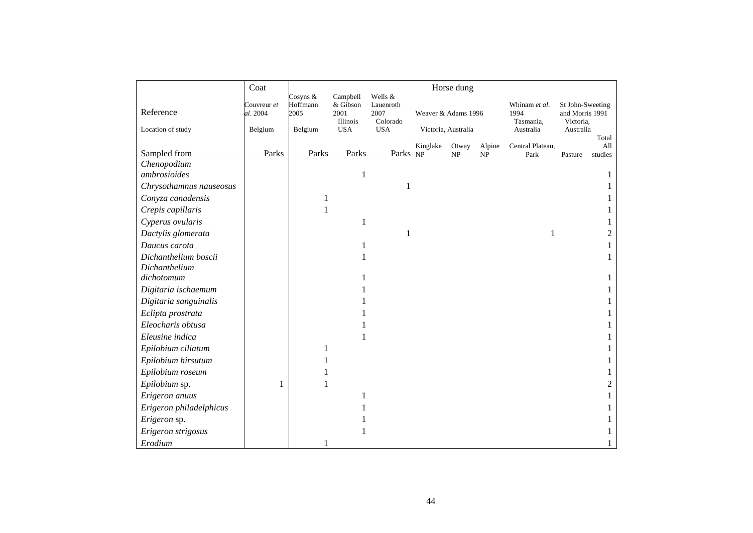| | Coat | Horse dung | | | | | | | | |
|---|---|---|---|---|---|---|---|---|---|---|
| Reference | Couvreur *et al.* 2004 | Cosyns & Hoffmann 2005 | Campbell & Gibson 2001 | Wells & Lauenroth 2007 | Weaver & Adams 1996 | | | Whinam *et al.* 1994 | St John-Sweeting and Morris 1991 | |
| Location of study | Belgium | Belgium | Illinois USA | Colorado USA | Victoria, Australia | | | Tasmania, Australia | Victoria, Australia | |
| Sampled from | Parks | Parks | Parks | Parks | Kinglake NP | Otway NP | Alpine NP | Central Plateau, Park | Pasture | Total All studies |
| *Chenopodium ambrosioides* | | | 1 | | | | | | | 1 |
| *Chrysothamnus nauseosus* | | | | 1 | | | | | | 1 |
| *Conyza canadensis* | | 1 | | | | | | | | 1 |
| *Crepis capillaris* | | 1 | | | | | | | | 1 |
| *Cyperus ovularis* | | | 1 | | | | | | | 1 |
| *Dactylis glomerata* | | | | 1 | | | | 1 | | 2 |
| *Daucus carota* | | | 1 | | | | | | | 1 |
| *Dichanthelium boscii* | | | 1 | | | | | | | 1 |
| *Dichanthelium dichotomum* | | | 1 | | | | | | | 1 |
| *Digitaria ischaemum* | | | 1 | | | | | | | 1 |
| *Digitaria sanguinalis* | | | 1 | | | | | | | 1 |
| *Eclipta prostrata* | | | 1 | | | | | | | 1 |
| *Eleocharis obtusa* | | | 1 | | | | | | | 1 |
| *Eleusine indica* | | | 1 | | | | | | | 1 |
| *Epilobium ciliatum* | | 1 | | | | | | | | 1 |
| *Epilobium hirsutum* | | 1 | | | | | | | | 1 |
| *Epilobium roseum* | | 1 | | | | | | | | 1 |
| *Epilobium* sp. | 1 | 1 | | | | | | | | 2 |
| *Erigeron anuus* | | | 1 | | | | | | | 1 |
| *Erigeron philadelphicus* | | | 1 | | | | | | | 1 |
| *Erigeron* sp. | | | 1 | | | | | | | 1 |
| *Erigeron strigosus* | | | 1 | | | | | | | 1 |
| *Erodium* | | 1 | | | | | | | | 1 |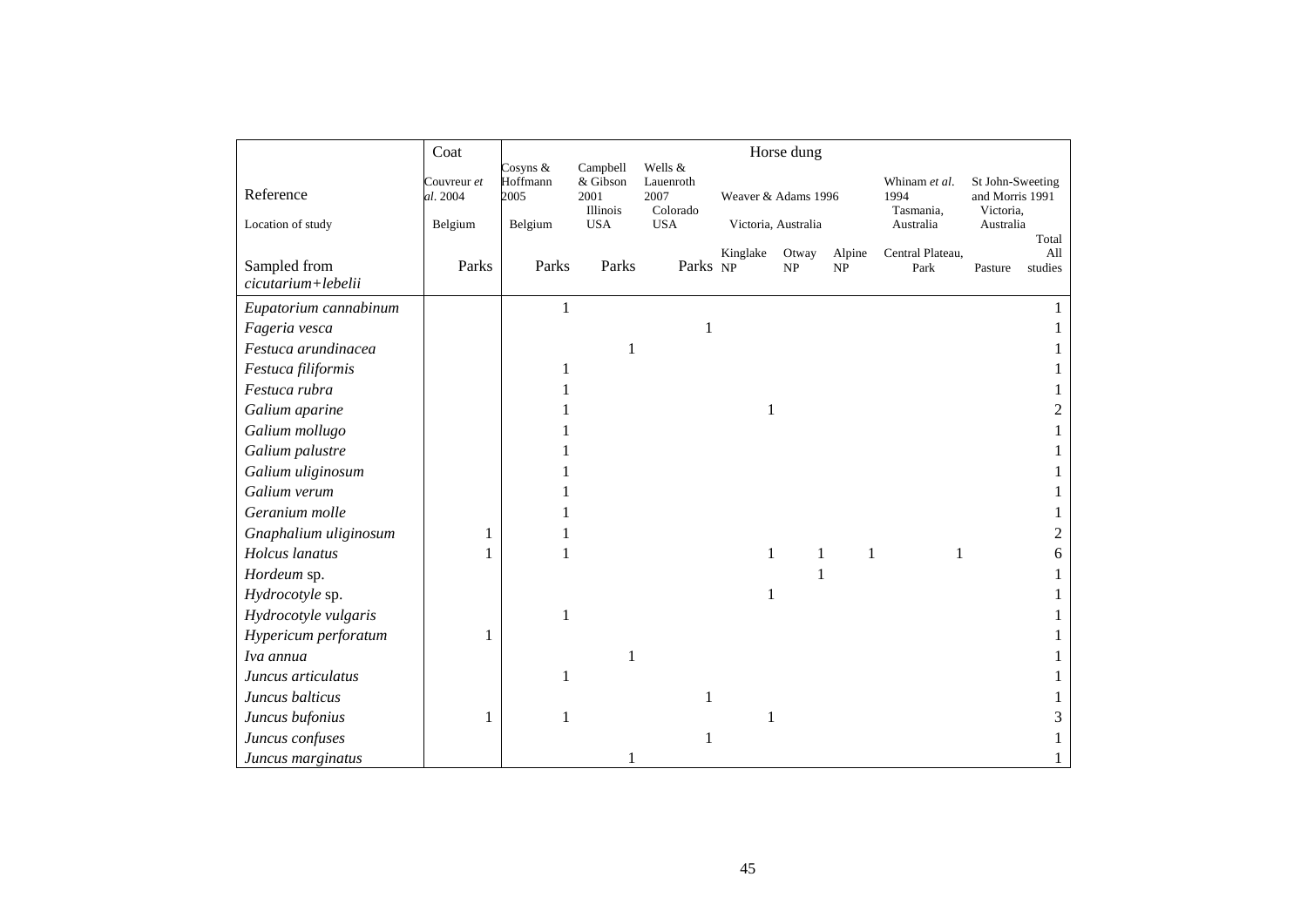| | Coat | Horse dung | | | | | | | | |
|---|---|---|---|---|---|---|---|---|---|---|
| Reference | Couvreur *et al.* 2004 | Cosyns & Hoffmann 2005 | Campbell & Gibson 2001 | Wells & Lauenroth 2007 | Weaver & Adams 1996 | | | Whinam *et al.* 1994 | St John-Sweeting and Morris 1991 | |
| Location of study | Belgium | Belgium | Illinois USA | Colorado USA | Victoria, Australia | | | Tasmania, Australia | Victoria, Australia | |
| Sampled from | Parks | Parks | Parks | Parks | Kinglake NP | Otway NP | Alpine NP | Central Plateau, Park | Pasture | Total All studies |
| *cicutarium+lebelii* | | | | | | | | | | |
| *Eupatorium cannabinum* | | 1 | | | | | | | | 1 |
| *Fageria vesca* | | | | 1 | | | | | | 1 |
| *Festuca arundinacea* | | | 1 | | | | | | | 1 |
| *Festuca filiformis* | | 1 | | | | | | | | 1 |
| *Festuca rubra* | | 1 | | | | | | | | 1 |
| *Galium aparine* | | 1 | | | 1 | | | | | 2 |
| *Galium mollugo* | | 1 | | | | | | | | 1 |
| *Galium palustre* | | 1 | | | | | | | | 1 |
| *Galium uliginosum* | | 1 | | | | | | | | 1 |
| *Galium verum* | | 1 | | | | | | | | 1 |
| *Geranium molle* | | 1 | | | | | | | | 1 |
| *Gnaphalium uliginosum* | 1 | 1 | | | | | | | | 2 |
| *Holcus lanatus* | 1 | 1 | | | 1 | 1 | 1 | 1 | | 6 |
| *Hordeum* sp. | | | | | | 1 | | | | 1 |
| *Hydrocotyle* sp. | | | | | 1 | | | | | 1 |
| *Hydrocotyle vulgaris* | | 1 | | | | | | | | 1 |
| *Hypericum perforatum* | 1 | | | | | | | | | 1 |
| *Iva annua* | | | 1 | | | | | | | 1 |
| *Juncus articulatus* | | 1 | | | | | | | | 1 |
| *Juncus balticus* | | | | 1 | | | | | | 1 |
| *Juncus bufonius* | 1 | 1 | | | 1 | | | | | 3 |
| *Juncus confuses* | | | | 1 | | | | | | 1 |
| *Juncus marginatus* | | | 1 | | | | | | | 1 |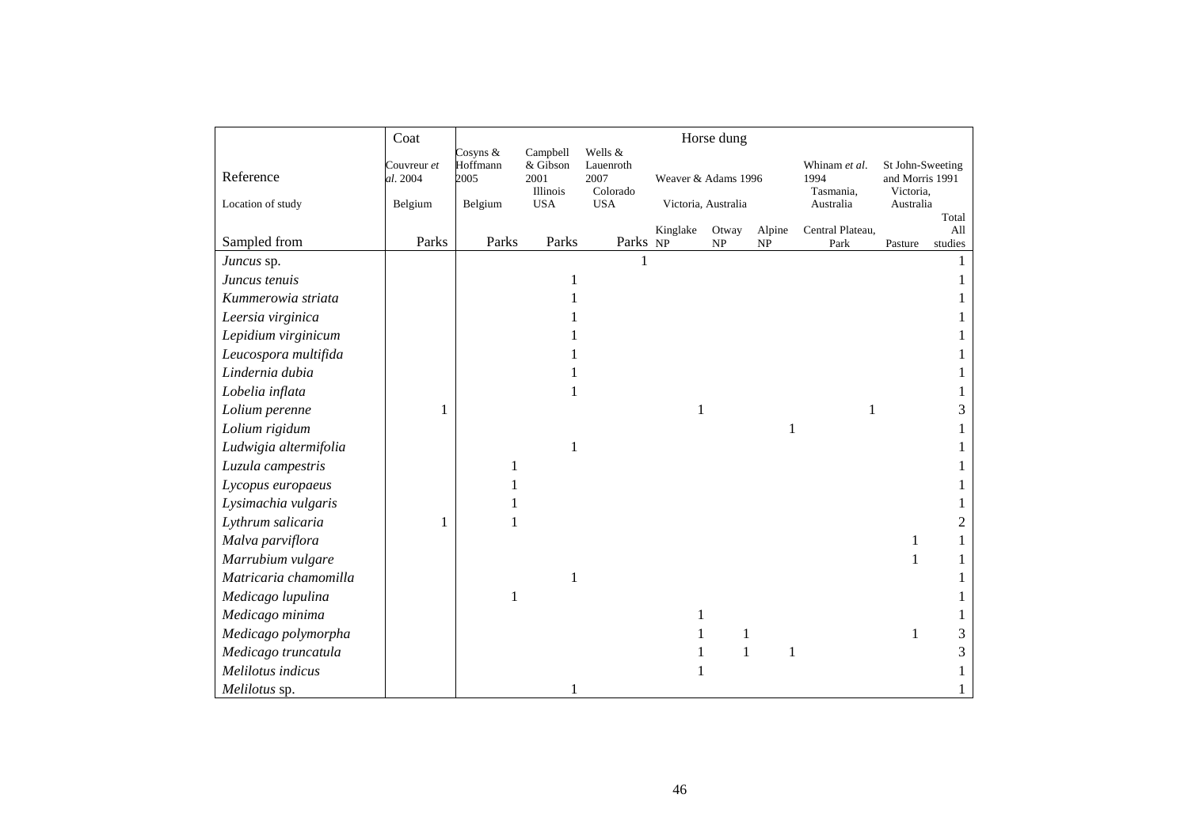| | Coat | Horse dung | | | | | | | | |
|---|---|---|---|---|---|---|---|---|---|---|
| Reference | Couvreur *et al.* 2004 | Cosyns & Hoffmann 2005 | Campbell & Gibson 2001 | Wells & Lauenroth 2007 | Weaver & Adams 1996 | | | Whinam *et al.* 1994 | St John-Sweeting and Morris 1991 | |
| Location of study | Belgium | Belgium | Illinois USA | Colorado USA | Victoria, Australia | | | Tasmania, Australia | Victoria, Australia | |
| Sampled from | Parks | Parks | Parks | Parks | Kinglake NP | Otway NP | Alpine NP | Central Plateau, Park | Pasture | Total All studies |
| *Juncus* sp. | | | | 1 | | | | | | 1 |
| *Juncus tenuis* | | | 1 | | | | | | | 1 |
| *Kummerowia striata* | | | 1 | | | | | | | 1 |
| *Leersia virginica* | | | 1 | | | | | | | 1 |
| *Lepidium virginicum* | | | 1 | | | | | | | 1 |
| *Leucospora multifida* | | | 1 | | | | | | | 1 |
| *Lindernia dubia* | | | 1 | | | | | | | 1 |
| *Lobelia inflata* | | | 1 | | | | | | | 1 |
| *Lolium perenne* | 1 | | | | 1 | | | 1 | | 3 |
| *Lolium rigidum* | | | | | | | 1 | | | 1 |
| *Ludwigia altermifolia* | | | 1 | | | | | | | 1 |
| *Luzula campestris* | | 1 | | | | | | | | 1 |
| *Lycopus europaeus* | | 1 | | | | | | | | 1 |
| *Lysimachia vulgaris* | | 1 | | | | | | | | 1 |
| *Lythrum salicaria* | 1 | 1 | | | | | | | | 2 |
| *Malva parviflora* | | | | | | | | | 1 | 1 |
| *Marrubium vulgare* | | | | | | | | | 1 | 1 |
| *Matricaria chamomilla* | | | 1 | | | | | | | 1 |
| *Medicago lupulina* | | 1 | | | | | | | | 1 |
| *Medicago minima* | | | | | 1 | | | | | 1 |
| *Medicago polymorpha* | | | | | 1 | 1 | | | 1 | 3 |
| *Medicago truncatula* | | | | | 1 | 1 | 1 | | | 3 |
| *Melilotus indicus* | | | | | 1 | | | | | 1 |
| *Melilotus* sp. | | | 1 | | | | | | | 1 |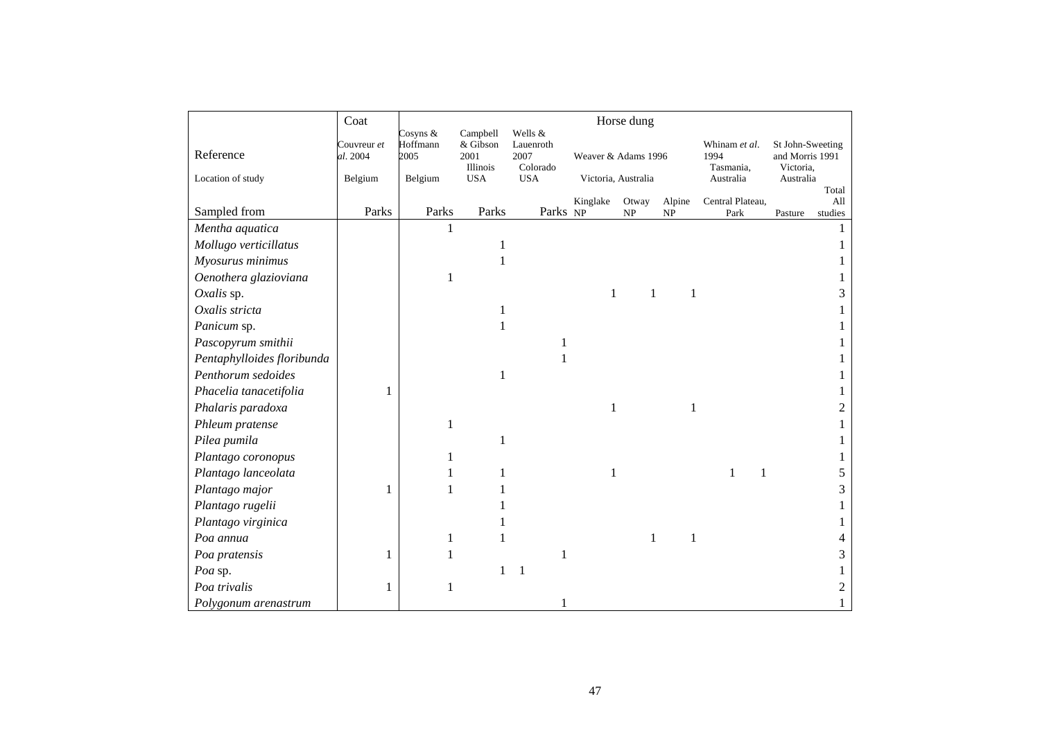| | Coat | Horse dung | | | | | | | | |
|---|---|---|---|---|---|---|---|---|---|---|
| Reference | Couvreur *et al.* 2004 | Cosyns & Hoffmann 2005 | Campbell & Gibson 2001 | Wells & Lauenroth 2007 | Weaver & Adams 1996 | | | Whinam *et al.* 1994 | St John-Sweeting and Morris 1991 | |
| Location of study | Belgium | Belgium | Illinois USA | Colorado USA | Victoria, Australia | | | Tasmania, Australia | Victoria, Australia | |
| Sampled from | Parks | Parks | Parks | Parks | Kinglake NP | Otway NP | Alpine NP | Central Plateau, Park | Pasture | Total All studies |
| *Mentha aquatica* | | 1 | | | | | | | | 1 |
| *Mollugo verticillatus* | | | 1 | | | | | | | 1 |
| *Myosurus minimus* | | | 1 | | | | | | | 1 |
| *Oenothera glazioviana* | | 1 | | | | | | | | 1 |
| *Oxalis* sp. | | | | | 1 | 1 | 1 | | | 3 |
| *Oxalis stricta* | | | 1 | | | | | | | 1 |
| *Panicum* sp. | | | 1 | | | | | | | 1 |
| *Pascopyrum smithii* | | | | 1 | | | | | | 1 |
| *Pentaphylloides floribunda* | | | | 1 | | | | | | 1 |
| *Penthorum sedoides* | | | 1 | | | | | | | 1 |
| *Phacelia tanacetifolia* | 1 | | | | | | | | | 1 |
| *Phalaris paradoxa* | | | | | 1 | | 1 | | | 2 |
| *Phleum pratense* | | 1 | | | | | | | | 1 |
| *Pilea pumila* | | | 1 | | | | | | | 1 |
| *Plantago coronopus* | | 1 | | | | | | | | 1 |
| *Plantago lanceolata* | | 1 | 1 | | 1 | | | 1 | 1 | 5 |
| *Plantago major* | 1 | 1 | 1 | | | | | | | 3 |
| *Plantago rugelii* | | | 1 | | | | | | | 1 |
| *Plantago virginica* | | | 1 | | | | | | | 1 |
| *Poa annua* | | 1 | 1 | | | 1 | 1 | | | 4 |
| *Poa pratensis* | 1 | 1 | | 1 | | | | | | 3 |
| *Poa* sp. | | | 1 | 1 | | | | | | 1 |
| *Poa trivalis* | 1 | 1 | | | | | | | | 2 |
| *Polygonum arenastrum* | | | | 1 | | | | | | 1 |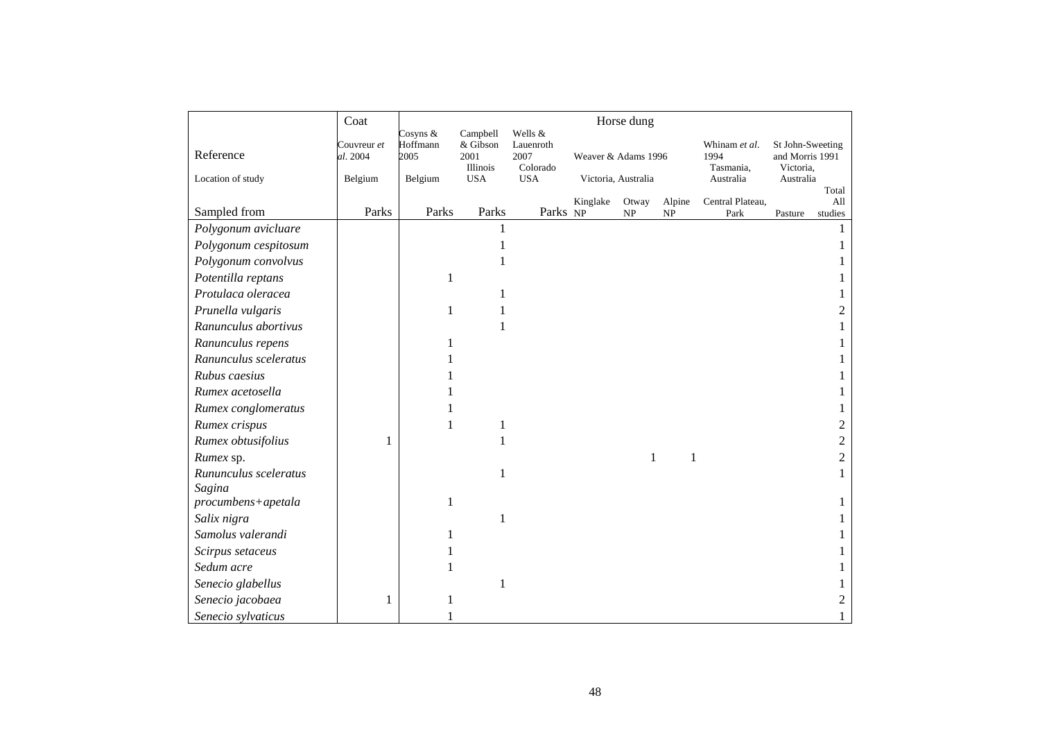| | Coat | Horse dung | | | | | | | | |
|---|---|---|---|---|---|---|---|---|---|---|
| Reference | Couvreur *et al*. 2004 | Cosyns & Hoffmann 2005 | Campbell & Gibson 2001 | Wells & Lauenroth 2007 | Weaver & Adams 1996 | | | Whinam *et al*. 1994 | St John-Sweeting and Morris 1991 | |
| Location of study | Belgium | Belgium | Illinois USA | Colorado USA | Victoria, Australia | | | Tasmania, Australia | Victoria, Australia | |
| Sampled from | Parks | Parks | Parks | Parks | Kinglake NP | Otway NP | Alpine NP | Central Plateau, Park | Pasture | Total All studies |
| *Polygonum avicluare* | | | 1 | | | | | | | 1 |
| *Polygonum cespitosum* | | | 1 | | | | | | | 1 |
| *Polygonum convolvus* | | | 1 | | | | | | | 1 |
| *Potentilla reptans* | | 1 | | | | | | | | 1 |
| *Protulaca oleracea* | | | 1 | | | | | | | 1 |
| *Prunella vulgaris* | | 1 | 1 | | | | | | | 2 |
| *Ranunculus abortivus* | | | 1 | | | | | | | 1 |
| *Ranunculus repens* | | 1 | | | | | | | | 1 |
| *Ranunculus sceleratus* | | 1 | | | | | | | | 1 |
| *Rubus caesius* | | 1 | | | | | | | | 1 |
| *Rumex acetosella* | | 1 | | | | | | | | 1 |
| *Rumex conglomeratus* | | 1 | | | | | | | | 1 |
| *Rumex crispus* | | 1 | 1 | | | | | | | 2 |
| *Rumex obtusifolius* | 1 | | 1 | | | | | | | 2 |
| *Rumex* sp. | | | | | | 1 | 1 | | | 2 |
| *Rununculus sceleratus* | | | 1 | | | | | | | 1 |
| *Sagina procumbens+apetala* | | 1 | | | | | | | | 1 |
| *Salix nigra* | | | 1 | | | | | | | 1 |
| *Samolus valerandi* | | 1 | | | | | | | | 1 |
| *Scirpus setaceus* | | 1 | | | | | | | | 1 |
| *Sedum acre* | | 1 | | | | | | | | 1 |
| *Senecio glabellus* | | | 1 | | | | | | | 1 |
| *Senecio jacobaea* | 1 | 1 | | | | | | | | 2 |
| *Senecio sylvaticus* | | 1 | | | | | | | | 1 |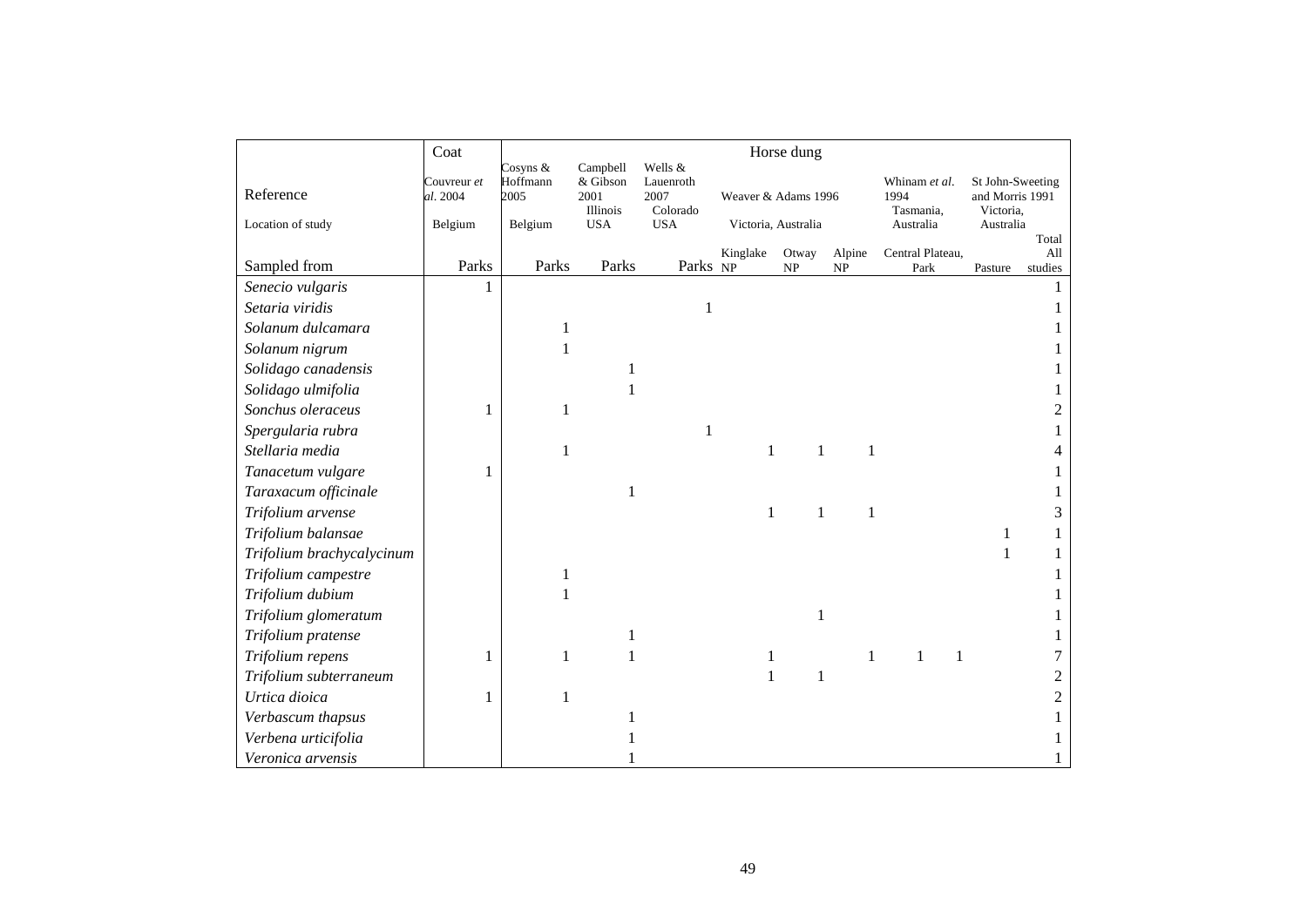| | Coat | Horse dung | | | | | | | | | |
|---|---|---|---|---|---|---|---|---|---|---|---|
| Reference | Couvreur *et al.* 2004 | Cosyns & Hoffmann 2005 | Campbell & Gibson 2001 | Wells & Lauenroth 2007 | Weaver & Adams 1996 | | | Whinam *et al.* 1994 | | St John-Sweeting and Morris 1991 | |
| Location of study | Belgium | Belgium | Illinois USA | Colorado USA | Victoria, Australia | | | Tasmania, Australia | | Victoria, Australia | |
| Sampled from | Parks | Parks | Parks | Parks | Kinglake NP | Otway NP | Alpine NP | Central Plateau, | Park | Pasture | Total All studies |
| *Senecio vulgaris* | 1 | | | | | | | | | | 1 |
| *Setaria viridis* | | | | 1 | | | | | | | 1 |
| *Solanum dulcamara* | | 1 | | | | | | | | | 1 |
| *Solanum nigrum* | | 1 | | | | | | | | | 1 |
| *Solidago canadensis* | | | 1 | | | | | | | | 1 |
| *Solidago ulmifolia* | | | 1 | | | | | | | | 1 |
| *Sonchus oleraceus* | 1 | 1 | | | | | | | | | 2 |
| *Spergularia rubra* | | | | 1 | | | | | | | 1 |
| *Stellaria media* | | 1 | | | 1 | 1 | 1 | | | | 4 |
| *Tanacetum vulgare* | 1 | | | | | | | | | | 1 |
| *Taraxacum officinale* | | | 1 | | | | | | | | 1 |
| *Trifolium arvense* | | | | | 1 | 1 | 1 | | | | 3 |
| *Trifolium balansae* | | | | | | | | | | 1 | 1 |
| *Trifolium brachycalycinum* | | | | | | | | | | 1 | 1 |
| *Trifolium campestre* | | 1 | | | | | | | | | 1 |
| *Trifolium dubium* | | 1 | | | | | | | | | 1 |
| *Trifolium glomeratum* | | | | | | 1 | | | | | 1 |
| *Trifolium pratense* | | | 1 | | | | | | | | 1 |
| *Trifolium repens* | 1 | 1 | 1 | | 1 | | 1 | 1 | 1 | | 7 |
| *Trifolium subterraneum* | | | | | 1 | 1 | | | | | 2 |
| *Urtica dioica* | 1 | 1 | | | | | | | | | 2 |
| *Verbascum thapsus* | | | 1 | | | | | | | | 1 |
| *Verbena urticifolia* | | | 1 | | | | | | | | 1 |
| *Veronica arvensis* | | | 1 | | | | | | | | 1 |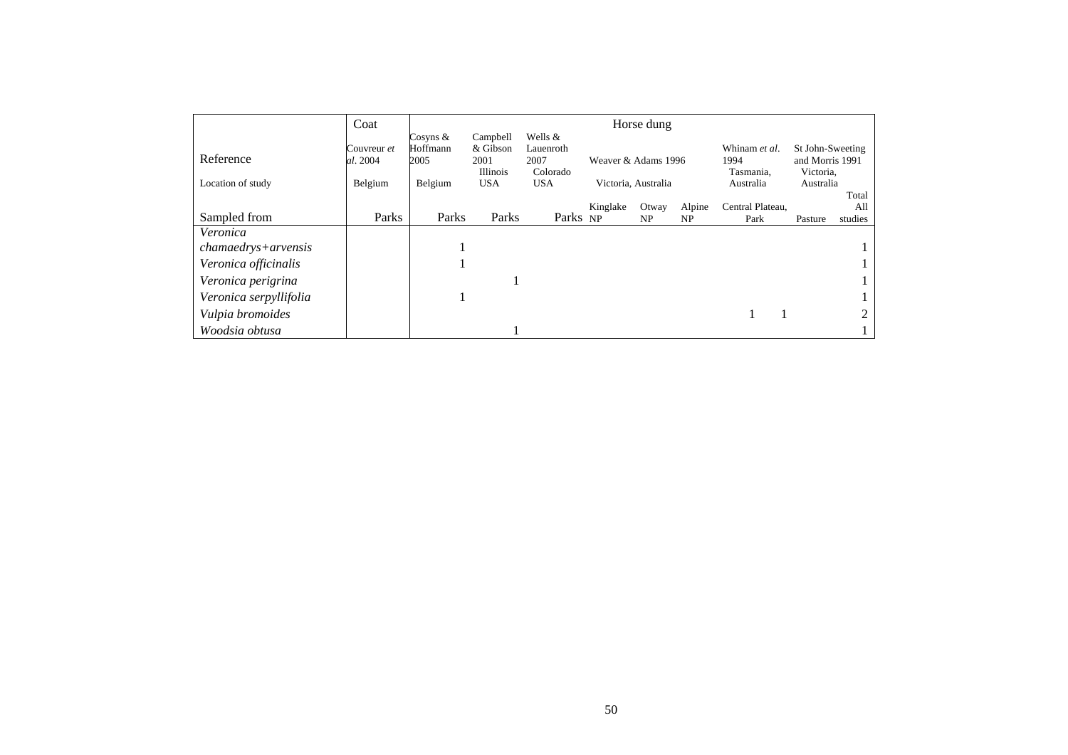| | Coat | Horse dung | | | | | | | | |
|---|---|---|---|---|---|---|---|---|---|---|
| Reference | Couvreur *et al*. 2004 | Cosyns & Hoffmann 2005 | Campbell & Gibson 2001 | Wells & Lauenroth 2007 | Weaver & Adams 1996 | | | Whinam *et al*. 1994 | St John-Sweeting and Morris 1991 | |
| Location of study | Belgium | Belgium | Illinois USA | Colorado USA | Victoria, Australia | | | Tasmania, Australia | Victoria, Australia | |
| Sampled from | Parks | Parks | Parks | Parks | Kinglake NP | Otway NP | Alpine NP | Central Plateau, Park | Pasture | Total All studies |
| *Veronica chamaedrys+arvensis* | | 1 | | | | | | | | 1 |
| *Veronica officinalis* | | 1 | | | | | | | | 1 |
| *Veronica perigrina* | | | 1 | | | | | | | 1 |
| *Veronica serpyllifolia* | | 1 | | | | | | | | 1 |
| *Vulpia bromoides* | | | | | | | | 1 | 1 | 2 |
| *Woodsia obtusa* | | | 1 | | | | | | | 1 |